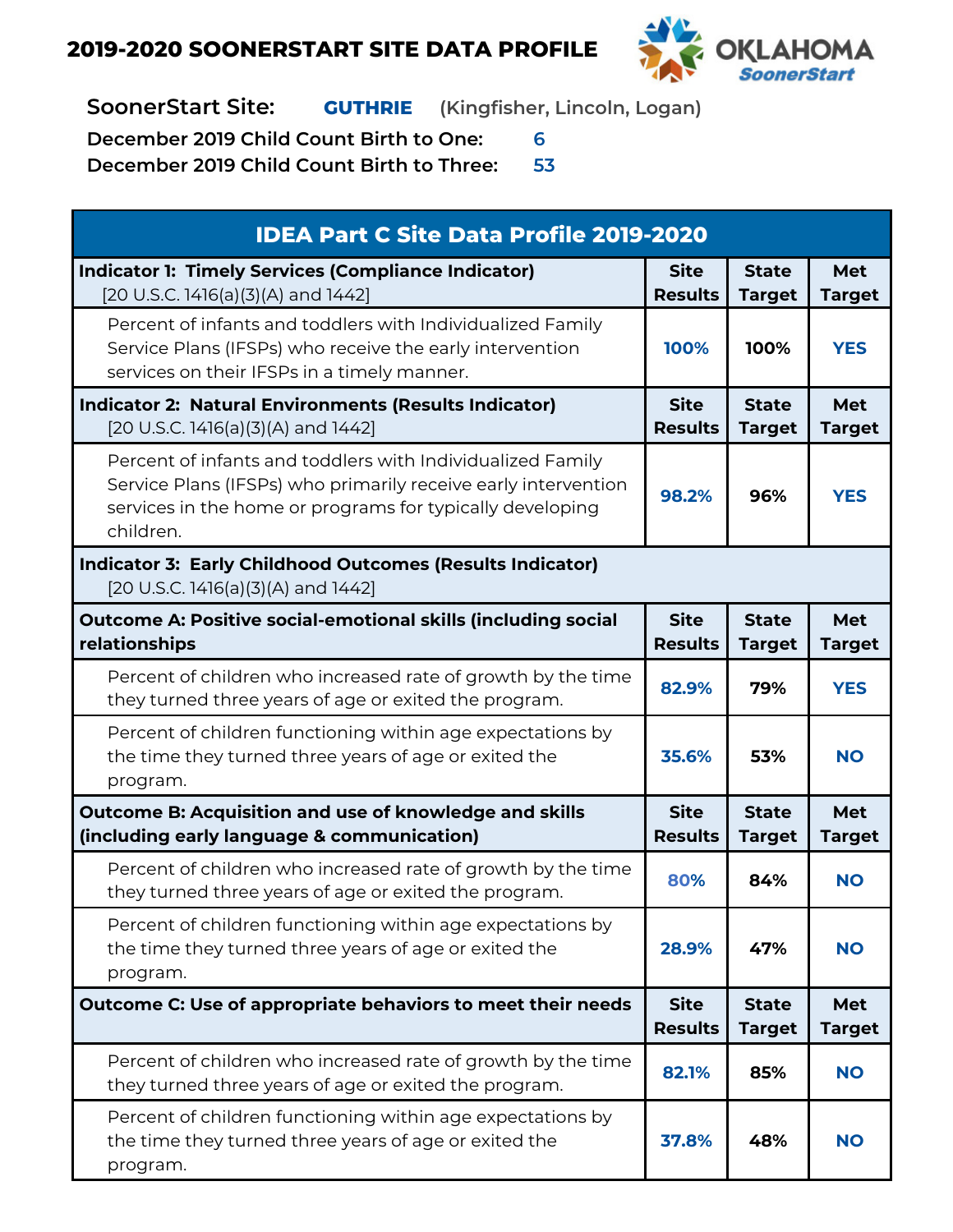# 2019-2020 SOONERSTART SITE DATA PROFILE

OKLAHOMA SoonerStart

**SoonerStart Site:** **GUTHRIE** (Kingfisher, Lincoln, Logan)

**December 2019 Child Count Birth to One:** 6

**December 2019 Child Count Birth to Three:** 53

| IDEA Part C Site Data Profile 2019-2020 | | | |
|---|---|---|---|
| **Indicator 1: Timely Services (Compliance Indicator)** [20 U.S.C. 1416(a)(3)(A) and 1442] | **Site Results** | **State Target** | **Met Target** |
| Percent of infants and toddlers with Individualized Family Service Plans (IFSPs) who receive the early intervention services on their IFSPs in a timely manner. | 100% | 100% | YES |
| **Indicator 2: Natural Environments (Results Indicator)** [20 U.S.C. 1416(a)(3)(A) and 1442] | **Site Results** | **State Target** | **Met Target** |
| Percent of infants and toddlers with Individualized Family Service Plans (IFSPs) who primarily receive early intervention services in the home or programs for typically developing children. | 98.2% | 96% | YES |
| **Indicator 3: Early Childhood Outcomes (Results Indicator)** [20 U.S.C. 1416(a)(3)(A) and 1442] | | | |
| **Outcome A: Positive social-emotional skills (including social relationships** | **Site Results** | **State Target** | **Met Target** |
| Percent of children who increased rate of growth by the time they turned three years of age or exited the program. | 82.9% | 79% | YES |
| Percent of children functioning within age expectations by the time they turned three years of age or exited the program. | 35.6% | 53% | NO |
| **Outcome B: Acquisition and use of knowledge and skills (including early language & communication)** | **Site Results** | **State Target** | **Met Target** |
| Percent of children who increased rate of growth by the time they turned three years of age or exited the program. | 80% | 84% | NO |
| Percent of children functioning within age expectations by the time they turned three years of age or exited the program. | 28.9% | 47% | NO |
| **Outcome C: Use of appropriate behaviors to meet their needs** | **Site Results** | **State Target** | **Met Target** |
| Percent of children who increased rate of growth by the time they turned three years of age or exited the program. | 82.1% | 85% | NO |
| Percent of children functioning within age expectations by the time they turned three years of age or exited the program. | 37.8% | 48% | NO |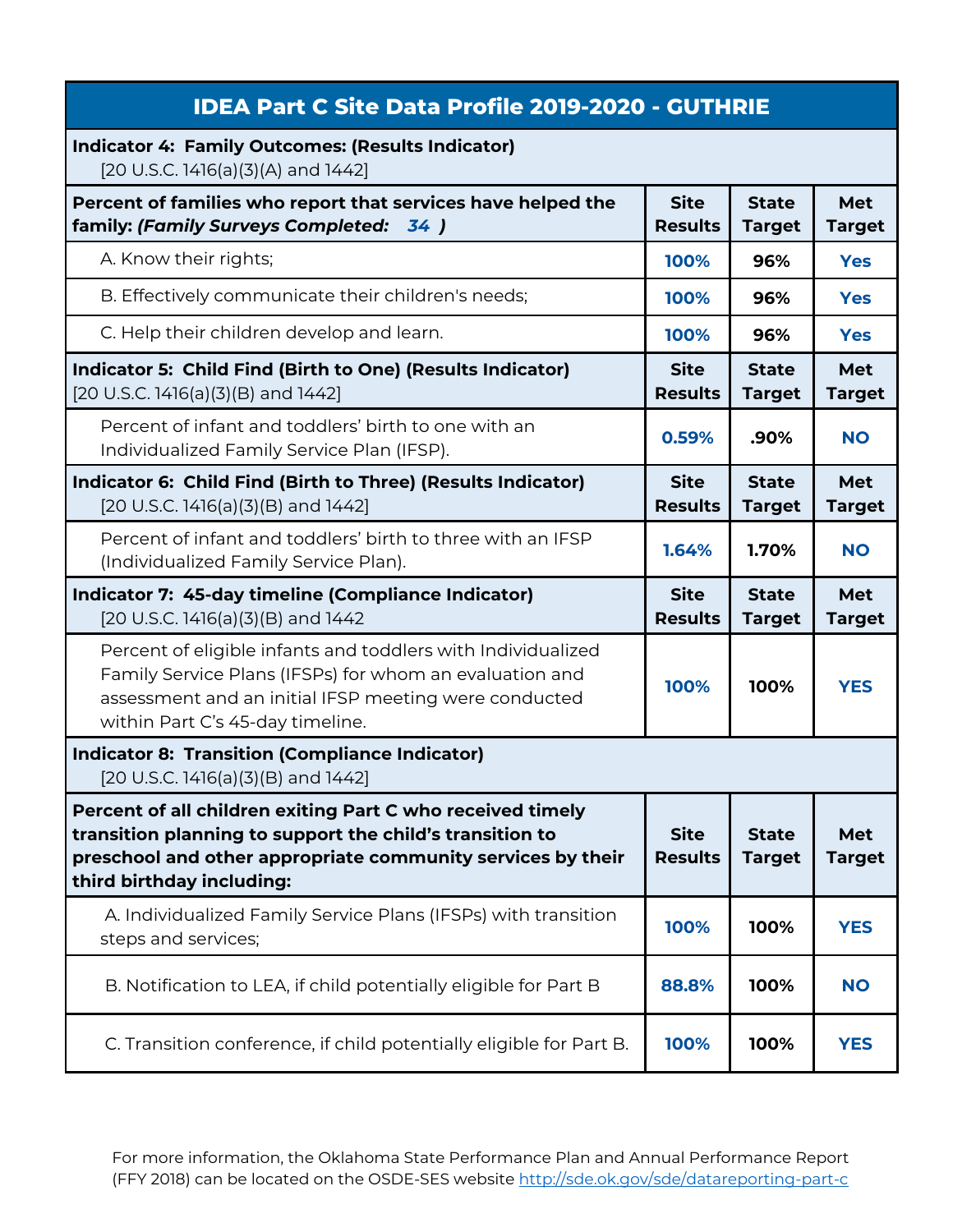# IDEA Part C Site Data Profile 2019-2020 - GUTHRIE

| **Indicator 4: Family Outcomes: (Results Indicator)** [20 U.S.C. 1416(a)(3)(A) and 1442] | | | |
|---|---|---|---|
| **Percent of families who report that services have helped the family:** ***(Family Surveys Completed: 34 )*** | **Site Results** | **State Target** | **Met Target** |
| A. Know their rights; | **100%** | **96%** | **Yes** |
| B. Effectively communicate their children's needs; | **100%** | **96%** | **Yes** |
| C. Help their children develop and learn. | **100%** | **96%** | **Yes** |
| **Indicator 5: Child Find (Birth to One) (Results Indicator)** [20 U.S.C. 1416(a)(3)(B) and 1442] | **Site Results** | **State Target** | **Met Target** |
| Percent of infant and toddlers' birth to one with an Individualized Family Service Plan (IFSP). | **0.59%** | **.90%** | **NO** |
| **Indicator 6: Child Find (Birth to Three) (Results Indicator)** [20 U.S.C. 1416(a)(3)(B) and 1442] | **Site Results** | **State Target** | **Met Target** |
| Percent of infant and toddlers' birth to three with an IFSP (Individualized Family Service Plan). | **1.64%** | **1.70%** | **NO** |
| **Indicator 7: 45-day timeline (Compliance Indicator)** [20 U.S.C. 1416(a)(3)(B) and 1442 | **Site Results** | **State Target** | **Met Target** |
| Percent of eligible infants and toddlers with Individualized Family Service Plans (IFSPs) for whom an evaluation and assessment and an initial IFSP meeting were conducted within Part C's 45-day timeline. | **100%** | **100%** | **YES** |
| **Indicator 8: Transition (Compliance Indicator)** [20 U.S.C. 1416(a)(3)(B) and 1442] | | | |
| **Percent of all children exiting Part C who received timely transition planning to support the child's transition to preschool and other appropriate community services by their third birthday including:** | **Site Results** | **State Target** | **Met Target** |
| A. Individualized Family Service Plans (IFSPs) with transition steps and services; | **100%** | **100%** | **YES** |
| B. Notification to LEA, if child potentially eligible for Part B | **88.8%** | **100%** | **NO** |
| C. Transition conference, if child potentially eligible for Part B. | **100%** | **100%** | **YES** |

For more information, the Oklahoma State Performance Plan and Annual Performance Report (FFY 2018) can be located on the OSDE-SES website http://sde.ok.gov/sde/datareporting-part-c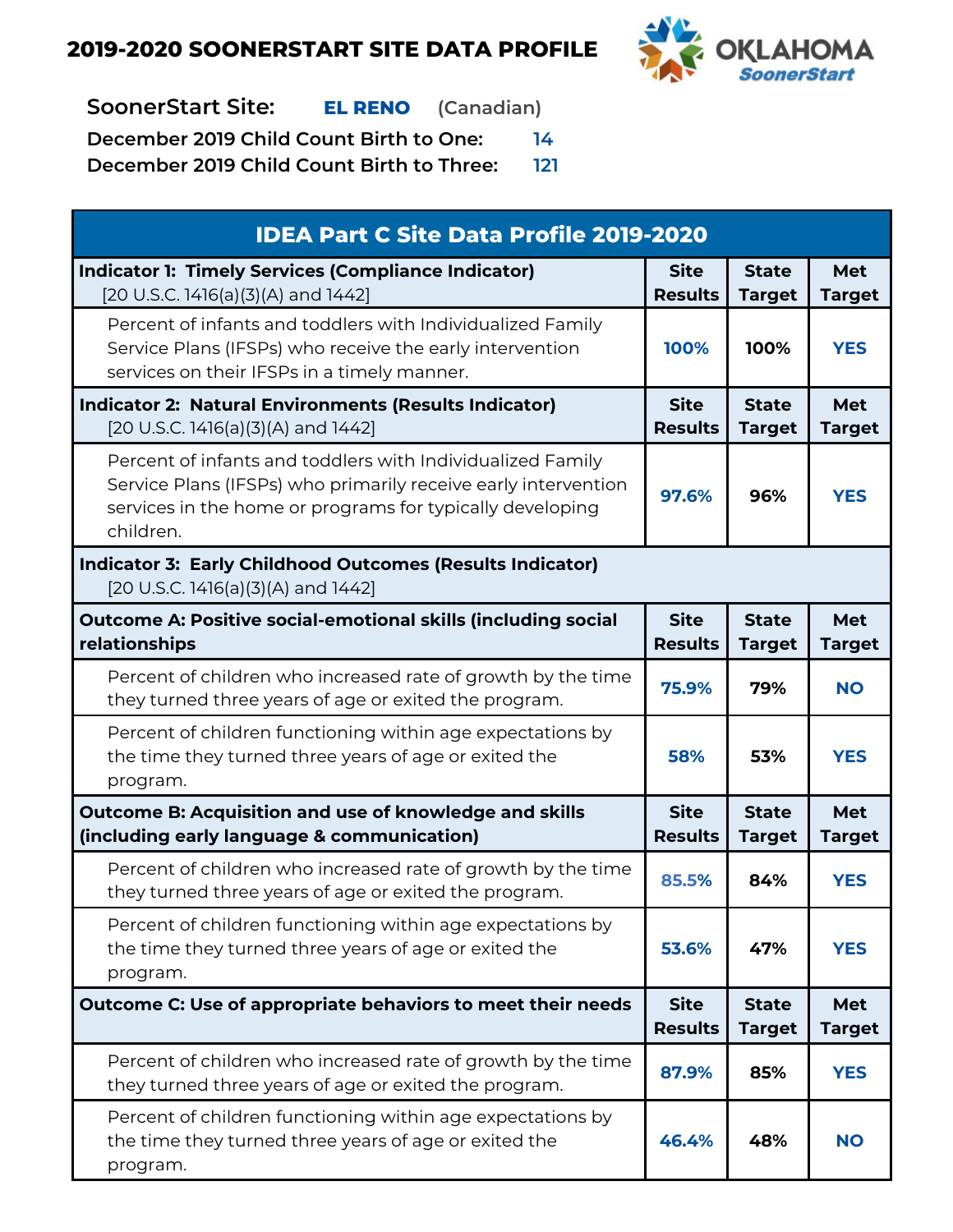# 2019-2020 SOONERSTART SITE DATA PROFILE

**SoonerStart Site:** **EL RENO** (Canadian)

**December 2019 Child Count Birth to One:** 14

**December 2019 Child Count Birth to Three:** 121

| IDEA Part C Site Data Profile 2019-2020 | | | |
|---|---|---|---|
| **Indicator 1: Timely Services (Compliance Indicator)** [20 U.S.C. 1416(a)(3)(A) and 1442] | **Site Results** | **State Target** | **Met Target** |
| Percent of infants and toddlers with Individualized Family Service Plans (IFSPs) who receive the early intervention services on their IFSPs in a timely manner. | 100% | 100% | YES |
| **Indicator 2: Natural Environments (Results Indicator)** [20 U.S.C. 1416(a)(3)(A) and 1442] | **Site Results** | **State Target** | **Met Target** |
| Percent of infants and toddlers with Individualized Family Service Plans (IFSPs) who primarily receive early intervention services in the home or programs for typically developing children. | 97.6% | 96% | YES |
| **Indicator 3: Early Childhood Outcomes (Results Indicator)** [20 U.S.C. 1416(a)(3)(A) and 1442] | | | |
| **Outcome A: Positive social-emotional skills (including social relationships** | **Site Results** | **State Target** | **Met Target** |
| Percent of children who increased rate of growth by the time they turned three years of age or exited the program. | 75.9% | 79% | NO |
| Percent of children functioning within age expectations by the time they turned three years of age or exited the program. | 58% | 53% | YES |
| **Outcome B: Acquisition and use of knowledge and skills (including early language & communication)** | **Site Results** | **State Target** | **Met Target** |
| Percent of children who increased rate of growth by the time they turned three years of age or exited the program. | 85.5% | 84% | YES |
| Percent of children functioning within age expectations by the time they turned three years of age or exited the program. | 53.6% | 47% | YES |
| **Outcome C: Use of appropriate behaviors to meet their needs** | **Site Results** | **State Target** | **Met Target** |
| Percent of children who increased rate of growth by the time they turned three years of age or exited the program. | 87.9% | 85% | YES |
| Percent of children functioning within age expectations by the time they turned three years of age or exited the program. | 46.4% | 48% | NO |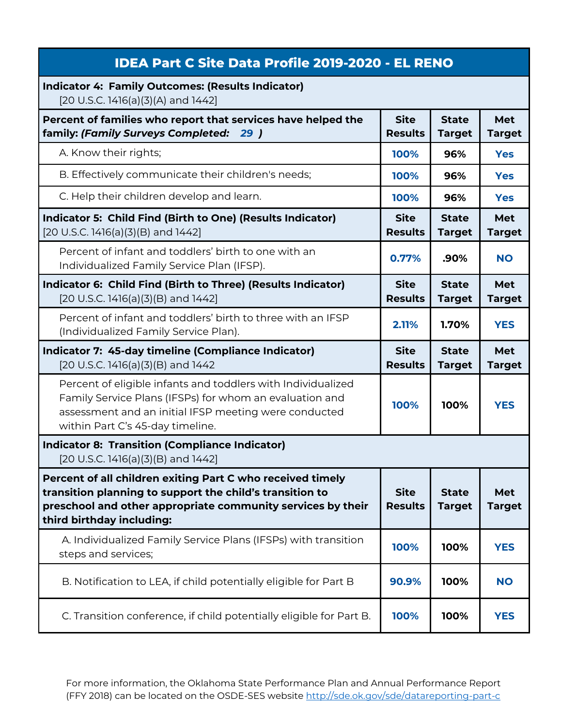# IDEA Part C Site Data Profile 2019-2020 - EL RENO

| **Indicator 4: Family Outcomes: (Results Indicator)** [20 U.S.C. 1416(a)(3)(A) and 1442] | | | |
|---|---|---|---|
| **Percent of families who report that services have helped the family: *(Family Surveys Completed: 29 )*** | **Site Results** | **State Target** | **Met Target** |
| A. Know their rights; | **100%** | **96%** | **Yes** |
| B. Effectively communicate their children's needs; | **100%** | **96%** | **Yes** |
| C. Help their children develop and learn. | **100%** | **96%** | **Yes** |
| **Indicator 5: Child Find (Birth to One) (Results Indicator)** [20 U.S.C. 1416(a)(3)(B) and 1442] | **Site Results** | **State Target** | **Met Target** |
| Percent of infant and toddlers' birth to one with an Individualized Family Service Plan (IFSP). | **0.77%** | **.90%** | **NO** |
| **Indicator 6: Child Find (Birth to Three) (Results Indicator)** [20 U.S.C. 1416(a)(3)(B) and 1442] | **Site Results** | **State Target** | **Met Target** |
| Percent of infant and toddlers' birth to three with an IFSP (Individualized Family Service Plan). | **2.11%** | **1.70%** | **YES** |
| **Indicator 7: 45-day timeline (Compliance Indicator)** [20 U.S.C. 1416(a)(3)(B) and 1442 | **Site Results** | **State Target** | **Met Target** |
| Percent of eligible infants and toddlers with Individualized Family Service Plans (IFSPs) for whom an evaluation and assessment and an initial IFSP meeting were conducted within Part C's 45-day timeline. | **100%** | **100%** | **YES** |
| **Indicator 8: Transition (Compliance Indicator)** [20 U.S.C. 1416(a)(3)(B) and 1442] | | | |
| **Percent of all children exiting Part C who received timely transition planning to support the child's transition to preschool and other appropriate community services by their third birthday including:** | **Site Results** | **State Target** | **Met Target** |
| A. Individualized Family Service Plans (IFSPs) with transition steps and services; | **100%** | **100%** | **YES** |
| B. Notification to LEA, if child potentially eligible for Part B | **90.9%** | **100%** | **NO** |
| C. Transition conference, if child potentially eligible for Part B. | **100%** | **100%** | **YES** |

For more information, the Oklahoma State Performance Plan and Annual Performance Report (FFY 2018) can be located on the OSDE-SES website http://sde.ok.gov/sde/datareporting-part-c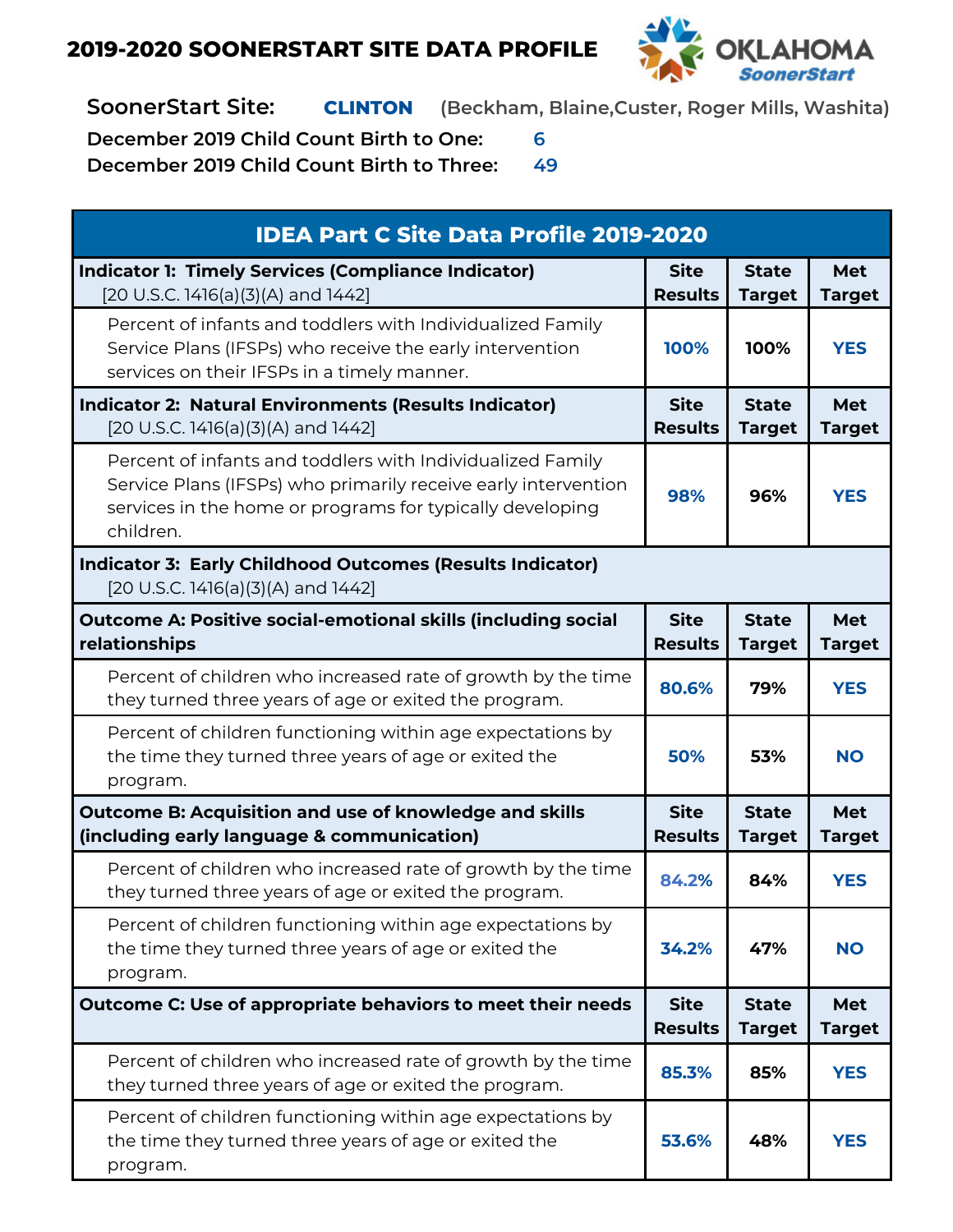## 2019-2020 SOONERSTART SITE DATA PROFILE

OKLAHOMA SoonerStart

**SoonerStart Site:** **CLINTON** (Beckham, Blaine,Custer, Roger Mills, Washita)

**December 2019 Child Count Birth to One:** 6

**December 2019 Child Count Birth to Three:** 49

| IDEA Part C Site Data Profile 2019-2020 | | | |
|---|---|---|---|
| **Indicator 1: Timely Services (Compliance Indicator)** [20 U.S.C. 1416(a)(3)(A) and 1442] | **Site Results** | **State Target** | **Met Target** |
| Percent of infants and toddlers with Individualized Family Service Plans (IFSPs) who receive the early intervention services on their IFSPs in a timely manner. | 100% | 100% | YES |
| **Indicator 2: Natural Environments (Results Indicator)** [20 U.S.C. 1416(a)(3)(A) and 1442] | **Site Results** | **State Target** | **Met Target** |
| Percent of infants and toddlers with Individualized Family Service Plans (IFSPs) who primarily receive early intervention services in the home or programs for typically developing children. | 98% | 96% | YES |
| **Indicator 3: Early Childhood Outcomes (Results Indicator)** [20 U.S.C. 1416(a)(3)(A) and 1442] | | | |
| **Outcome A: Positive social-emotional skills (including social relationships** | **Site Results** | **State Target** | **Met Target** |
| Percent of children who increased rate of growth by the time they turned three years of age or exited the program. | 80.6% | 79% | YES |
| Percent of children functioning within age expectations by the time they turned three years of age or exited the program. | 50% | 53% | NO |
| **Outcome B: Acquisition and use of knowledge and skills (including early language & communication)** | **Site Results** | **State Target** | **Met Target** |
| Percent of children who increased rate of growth by the time they turned three years of age or exited the program. | 84.2% | 84% | YES |
| Percent of children functioning within age expectations by the time they turned three years of age or exited the program. | 34.2% | 47% | NO |
| **Outcome C: Use of appropriate behaviors to meet their needs** | **Site Results** | **State Target** | **Met Target** |
| Percent of children who increased rate of growth by the time they turned three years of age or exited the program. | 85.3% | 85% | YES |
| Percent of children functioning within age expectations by the time they turned three years of age or exited the program. | 53.6% | 48% | YES |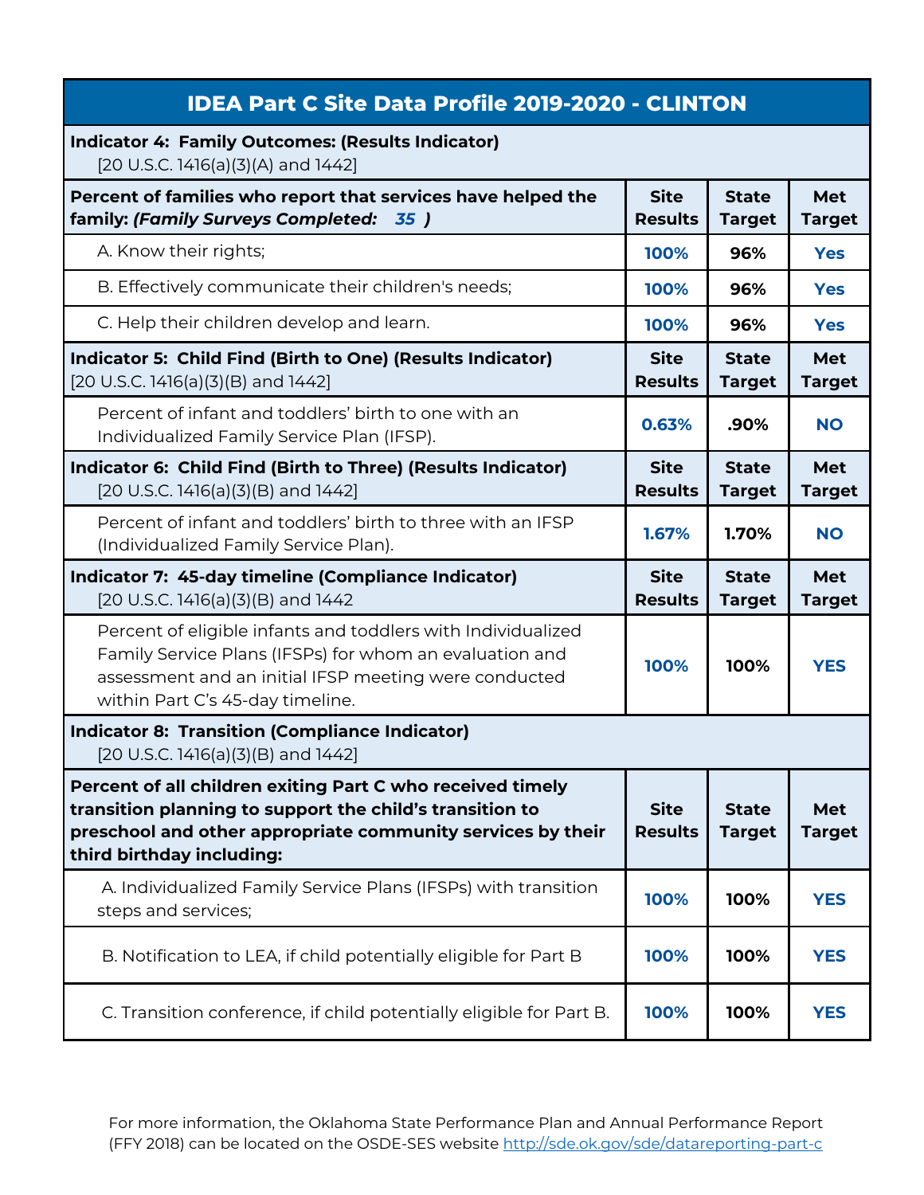# IDEA Part C Site Data Profile 2019-2020 - CLINTON

| **Indicator 4: Family Outcomes: (Results Indicator)** [20 U.S.C. 1416(a)(3)(A) and 1442] | | | |
|---|---|---|---|
| **Percent of families who report that services have helped the family: *(Family Surveys Completed: 35 )*** | **Site Results** | **State Target** | **Met Target** |
| A. Know their rights; | 100% | 96% | Yes |
| B. Effectively communicate their children's needs; | 100% | 96% | Yes |
| C. Help their children develop and learn. | 100% | 96% | Yes |
| **Indicator 5: Child Find (Birth to One) (Results Indicator)** [20 U.S.C. 1416(a)(3)(B) and 1442] | **Site Results** | **State Target** | **Met Target** |
| Percent of infant and toddlers' birth to one with an Individualized Family Service Plan (IFSP). | 0.63% | .90% | NO |
| **Indicator 6: Child Find (Birth to Three) (Results Indicator)** [20 U.S.C. 1416(a)(3)(B) and 1442] | **Site Results** | **State Target** | **Met Target** |
| Percent of infant and toddlers' birth to three with an IFSP (Individualized Family Service Plan). | 1.67% | 1.70% | NO |
| **Indicator 7: 45-day timeline (Compliance Indicator)** [20 U.S.C. 1416(a)(3)(B) and 1442 | **Site Results** | **State Target** | **Met Target** |
| Percent of eligible infants and toddlers with Individualized Family Service Plans (IFSPs) for whom an evaluation and assessment and an initial IFSP meeting were conducted within Part C's 45-day timeline. | 100% | 100% | YES |
| **Indicator 8: Transition (Compliance Indicator)** [20 U.S.C. 1416(a)(3)(B) and 1442] | | | |
| **Percent of all children exiting Part C who received timely transition planning to support the child's transition to preschool and other appropriate community services by their third birthday including:** | **Site Results** | **State Target** | **Met Target** |
| A. Individualized Family Service Plans (IFSPs) with transition steps and services; | 100% | 100% | YES |
| B. Notification to LEA, if child potentially eligible for Part B | 100% | 100% | YES |
| C. Transition conference, if child potentially eligible for Part B. | 100% | 100% | YES |

For more information, the Oklahoma State Performance Plan and Annual Performance Report (FFY 2018) can be located on the OSDE-SES website http://sde.ok.gov/sde/datareporting-part-c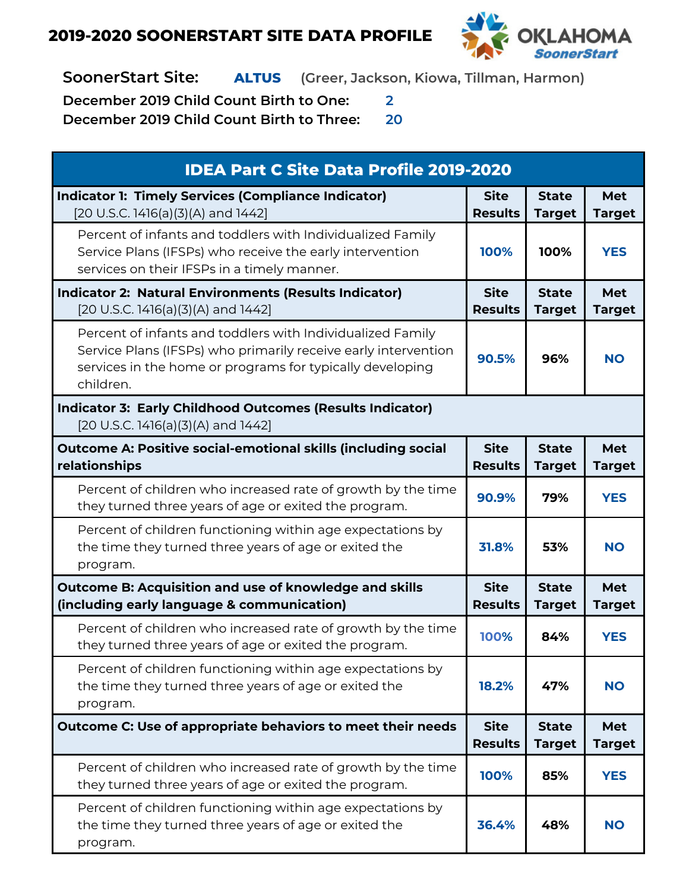# 2019-2020 SOONERSTART SITE DATA PROFILE

**SoonerStart Site:** **ALTUS** (Greer, Jackson, Kiowa, Tillman, Harmon)

**December 2019 Child Count Birth to One:** 2

**December 2019 Child Count Birth to Three:** 20

| IDEA Part C Site Data Profile 2019-2020 | | | |
|---|---|---|---|
| **Indicator 1: Timely Services (Compliance Indicator)** [20 U.S.C. 1416(a)(3)(A) and 1442] | **Site Results** | **State Target** | **Met Target** |
| Percent of infants and toddlers with Individualized Family Service Plans (IFSPs) who receive the early intervention services on their IFSPs in a timely manner. | 100% | 100% | YES |
| **Indicator 2: Natural Environments (Results Indicator)** [20 U.S.C. 1416(a)(3)(A) and 1442] | **Site Results** | **State Target** | **Met Target** |
| Percent of infants and toddlers with Individualized Family Service Plans (IFSPs) who primarily receive early intervention services in the home or programs for typically developing children. | 90.5% | 96% | NO |
| **Indicator 3: Early Childhood Outcomes (Results Indicator)** [20 U.S.C. 1416(a)(3)(A) and 1442] | | | |
| **Outcome A: Positive social-emotional skills (including social relationships** | **Site Results** | **State Target** | **Met Target** |
| Percent of children who increased rate of growth by the time they turned three years of age or exited the program. | 90.9% | 79% | YES |
| Percent of children functioning within age expectations by the time they turned three years of age or exited the program. | 31.8% | 53% | NO |
| **Outcome B: Acquisition and use of knowledge and skills (including early language & communication)** | **Site Results** | **State Target** | **Met Target** |
| Percent of children who increased rate of growth by the time they turned three years of age or exited the program. | 100% | 84% | YES |
| Percent of children functioning within age expectations by the time they turned three years of age or exited the program. | 18.2% | 47% | NO |
| **Outcome C: Use of appropriate behaviors to meet their needs** | **Site Results** | **State Target** | **Met Target** |
| Percent of children who increased rate of growth by the time they turned three years of age or exited the program. | 100% | 85% | YES |
| Percent of children functioning within age expectations by the time they turned three years of age or exited the program. | 36.4% | 48% | NO |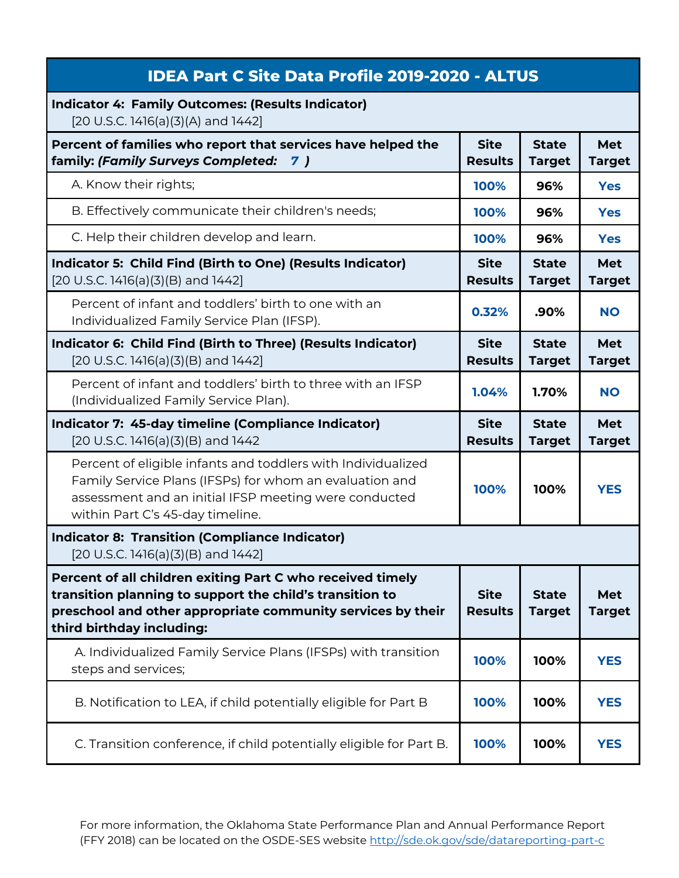# IDEA Part C Site Data Profile 2019-2020 - ALTUS

| **Indicator 4: Family Outcomes: (Results Indicator)** [20 U.S.C. 1416(a)(3)(A) and 1442] | | | |
|---|---|---|---|
| **Percent of families who report that services have helped the family: *(Family Surveys Completed: 7 )*** | **Site Results** | **State Target** | **Met Target** |
| A. Know their rights; | **100%** | **96%** | **Yes** |
| B. Effectively communicate their children's needs; | **100%** | **96%** | **Yes** |
| C. Help their children develop and learn. | **100%** | **96%** | **Yes** |
| **Indicator 5: Child Find (Birth to One) (Results Indicator)** [20 U.S.C. 1416(a)(3)(B) and 1442] | **Site Results** | **State Target** | **Met Target** |
| Percent of infant and toddlers' birth to one with an Individualized Family Service Plan (IFSP). | **0.32%** | **.90%** | **NO** |
| **Indicator 6: Child Find (Birth to Three) (Results Indicator)** [20 U.S.C. 1416(a)(3)(B) and 1442] | **Site Results** | **State Target** | **Met Target** |
| Percent of infant and toddlers' birth to three with an IFSP (Individualized Family Service Plan). | **1.04%** | **1.70%** | **NO** |
| **Indicator 7: 45-day timeline (Compliance Indicator)** [20 U.S.C. 1416(a)(3)(B) and 1442 | **Site Results** | **State Target** | **Met Target** |
| Percent of eligible infants and toddlers with Individualized Family Service Plans (IFSPs) for whom an evaluation and assessment and an initial IFSP meeting were conducted within Part C's 45-day timeline. | **100%** | **100%** | **YES** |
| **Indicator 8: Transition (Compliance Indicator)** [20 U.S.C. 1416(a)(3)(B) and 1442] | | | |
| **Percent of all children exiting Part C who received timely transition planning to support the child's transition to preschool and other appropriate community services by their third birthday including:** | **Site Results** | **State Target** | **Met Target** |
| A. Individualized Family Service Plans (IFSPs) with transition steps and services; | **100%** | **100%** | **YES** |
| B. Notification to LEA, if child potentially eligible for Part B | **100%** | **100%** | **YES** |
| C. Transition conference, if child potentially eligible for Part B. | **100%** | **100%** | **YES** |

For more information, the Oklahoma State Performance Plan and Annual Performance Report (FFY 2018) can be located on the OSDE-SES website http://sde.ok.gov/sde/datareporting-part-c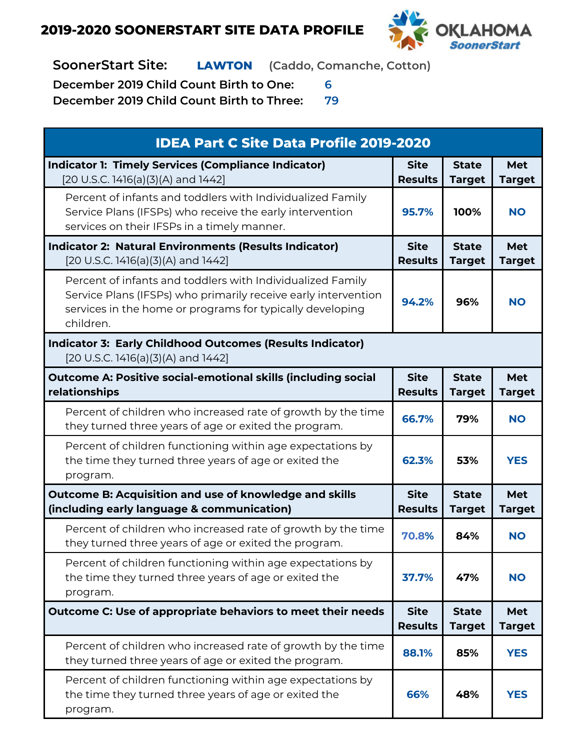# 2019-2020 SOONERSTART SITE DATA PROFILE

OKLAHOMA SoonerStart

**SoonerStart Site:** **LAWTON** (Caddo, Comanche, Cotton)

**December 2019 Child Count Birth to One:** 6

**December 2019 Child Count Birth to Three:** 79

| IDEA Part C Site Data Profile 2019-2020 | | | |
|---|---|---|---|
| **Indicator 1: Timely Services (Compliance Indicator)** [20 U.S.C. 1416(a)(3)(A) and 1442] | **Site Results** | **State Target** | **Met Target** |
| Percent of infants and toddlers with Individualized Family Service Plans (IFSPs) who receive the early intervention services on their IFSPs in a timely manner. | 95.7% | 100% | NO |
| **Indicator 2: Natural Environments (Results Indicator)** [20 U.S.C. 1416(a)(3)(A) and 1442] | **Site Results** | **State Target** | **Met Target** |
| Percent of infants and toddlers with Individualized Family Service Plans (IFSPs) who primarily receive early intervention services in the home or programs for typically developing children. | 94.2% | 96% | NO |
| **Indicator 3: Early Childhood Outcomes (Results Indicator)** [20 U.S.C. 1416(a)(3)(A) and 1442] | | | |
| **Outcome A: Positive social-emotional skills (including social relationships** | **Site Results** | **State Target** | **Met Target** |
| Percent of children who increased rate of growth by the time they turned three years of age or exited the program. | 66.7% | 79% | NO |
| Percent of children functioning within age expectations by the time they turned three years of age or exited the program. | 62.3% | 53% | YES |
| **Outcome B: Acquisition and use of knowledge and skills (including early language & communication)** | **Site Results** | **State Target** | **Met Target** |
| Percent of children who increased rate of growth by the time they turned three years of age or exited the program. | 70.8% | 84% | NO |
| Percent of children functioning within age expectations by the time they turned three years of age or exited the program. | 37.7% | 47% | NO |
| **Outcome C: Use of appropriate behaviors to meet their needs** | **Site Results** | **State Target** | **Met Target** |
| Percent of children who increased rate of growth by the time they turned three years of age or exited the program. | 88.1% | 85% | YES |
| Percent of children functioning within age expectations by the time they turned three years of age or exited the program. | 66% | 48% | YES |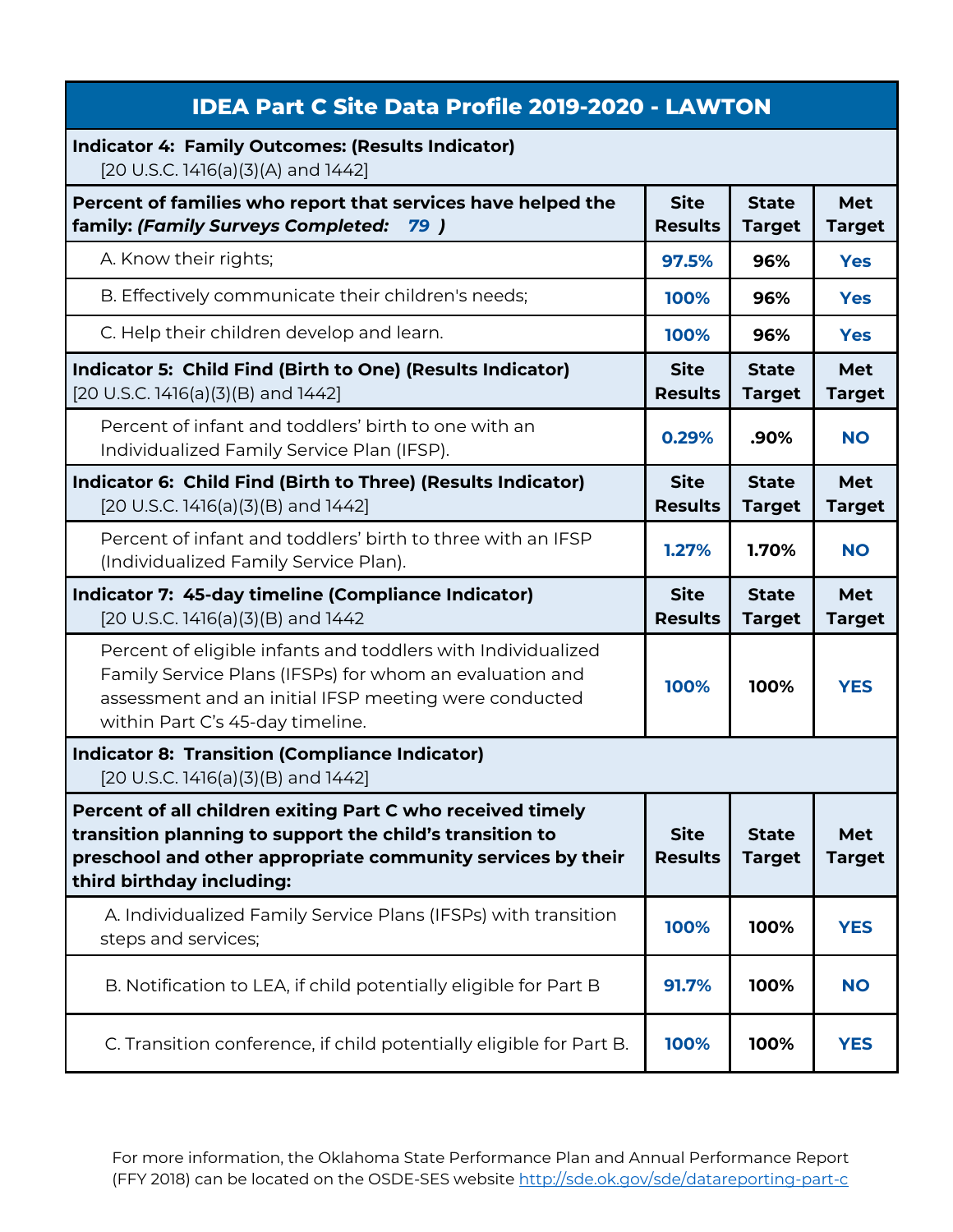## IDEA Part C Site Data Profile 2019-2020 - LAWTON

| **Indicator 4: Family Outcomes: (Results Indicator)** [20 U.S.C. 1416(a)(3)(A) and 1442] | | | |
|---|---|---|---|
| **Percent of families who report that services have helped the family: *(Family Surveys Completed: 79 )*** | **Site Results** | **State Target** | **Met Target** |
| A. Know their rights; | **97.5%** | **96%** | **Yes** |
| B. Effectively communicate their children's needs; | **100%** | **96%** | **Yes** |
| C. Help their children develop and learn. | **100%** | **96%** | **Yes** |
| **Indicator 5: Child Find (Birth to One) (Results Indicator)** [20 U.S.C. 1416(a)(3)(B) and 1442] | **Site Results** | **State Target** | **Met Target** |
| Percent of infant and toddlers' birth to one with an Individualized Family Service Plan (IFSP). | **0.29%** | **.90%** | **NO** |
| **Indicator 6: Child Find (Birth to Three) (Results Indicator)** [20 U.S.C. 1416(a)(3)(B) and 1442] | **Site Results** | **State Target** | **Met Target** |
| Percent of infant and toddlers' birth to three with an IFSP (Individualized Family Service Plan). | **1.27%** | **1.70%** | **NO** |
| **Indicator 7: 45-day timeline (Compliance Indicator)** [20 U.S.C. 1416(a)(3)(B) and 1442 | **Site Results** | **State Target** | **Met Target** |
| Percent of eligible infants and toddlers with Individualized Family Service Plans (IFSPs) for whom an evaluation and assessment and an initial IFSP meeting were conducted within Part C's 45-day timeline. | **100%** | **100%** | **YES** |
| **Indicator 8: Transition (Compliance Indicator)** [20 U.S.C. 1416(a)(3)(B) and 1442] | | | |
| **Percent of all children exiting Part C who received timely transition planning to support the child's transition to preschool and other appropriate community services by their third birthday including:** | **Site Results** | **State Target** | **Met Target** |
| A. Individualized Family Service Plans (IFSPs) with transition steps and services; | **100%** | **100%** | **YES** |
| B. Notification to LEA, if child potentially eligible for Part B | **91.7%** | **100%** | **NO** |
| C. Transition conference, if child potentially eligible for Part B. | **100%** | **100%** | **YES** |

For more information, the Oklahoma State Performance Plan and Annual Performance Report (FFY 2018) can be located on the OSDE-SES website [http://sde.ok.gov/sde/datareporting-part-c](http://sde.ok.gov/sde/datareporting-part-c)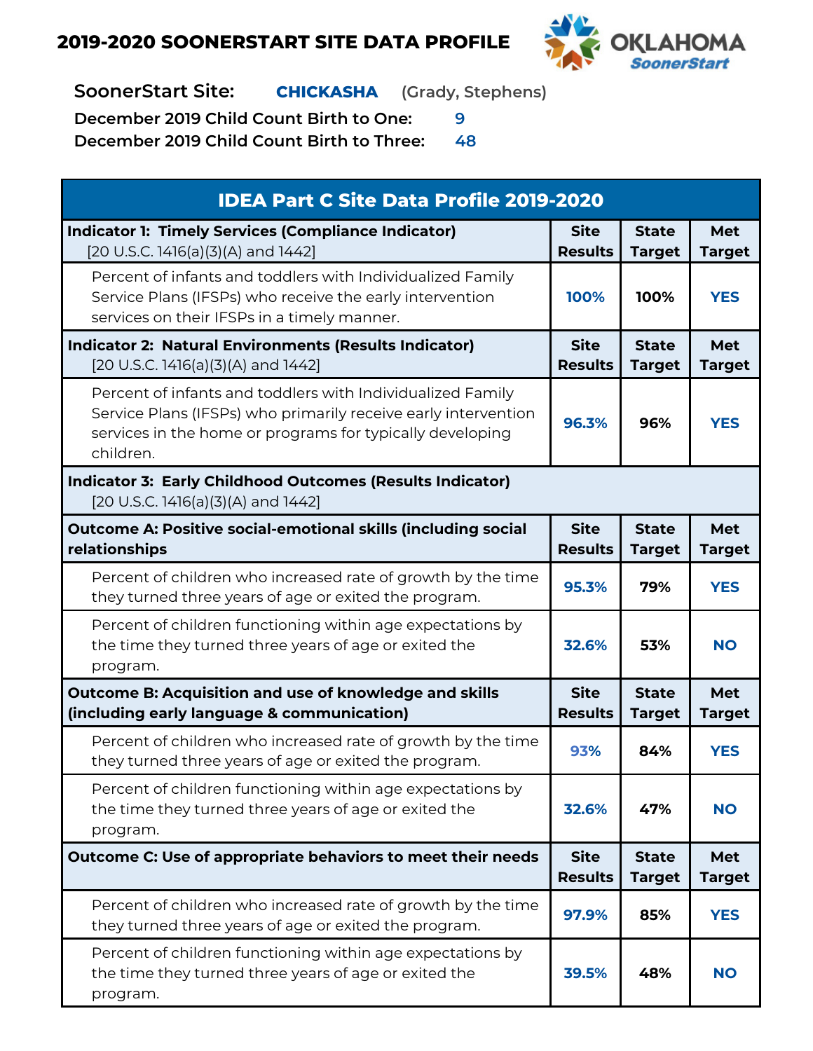# 2019-2020 SOONERSTART SITE DATA PROFILE

**SoonerStart Site:** **CHICKASHA** (Grady, Stephens)

**December 2019 Child Count Birth to One:** 9

**December 2019 Child Count Birth to Three:** 48

| IDEA Part C Site Data Profile 2019-2020 | | | |
|---|---|---|---|
| **Indicator 1: Timely Services (Compliance Indicator)** [20 U.S.C. 1416(a)(3)(A) and 1442] | **Site Results** | **State Target** | **Met Target** |
| Percent of infants and toddlers with Individualized Family Service Plans (IFSPs) who receive the early intervention services on their IFSPs in a timely manner. | 100% | 100% | YES |
| **Indicator 2: Natural Environments (Results Indicator)** [20 U.S.C. 1416(a)(3)(A) and 1442] | **Site Results** | **State Target** | **Met Target** |
| Percent of infants and toddlers with Individualized Family Service Plans (IFSPs) who primarily receive early intervention services in the home or programs for typically developing children. | 96.3% | 96% | YES |
| **Indicator 3: Early Childhood Outcomes (Results Indicator)** [20 U.S.C. 1416(a)(3)(A) and 1442] | | | |
| **Outcome A: Positive social-emotional skills (including social relationships** | **Site Results** | **State Target** | **Met Target** |
| Percent of children who increased rate of growth by the time they turned three years of age or exited the program. | 95.3% | 79% | YES |
| Percent of children functioning within age expectations by the time they turned three years of age or exited the program. | 32.6% | 53% | NO |
| **Outcome B: Acquisition and use of knowledge and skills (including early language & communication)** | **Site Results** | **State Target** | **Met Target** |
| Percent of children who increased rate of growth by the time they turned three years of age or exited the program. | 93% | 84% | YES |
| Percent of children functioning within age expectations by the time they turned three years of age or exited the program. | 32.6% | 47% | NO |
| **Outcome C: Use of appropriate behaviors to meet their needs** | **Site Results** | **State Target** | **Met Target** |
| Percent of children who increased rate of growth by the time they turned three years of age or exited the program. | 97.9% | 85% | YES |
| Percent of children functioning within age expectations by the time they turned three years of age or exited the program. | 39.5% | 48% | NO |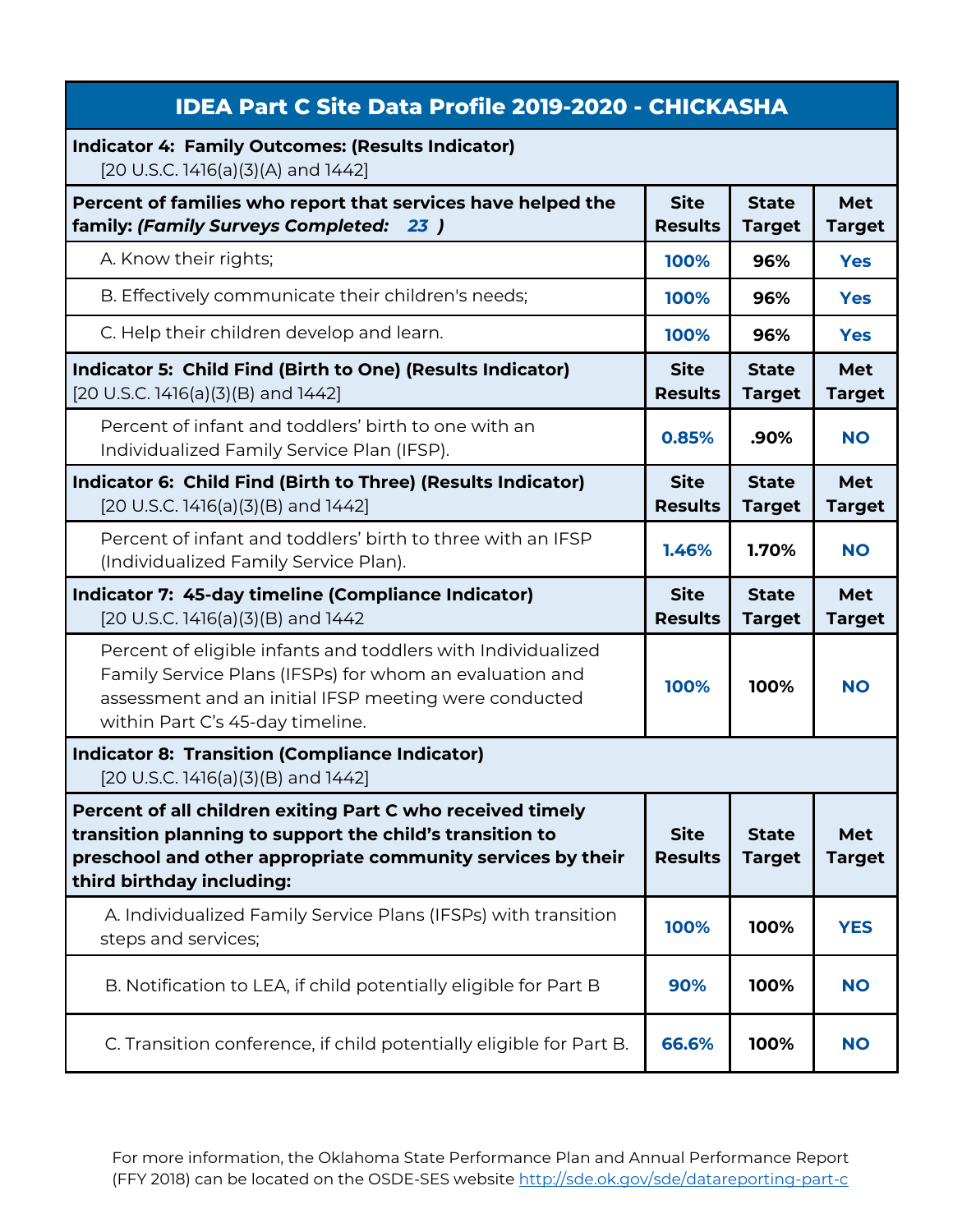# IDEA Part C Site Data Profile 2019-2020 - CHICKASHA

| **Indicator 4: Family Outcomes: (Results Indicator)** [20 U.S.C. 1416(a)(3)(A) and 1442] | | | |
|---|---|---|---|
| **Percent of families who report that services have helped the family: *(Family Surveys Completed: 23 )*** | **Site Results** | **State Target** | **Met Target** |
| A. Know their rights; | 100% | 96% | Yes |
| B. Effectively communicate their children's needs; | 100% | 96% | Yes |
| C. Help their children develop and learn. | 100% | 96% | Yes |

| **Indicator 5: Child Find (Birth to One) (Results Indicator)** [20 U.S.C. 1416(a)(3)(B) and 1442] | **Site Results** | **State Target** | **Met Target** |
|---|---|---|---|
| Percent of infant and toddlers' birth to one with an Individualized Family Service Plan (IFSP). | 0.85% | .90% | NO |

| **Indicator 6: Child Find (Birth to Three) (Results Indicator)** [20 U.S.C. 1416(a)(3)(B) and 1442] | **Site Results** | **State Target** | **Met Target** |
|---|---|---|---|
| Percent of infant and toddlers' birth to three with an IFSP (Individualized Family Service Plan). | 1.46% | 1.70% | NO |

| **Indicator 7: 45-day timeline (Compliance Indicator)** [20 U.S.C. 1416(a)(3)(B) and 1442 | **Site Results** | **State Target** | **Met Target** |
|---|---|---|---|
| Percent of eligible infants and toddlers with Individualized Family Service Plans (IFSPs) for whom an evaluation and assessment and an initial IFSP meeting were conducted within Part C's 45-day timeline. | 100% | 100% | NO |

| **Indicator 8: Transition (Compliance Indicator)** [20 U.S.C. 1416(a)(3)(B) and 1442] | | | |
|---|---|---|---|
| **Percent of all children exiting Part C who received timely transition planning to support the child's transition to preschool and other appropriate community services by their third birthday including:** | **Site Results** | **State Target** | **Met Target** |
| A. Individualized Family Service Plans (IFSPs) with transition steps and services; | 100% | 100% | YES |
| B. Notification to LEA, if child potentially eligible for Part B | 90% | 100% | NO |
| C. Transition conference, if child potentially eligible for Part B. | 66.6% | 100% | NO |

For more information, the Oklahoma State Performance Plan and Annual Performance Report (FFY 2018) can be located on the OSDE-SES website http://sde.ok.gov/sde/datareporting-part-c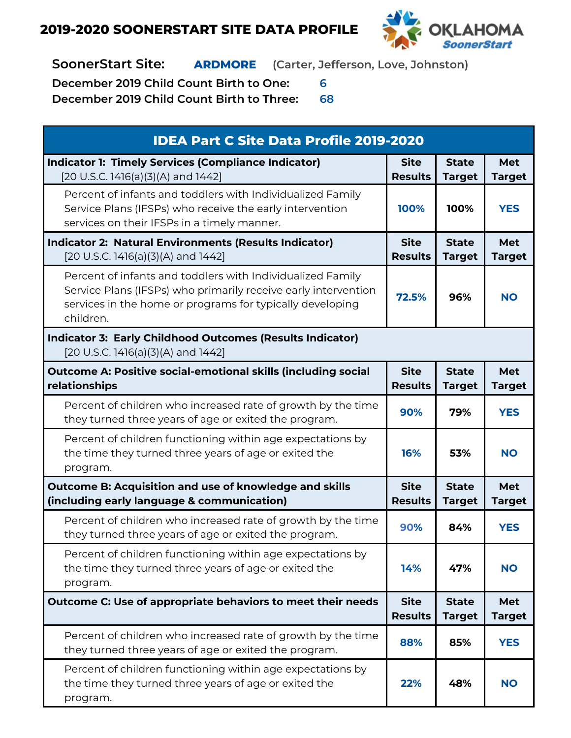# 2019-2020 SOONERSTART SITE DATA PROFILE

OKLAHOMA SoonerStart

**SoonerStart Site:** **ARDMORE** (Carter, Jefferson, Love, Johnston)

**December 2019 Child Count Birth to One:** 6

**December 2019 Child Count Birth to Three:** 68

| IDEA Part C Site Data Profile 2019-2020 | | | |
|---|---|---|---|
| **Indicator 1: Timely Services (Compliance Indicator)** [20 U.S.C. 1416(a)(3)(A) and 1442] | **Site Results** | **State Target** | **Met Target** |
| Percent of infants and toddlers with Individualized Family Service Plans (IFSPs) who receive the early intervention services on their IFSPs in a timely manner. | 100% | 100% | YES |
| **Indicator 2: Natural Environments (Results Indicator)** [20 U.S.C. 1416(a)(3)(A) and 1442] | **Site Results** | **State Target** | **Met Target** |
| Percent of infants and toddlers with Individualized Family Service Plans (IFSPs) who primarily receive early intervention services in the home or programs for typically developing children. | 72.5% | 96% | NO |
| **Indicator 3: Early Childhood Outcomes (Results Indicator)** [20 U.S.C. 1416(a)(3)(A) and 1442] | | | |
| **Outcome A: Positive social-emotional skills (including social relationships** | **Site Results** | **State Target** | **Met Target** |
| Percent of children who increased rate of growth by the time they turned three years of age or exited the program. | 90% | 79% | YES |
| Percent of children functioning within age expectations by the time they turned three years of age or exited the program. | 16% | 53% | NO |
| **Outcome B: Acquisition and use of knowledge and skills (including early language & communication)** | **Site Results** | **State Target** | **Met Target** |
| Percent of children who increased rate of growth by the time they turned three years of age or exited the program. | 90% | 84% | YES |
| Percent of children functioning within age expectations by the time they turned three years of age or exited the program. | 14% | 47% | NO |
| **Outcome C: Use of appropriate behaviors to meet their needs** | **Site Results** | **State Target** | **Met Target** |
| Percent of children who increased rate of growth by the time they turned three years of age or exited the program. | 88% | 85% | YES |
| Percent of children functioning within age expectations by the time they turned three years of age or exited the program. | 22% | 48% | NO |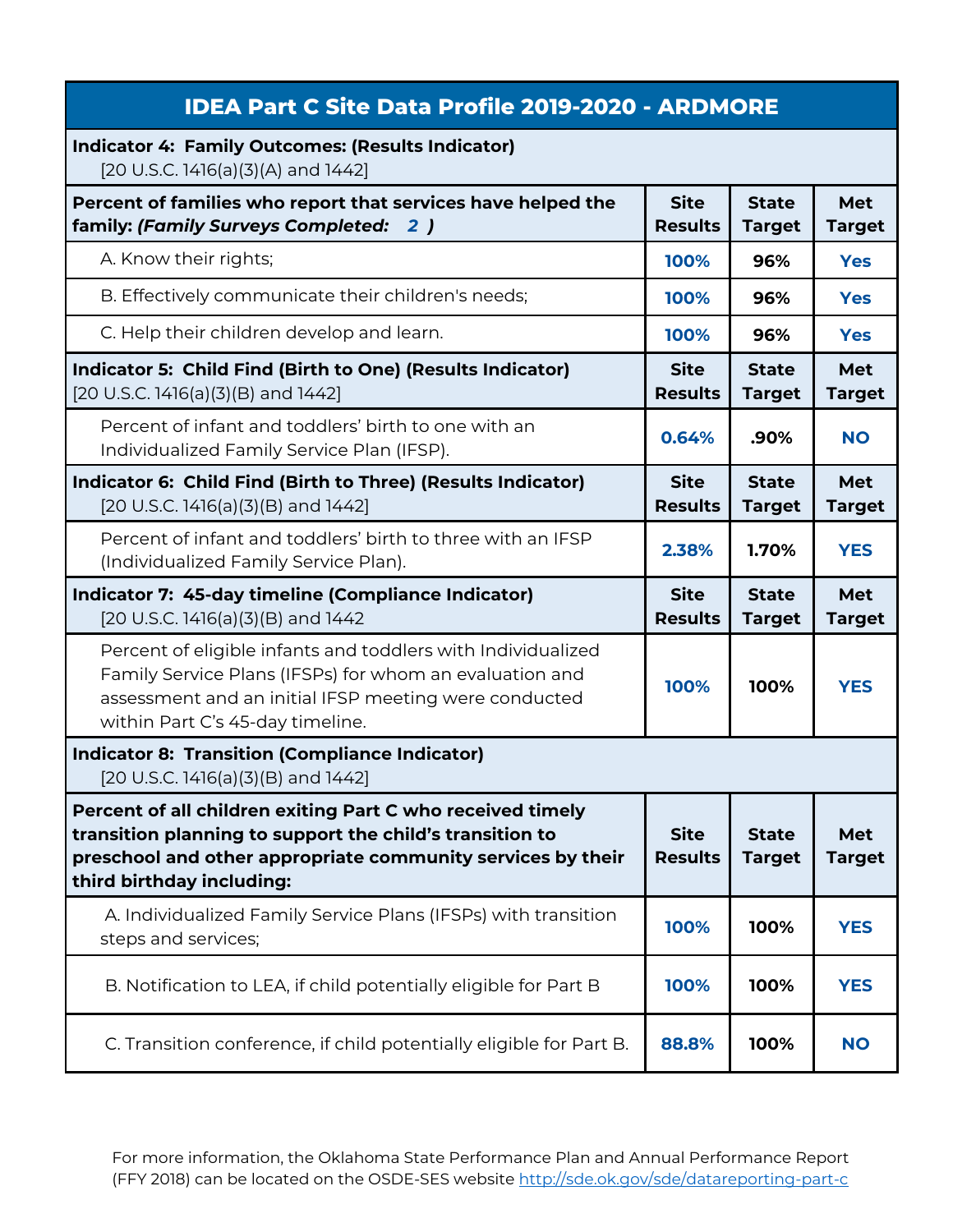# IDEA Part C Site Data Profile 2019-2020 - ARDMORE

| **Indicator 4: Family Outcomes: (Results Indicator)** [20 U.S.C. 1416(a)(3)(A) and 1442] | | | |
|---|---|---|---|
| **Percent of families who report that services have helped the family: *(Family Surveys Completed: 2 )*** | **Site Results** | **State Target** | **Met Target** |
| A. Know their rights; | 100% | 96% | Yes |
| B. Effectively communicate their children's needs; | 100% | 96% | Yes |
| C. Help their children develop and learn. | 100% | 96% | Yes |
| **Indicator 5: Child Find (Birth to One) (Results Indicator)** [20 U.S.C. 1416(a)(3)(B) and 1442] | **Site Results** | **State Target** | **Met Target** |
| Percent of infant and toddlers' birth to one with an Individualized Family Service Plan (IFSP). | 0.64% | .90% | NO |
| **Indicator 6: Child Find (Birth to Three) (Results Indicator)** [20 U.S.C. 1416(a)(3)(B) and 1442] | **Site Results** | **State Target** | **Met Target** |
| Percent of infant and toddlers' birth to three with an IFSP (Individualized Family Service Plan). | 2.38% | 1.70% | YES |
| **Indicator 7: 45-day timeline (Compliance Indicator)** [20 U.S.C. 1416(a)(3)(B) and 1442 | **Site Results** | **State Target** | **Met Target** |
| Percent of eligible infants and toddlers with Individualized Family Service Plans (IFSPs) for whom an evaluation and assessment and an initial IFSP meeting were conducted within Part C's 45-day timeline. | 100% | 100% | YES |
| **Indicator 8: Transition (Compliance Indicator)** [20 U.S.C. 1416(a)(3)(B) and 1442] | | | |
| **Percent of all children exiting Part C who received timely transition planning to support the child's transition to preschool and other appropriate community services by their third birthday including:** | **Site Results** | **State Target** | **Met Target** |
| A. Individualized Family Service Plans (IFSPs) with transition steps and services; | 100% | 100% | YES |
| B. Notification to LEA, if child potentially eligible for Part B | 100% | 100% | YES |
| C. Transition conference, if child potentially eligible for Part B. | 88.8% | 100% | NO |

For more information, the Oklahoma State Performance Plan and Annual Performance Report (FFY 2018) can be located on the OSDE-SES website http://sde.ok.gov/sde/datareporting-part-c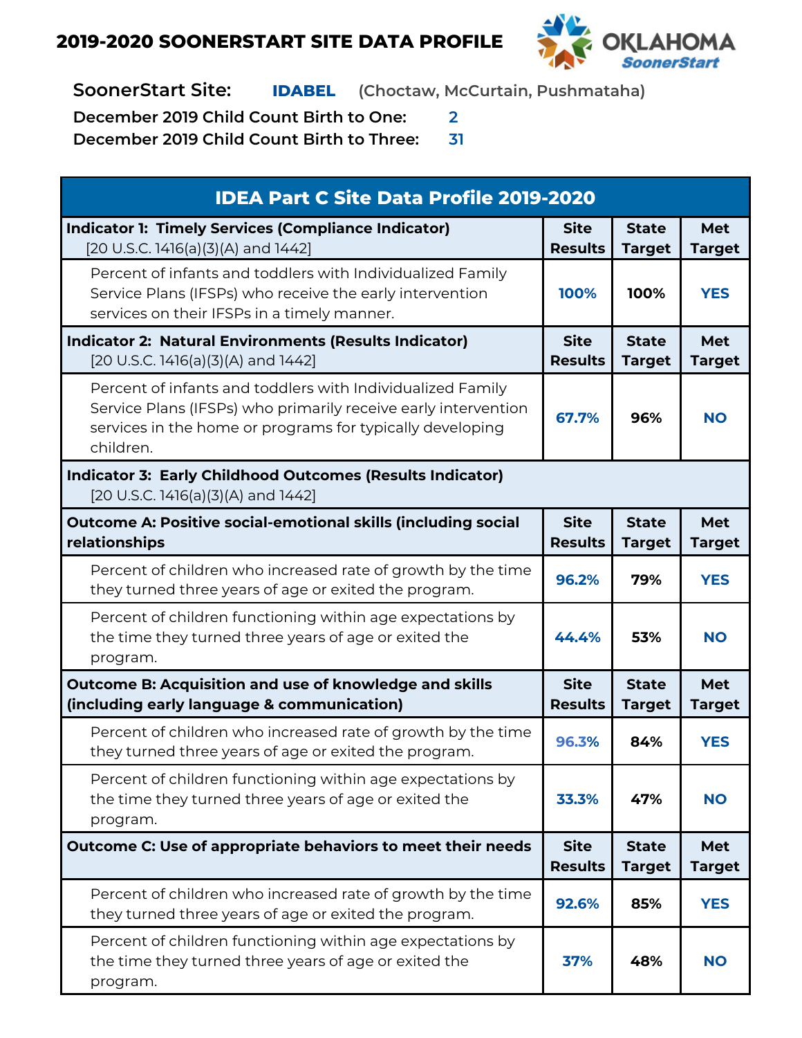# 2019-2020 SOONERSTART SITE DATA PROFILE

OKLAHOMA SoonerStart

**SoonerStart Site:** **IDABEL** (Choctaw, McCurtain, Pushmataha)

**December 2019 Child Count Birth to One:** 2

**December 2019 Child Count Birth to Three:** 31

| IDEA Part C Site Data Profile 2019-2020 | | | |
|---|---|---|---|
| **Indicator 1: Timely Services (Compliance Indicator)** [20 U.S.C. 1416(a)(3)(A) and 1442] | **Site Results** | **State Target** | **Met Target** |
| Percent of infants and toddlers with Individualized Family Service Plans (IFSPs) who receive the early intervention services on their IFSPs in a timely manner. | 100% | 100% | YES |
| **Indicator 2: Natural Environments (Results Indicator)** [20 U.S.C. 1416(a)(3)(A) and 1442] | **Site Results** | **State Target** | **Met Target** |
| Percent of infants and toddlers with Individualized Family Service Plans (IFSPs) who primarily receive early intervention services in the home or programs for typically developing children. | 67.7% | 96% | NO |
| **Indicator 3: Early Childhood Outcomes (Results Indicator)** [20 U.S.C. 1416(a)(3)(A) and 1442] | | | |
| **Outcome A: Positive social-emotional skills (including social relationships** | **Site Results** | **State Target** | **Met Target** |
| Percent of children who increased rate of growth by the time they turned three years of age or exited the program. | 96.2% | 79% | YES |
| Percent of children functioning within age expectations by the time they turned three years of age or exited the program. | 44.4% | 53% | NO |
| **Outcome B: Acquisition and use of knowledge and skills (including early language & communication)** | **Site Results** | **State Target** | **Met Target** |
| Percent of children who increased rate of growth by the time they turned three years of age or exited the program. | 96.3% | 84% | YES |
| Percent of children functioning within age expectations by the time they turned three years of age or exited the program. | 33.3% | 47% | NO |
| **Outcome C: Use of appropriate behaviors to meet their needs** | **Site Results** | **State Target** | **Met Target** |
| Percent of children who increased rate of growth by the time they turned three years of age or exited the program. | 92.6% | 85% | YES |
| Percent of children functioning within age expectations by the time they turned three years of age or exited the program. | 37% | 48% | NO |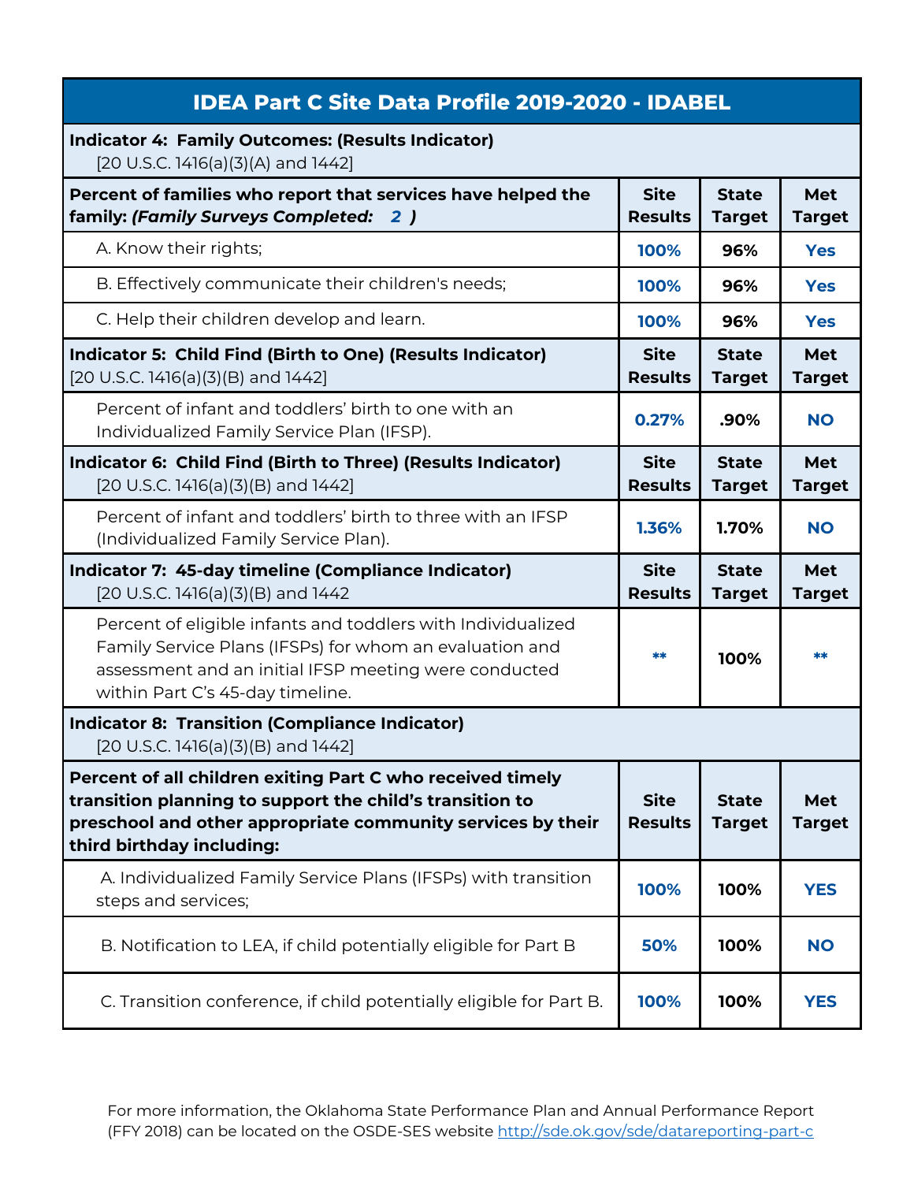# IDEA Part C Site Data Profile 2019-2020 - IDABEL

| **Indicator 4: Family Outcomes: (Results Indicator)** [20 U.S.C. 1416(a)(3)(A) and 1442] | | | |
|---|---|---|---|
| **Percent of families who report that services have helped the family: *(Family Surveys Completed: 2 )*** | **Site Results** | **State Target** | **Met Target** |
| A. Know their rights; | 100% | 96% | Yes |
| B. Effectively communicate their children's needs; | 100% | 96% | Yes |
| C. Help their children develop and learn. | 100% | 96% | Yes |

| **Indicator 5: Child Find (Birth to One) (Results Indicator)** [20 U.S.C. 1416(a)(3)(B) and 1442] | **Site Results** | **State Target** | **Met Target** |
|---|---|---|---|
| Percent of infant and toddlers' birth to one with an Individualized Family Service Plan (IFSP). | 0.27% | .90% | NO |

| **Indicator 6: Child Find (Birth to Three) (Results Indicator)** [20 U.S.C. 1416(a)(3)(B) and 1442] | **Site Results** | **State Target** | **Met Target** |
|---|---|---|---|
| Percent of infant and toddlers' birth to three with an IFSP (Individualized Family Service Plan). | 1.36% | 1.70% | NO |

| **Indicator 7: 45-day timeline (Compliance Indicator)** [20 U.S.C. 1416(a)(3)(B) and 1442 | **Site Results** | **State Target** | **Met Target** |
|---|---|---|---|
| Percent of eligible infants and toddlers with Individualized Family Service Plans (IFSPs) for whom an evaluation and assessment and an initial IFSP meeting were conducted within Part C's 45-day timeline. | ** | 100% | ** |

| **Indicator 8: Transition (Compliance Indicator)** [20 U.S.C. 1416(a)(3)(B) and 1442] | | | |
|---|---|---|---|
| **Percent of all children exiting Part C who received timely transition planning to support the child's transition to preschool and other appropriate community services by their third birthday including:** | **Site Results** | **State Target** | **Met Target** |
| A. Individualized Family Service Plans (IFSPs) with transition steps and services; | 100% | 100% | YES |
| B. Notification to LEA, if child potentially eligible for Part B | 50% | 100% | NO |
| C. Transition conference, if child potentially eligible for Part B. | 100% | 100% | YES |

For more information, the Oklahoma State Performance Plan and Annual Performance Report (FFY 2018) can be located on the OSDE-SES website http://sde.ok.gov/sde/datareporting-part-c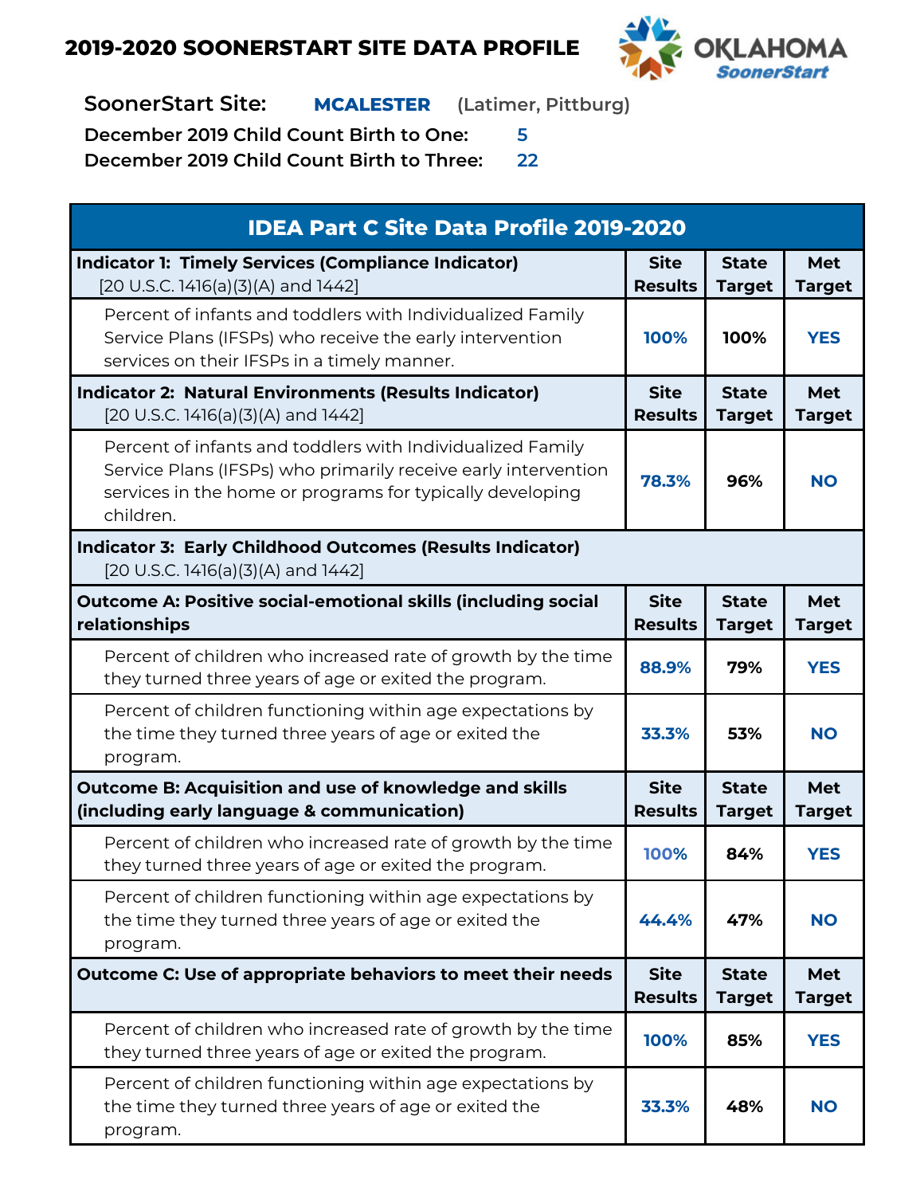# 2019-2020 SOONERSTART SITE DATA PROFILE

OKLAHOMA SoonerStart

**SoonerStart Site:** **MCALESTER** (Latimer, Pittburg)

**December 2019 Child Count Birth to One:** 5

**December 2019 Child Count Birth to Three:** 22

| IDEA Part C Site Data Profile 2019-2020 | | | |
|---|---|---|---|
| **Indicator 1: Timely Services (Compliance Indicator)** [20 U.S.C. 1416(a)(3)(A) and 1442] | **Site Results** | **State Target** | **Met Target** |
| Percent of infants and toddlers with Individualized Family Service Plans (IFSPs) who receive the early intervention services on their IFSPs in a timely manner. | 100% | 100% | YES |
| **Indicator 2: Natural Environments (Results Indicator)** [20 U.S.C. 1416(a)(3)(A) and 1442] | **Site Results** | **State Target** | **Met Target** |
| Percent of infants and toddlers with Individualized Family Service Plans (IFSPs) who primarily receive early intervention services in the home or programs for typically developing children. | 78.3% | 96% | NO |
| **Indicator 3: Early Childhood Outcomes (Results Indicator)** [20 U.S.C. 1416(a)(3)(A) and 1442] | | | |
| **Outcome A: Positive social-emotional skills (including social relationships** | **Site Results** | **State Target** | **Met Target** |
| Percent of children who increased rate of growth by the time they turned three years of age or exited the program. | 88.9% | 79% | YES |
| Percent of children functioning within age expectations by the time they turned three years of age or exited the program. | 33.3% | 53% | NO |
| **Outcome B: Acquisition and use of knowledge and skills (including early language & communication)** | **Site Results** | **State Target** | **Met Target** |
| Percent of children who increased rate of growth by the time they turned three years of age or exited the program. | 100% | 84% | YES |
| Percent of children functioning within age expectations by the time they turned three years of age or exited the program. | 44.4% | 47% | NO |
| **Outcome C: Use of appropriate behaviors to meet their needs** | **Site Results** | **State Target** | **Met Target** |
| Percent of children who increased rate of growth by the time they turned three years of age or exited the program. | 100% | 85% | YES |
| Percent of children functioning within age expectations by the time they turned three years of age or exited the program. | 33.3% | 48% | NO |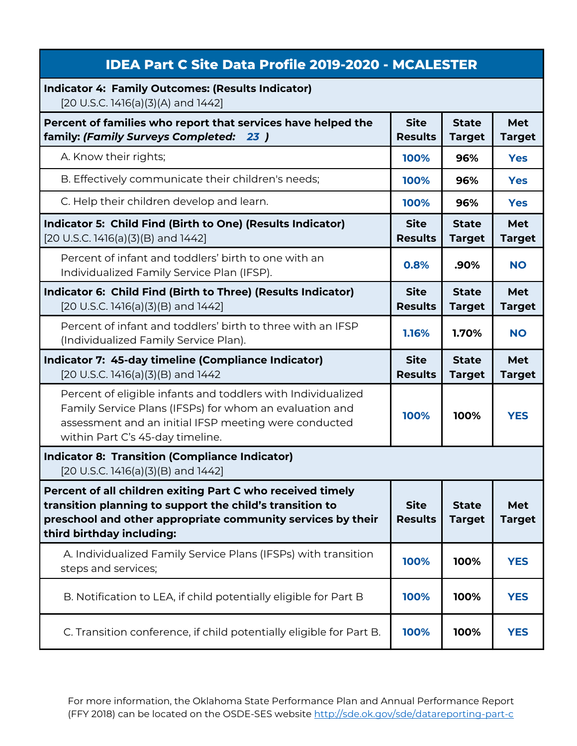# IDEA Part C Site Data Profile 2019-2020 - MCALESTER

| **Indicator 4: Family Outcomes: (Results Indicator)** [20 U.S.C. 1416(a)(3)(A) and 1442] | | | |
|---|---|---|---|
| **Percent of families who report that services have helped the family: *(Family Surveys Completed: 23 )*** | **Site Results** | **State Target** | **Met Target** |
| A. Know their rights; | **100%** | **96%** | **Yes** |
| B. Effectively communicate their children's needs; | **100%** | **96%** | **Yes** |
| C. Help their children develop and learn. | **100%** | **96%** | **Yes** |
| **Indicator 5: Child Find (Birth to One) (Results Indicator)** [20 U.S.C. 1416(a)(3)(B) and 1442] | **Site Results** | **State Target** | **Met Target** |
| Percent of infant and toddlers' birth to one with an Individualized Family Service Plan (IFSP). | **0.8%** | **.90%** | **NO** |
| **Indicator 6: Child Find (Birth to Three) (Results Indicator)** [20 U.S.C. 1416(a)(3)(B) and 1442] | **Site Results** | **State Target** | **Met Target** |
| Percent of infant and toddlers' birth to three with an IFSP (Individualized Family Service Plan). | **1.16%** | **1.70%** | **NO** |
| **Indicator 7: 45-day timeline (Compliance Indicator)** [20 U.S.C. 1416(a)(3)(B) and 1442 | **Site Results** | **State Target** | **Met Target** |
| Percent of eligible infants and toddlers with Individualized Family Service Plans (IFSPs) for whom an evaluation and assessment and an initial IFSP meeting were conducted within Part C's 45-day timeline. | **100%** | **100%** | **YES** |
| **Indicator 8: Transition (Compliance Indicator)** [20 U.S.C. 1416(a)(3)(B) and 1442] | | | |
| **Percent of all children exiting Part C who received timely transition planning to support the child's transition to preschool and other appropriate community services by their third birthday including:** | **Site Results** | **State Target** | **Met Target** |
| A. Individualized Family Service Plans (IFSPs) with transition steps and services; | **100%** | **100%** | **YES** |
| B. Notification to LEA, if child potentially eligible for Part B | **100%** | **100%** | **YES** |
| C. Transition conference, if child potentially eligible for Part B. | **100%** | **100%** | **YES** |

For more information, the Oklahoma State Performance Plan and Annual Performance Report (FFY 2018) can be located on the OSDE-SES website http://sde.ok.gov/sde/datareporting-part-c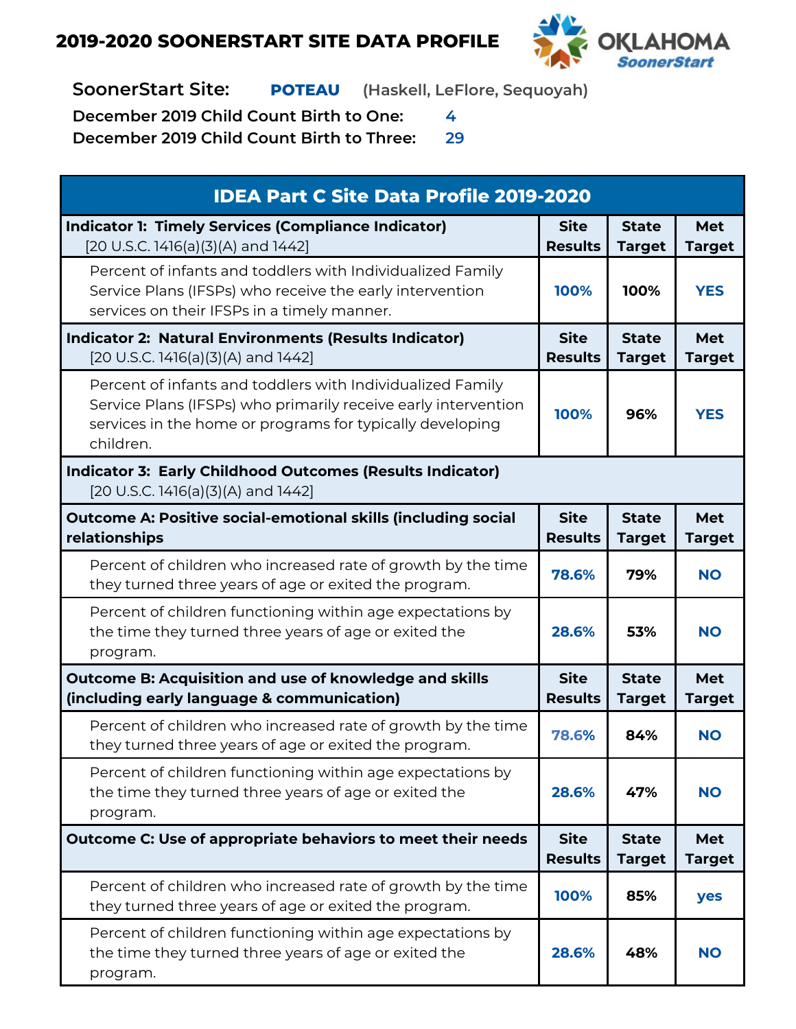# 2019-2020 SOONERSTART SITE DATA PROFILE

OKLAHOMA SoonerStart

**SoonerStart Site:** **POTEAU** (Haskell, LeFlore, Sequoyah)

**December 2019 Child Count Birth to One:** 4

**December 2019 Child Count Birth to Three:** 29

| IDEA Part C Site Data Profile 2019-2020 | | | |
|---|---|---|---|
| **Indicator 1: Timely Services (Compliance Indicator)** [20 U.S.C. 1416(a)(3)(A) and 1442] | **Site Results** | **State Target** | **Met Target** |
| Percent of infants and toddlers with Individualized Family Service Plans (IFSPs) who receive the early intervention services on their IFSPs in a timely manner. | 100% | 100% | YES |
| **Indicator 2: Natural Environments (Results Indicator)** [20 U.S.C. 1416(a)(3)(A) and 1442] | **Site Results** | **State Target** | **Met Target** |
| Percent of infants and toddlers with Individualized Family Service Plans (IFSPs) who primarily receive early intervention services in the home or programs for typically developing children. | 100% | 96% | YES |
| **Indicator 3: Early Childhood Outcomes (Results Indicator)** [20 U.S.C. 1416(a)(3)(A) and 1442] | | | |
| **Outcome A: Positive social-emotional skills (including social relationships** | **Site Results** | **State Target** | **Met Target** |
| Percent of children who increased rate of growth by the time they turned three years of age or exited the program. | 78.6% | 79% | NO |
| Percent of children functioning within age expectations by the time they turned three years of age or exited the program. | 28.6% | 53% | NO |
| **Outcome B: Acquisition and use of knowledge and skills (including early language & communication)** | **Site Results** | **State Target** | **Met Target** |
| Percent of children who increased rate of growth by the time they turned three years of age or exited the program. | 78.6% | 84% | NO |
| Percent of children functioning within age expectations by the time they turned three years of age or exited the program. | 28.6% | 47% | NO |
| **Outcome C: Use of appropriate behaviors to meet their needs** | **Site Results** | **State Target** | **Met Target** |
| Percent of children who increased rate of growth by the time they turned three years of age or exited the program. | 100% | 85% | yes |
| Percent of children functioning within age expectations by the time they turned three years of age or exited the program. | 28.6% | 48% | NO |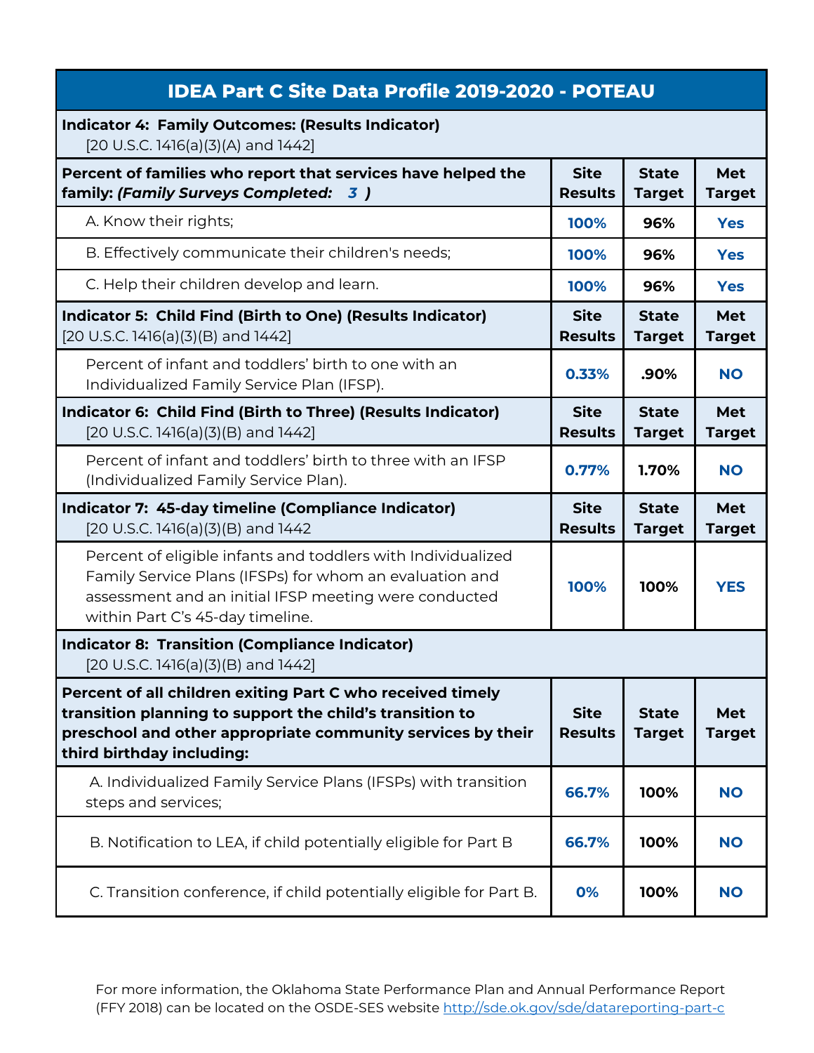| IDEA Part C Site Data Profile 2019-2020 - POTEAU | | | |
|---|---|---|---|
| **Indicator 4: Family Outcomes: (Results Indicator)** [20 U.S.C. 1416(a)(3)(A) and 1442] | | | |
| **Percent of families who report that services have helped the family: *(Family Surveys Completed: 3 )*** | **Site Results** | **State Target** | **Met Target** |
| A. Know their rights; | 100% | 96% | Yes |
| B. Effectively communicate their children's needs; | 100% | 96% | Yes |
| C. Help their children develop and learn. | 100% | 96% | Yes |
| **Indicator 5: Child Find (Birth to One) (Results Indicator)** [20 U.S.C. 1416(a)(3)(B) and 1442] | **Site Results** | **State Target** | **Met Target** |
| Percent of infant and toddlers' birth to one with an Individualized Family Service Plan (IFSP). | 0.33% | .90% | NO |
| **Indicator 6: Child Find (Birth to Three) (Results Indicator)** [20 U.S.C. 1416(a)(3)(B) and 1442] | **Site Results** | **State Target** | **Met Target** |
| Percent of infant and toddlers' birth to three with an IFSP (Individualized Family Service Plan). | 0.77% | 1.70% | NO |
| **Indicator 7: 45-day timeline (Compliance Indicator)** [20 U.S.C. 1416(a)(3)(B) and 1442 | **Site Results** | **State Target** | **Met Target** |
| Percent of eligible infants and toddlers with Individualized Family Service Plans (IFSPs) for whom an evaluation and assessment and an initial IFSP meeting were conducted within Part C's 45-day timeline. | 100% | 100% | YES |
| **Indicator 8: Transition (Compliance Indicator)** [20 U.S.C. 1416(a)(3)(B) and 1442] | | | |
| **Percent of all children exiting Part C who received timely transition planning to support the child's transition to preschool and other appropriate community services by their third birthday including:** | **Site Results** | **State Target** | **Met Target** |
| A. Individualized Family Service Plans (IFSPs) with transition steps and services; | 66.7% | 100% | NO |
| B. Notification to LEA, if child potentially eligible for Part B | 66.7% | 100% | NO |
| C. Transition conference, if child potentially eligible for Part B. | 0% | 100% | NO |

For more information, the Oklahoma State Performance Plan and Annual Performance Report (FFY 2018) can be located on the OSDE-SES website http://sde.ok.gov/sde/datareporting-part-c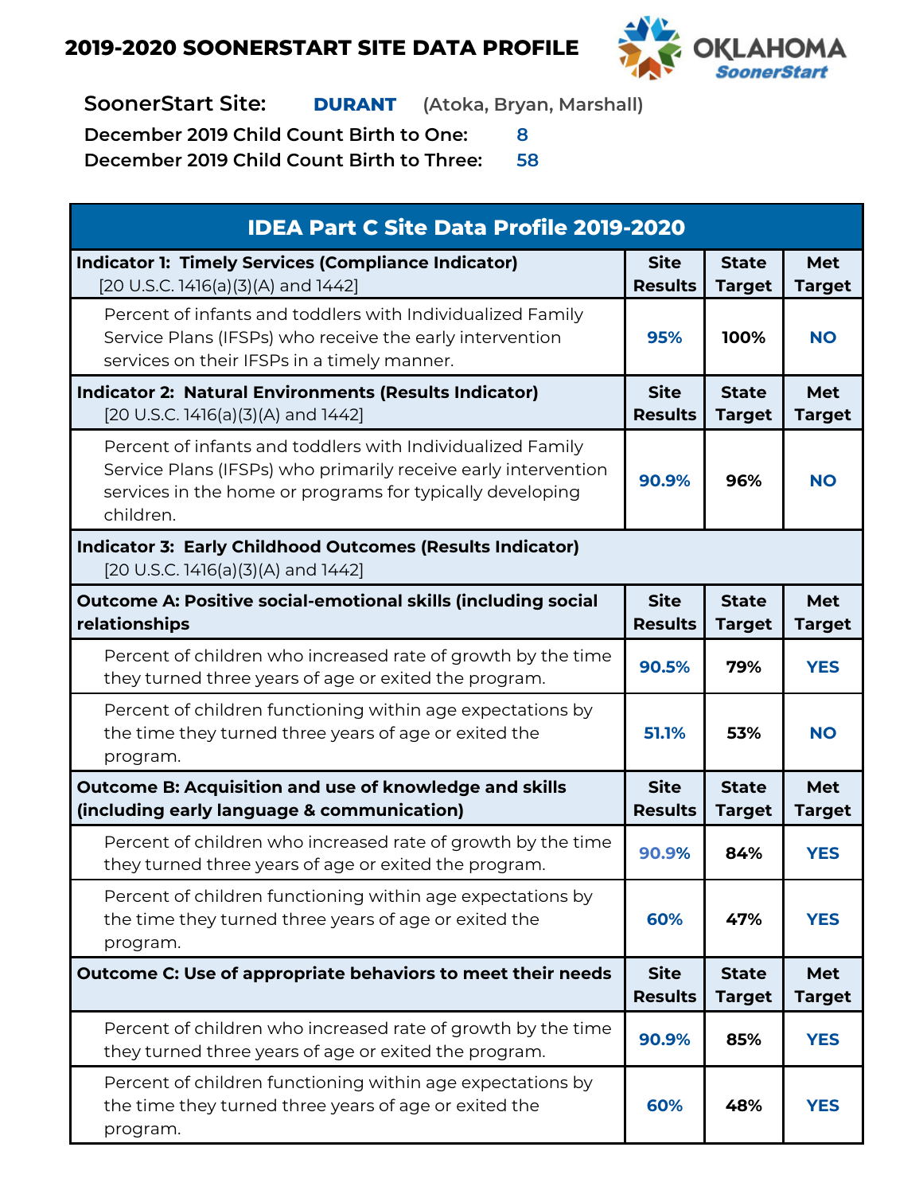# 2019-2020 SOONERSTART SITE DATA PROFILE

**SoonerStart Site:** **DURANT** (Atoka, Bryan, Marshall)

**December 2019 Child Count Birth to One:** 8

**December 2019 Child Count Birth to Three:** 58

| IDEA Part C Site Data Profile 2019-2020 | | | |
|---|---|---|---|
| **Indicator 1: Timely Services (Compliance Indicator)** [20 U.S.C. 1416(a)(3)(A) and 1442] | **Site Results** | **State Target** | **Met Target** |
| Percent of infants and toddlers with Individualized Family Service Plans (IFSPs) who receive the early intervention services on their IFSPs in a timely manner. | 95% | 100% | NO |
| **Indicator 2: Natural Environments (Results Indicator)** [20 U.S.C. 1416(a)(3)(A) and 1442] | **Site Results** | **State Target** | **Met Target** |
| Percent of infants and toddlers with Individualized Family Service Plans (IFSPs) who primarily receive early intervention services in the home or programs for typically developing children. | 90.9% | 96% | NO |
| **Indicator 3: Early Childhood Outcomes (Results Indicator)** [20 U.S.C. 1416(a)(3)(A) and 1442] | | | |
| **Outcome A: Positive social-emotional skills (including social relationships** | **Site Results** | **State Target** | **Met Target** |
| Percent of children who increased rate of growth by the time they turned three years of age or exited the program. | 90.5% | 79% | YES |
| Percent of children functioning within age expectations by the time they turned three years of age or exited the program. | 51.1% | 53% | NO |
| **Outcome B: Acquisition and use of knowledge and skills (including early language & communication)** | **Site Results** | **State Target** | **Met Target** |
| Percent of children who increased rate of growth by the time they turned three years of age or exited the program. | 90.9% | 84% | YES |
| Percent of children functioning within age expectations by the time they turned three years of age or exited the program. | 60% | 47% | YES |
| **Outcome C: Use of appropriate behaviors to meet their needs** | **Site Results** | **State Target** | **Met Target** |
| Percent of children who increased rate of growth by the time they turned three years of age or exited the program. | 90.9% | 85% | YES |
| Percent of children functioning within age expectations by the time they turned three years of age or exited the program. | 60% | 48% | YES |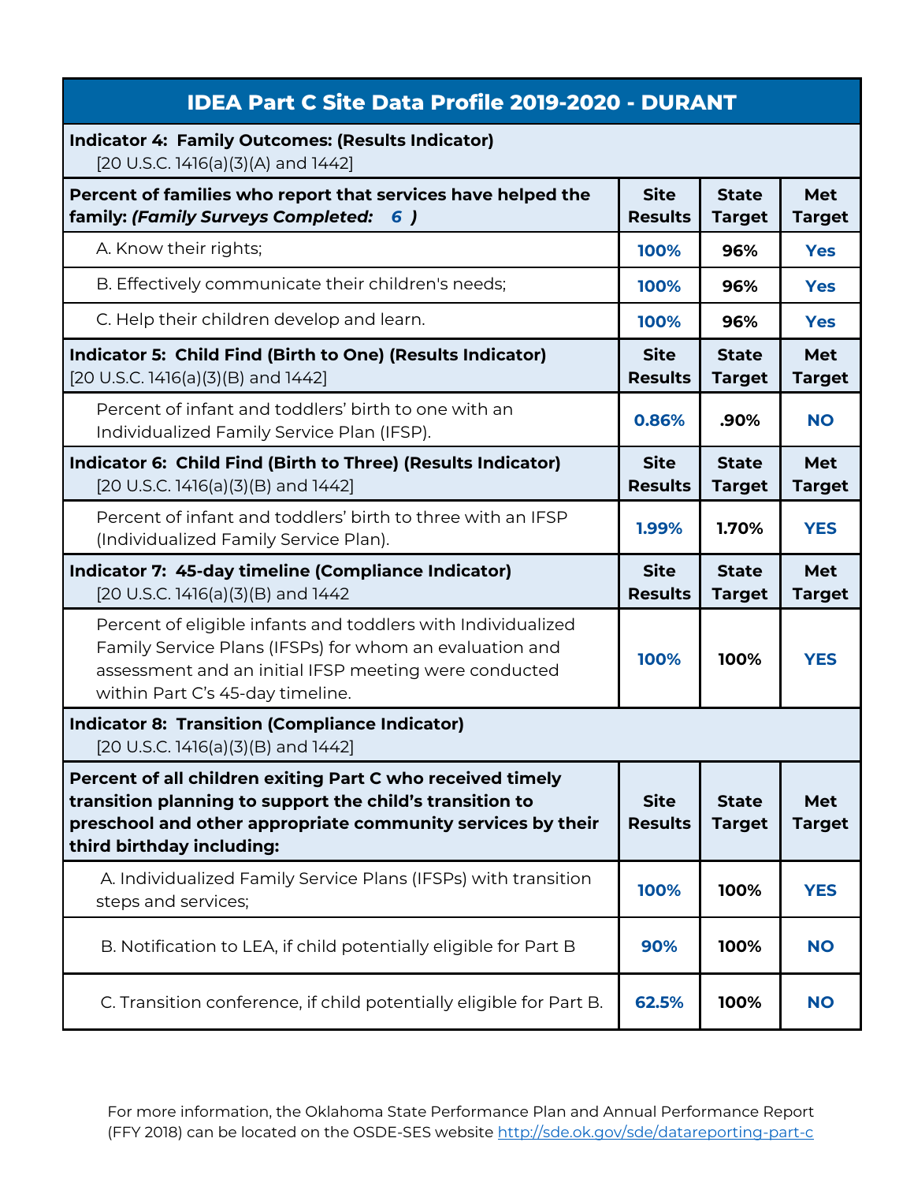# IDEA Part C Site Data Profile 2019-2020 - DURANT

| **Indicator 4: Family Outcomes: (Results Indicator)** [20 U.S.C. 1416(a)(3)(A) and 1442] | | | |
|---|---|---|---|
| **Percent of families who report that services have helped the family: *(Family Surveys Completed: 6 )*** | **Site Results** | **State Target** | **Met Target** |
| A. Know their rights; | **100%** | **96%** | **Yes** |
| B. Effectively communicate their children's needs; | **100%** | **96%** | **Yes** |
| C. Help their children develop and learn. | **100%** | **96%** | **Yes** |
| **Indicator 5: Child Find (Birth to One) (Results Indicator)** [20 U.S.C. 1416(a)(3)(B) and 1442] | **Site Results** | **State Target** | **Met Target** |
| Percent of infant and toddlers' birth to one with an Individualized Family Service Plan (IFSP). | **0.86%** | **.90%** | **NO** |
| **Indicator 6: Child Find (Birth to Three) (Results Indicator)** [20 U.S.C. 1416(a)(3)(B) and 1442] | **Site Results** | **State Target** | **Met Target** |
| Percent of infant and toddlers' birth to three with an IFSP (Individualized Family Service Plan). | **1.99%** | **1.70%** | **YES** |
| **Indicator 7: 45-day timeline (Compliance Indicator)** [20 U.S.C. 1416(a)(3)(B) and 1442 | **Site Results** | **State Target** | **Met Target** |
| Percent of eligible infants and toddlers with Individualized Family Service Plans (IFSPs) for whom an evaluation and assessment and an initial IFSP meeting were conducted within Part C's 45-day timeline. | **100%** | **100%** | **YES** |
| **Indicator 8: Transition (Compliance Indicator)** [20 U.S.C. 1416(a)(3)(B) and 1442] | | | |
| **Percent of all children exiting Part C who received timely transition planning to support the child's transition to preschool and other appropriate community services by their third birthday including:** | **Site Results** | **State Target** | **Met Target** |
| A. Individualized Family Service Plans (IFSPs) with transition steps and services; | **100%** | **100%** | **YES** |
| B. Notification to LEA, if child potentially eligible for Part B | **90%** | **100%** | **NO** |
| C. Transition conference, if child potentially eligible for Part B. | **62.5%** | **100%** | **NO** |

For more information, the Oklahoma State Performance Plan and Annual Performance Report (FFY 2018) can be located on the OSDE-SES website http://sde.ok.gov/sde/datareporting-part-c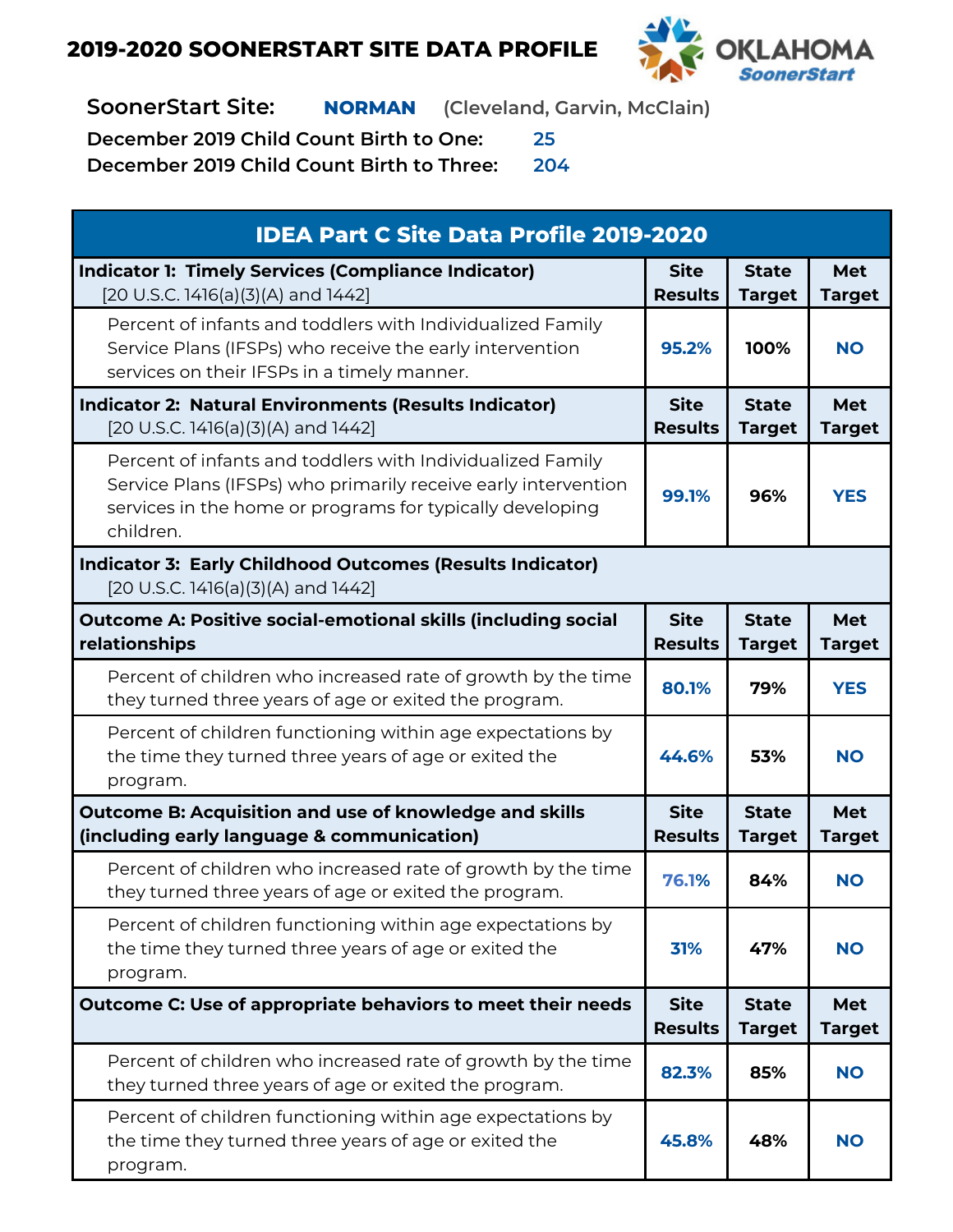# 2019-2020 SOONERSTART SITE DATA PROFILE

OKLAHOMA SoonerStart

**SoonerStart Site:** **NORMAN** (Cleveland, Garvin, McClain)

**December 2019 Child Count Birth to One:** 25

**December 2019 Child Count Birth to Three:** 204

| IDEA Part C Site Data Profile 2019-2020 | | | |
|---|---|---|---|
| **Indicator 1: Timely Services (Compliance Indicator)** [20 U.S.C. 1416(a)(3)(A) and 1442] | **Site Results** | **State Target** | **Met Target** |
| Percent of infants and toddlers with Individualized Family Service Plans (IFSPs) who receive the early intervention services on their IFSPs in a timely manner. | 95.2% | 100% | NO |
| **Indicator 2: Natural Environments (Results Indicator)** [20 U.S.C. 1416(a)(3)(A) and 1442] | **Site Results** | **State Target** | **Met Target** |
| Percent of infants and toddlers with Individualized Family Service Plans (IFSPs) who primarily receive early intervention services in the home or programs for typically developing children. | 99.1% | 96% | YES |
| **Indicator 3: Early Childhood Outcomes (Results Indicator)** [20 U.S.C. 1416(a)(3)(A) and 1442] | | | |
| **Outcome A: Positive social-emotional skills (including social relationships** | **Site Results** | **State Target** | **Met Target** |
| Percent of children who increased rate of growth by the time they turned three years of age or exited the program. | 80.1% | 79% | YES |
| Percent of children functioning within age expectations by the time they turned three years of age or exited the program. | 44.6% | 53% | NO |
| **Outcome B: Acquisition and use of knowledge and skills (including early language & communication)** | **Site Results** | **State Target** | **Met Target** |
| Percent of children who increased rate of growth by the time they turned three years of age or exited the program. | 76.1% | 84% | NO |
| Percent of children functioning within age expectations by the time they turned three years of age or exited the program. | 31% | 47% | NO |
| **Outcome C: Use of appropriate behaviors to meet their needs** | **Site Results** | **State Target** | **Met Target** |
| Percent of children who increased rate of growth by the time they turned three years of age or exited the program. | 82.3% | 85% | NO |
| Percent of children functioning within age expectations by the time they turned three years of age or exited the program. | 45.8% | 48% | NO |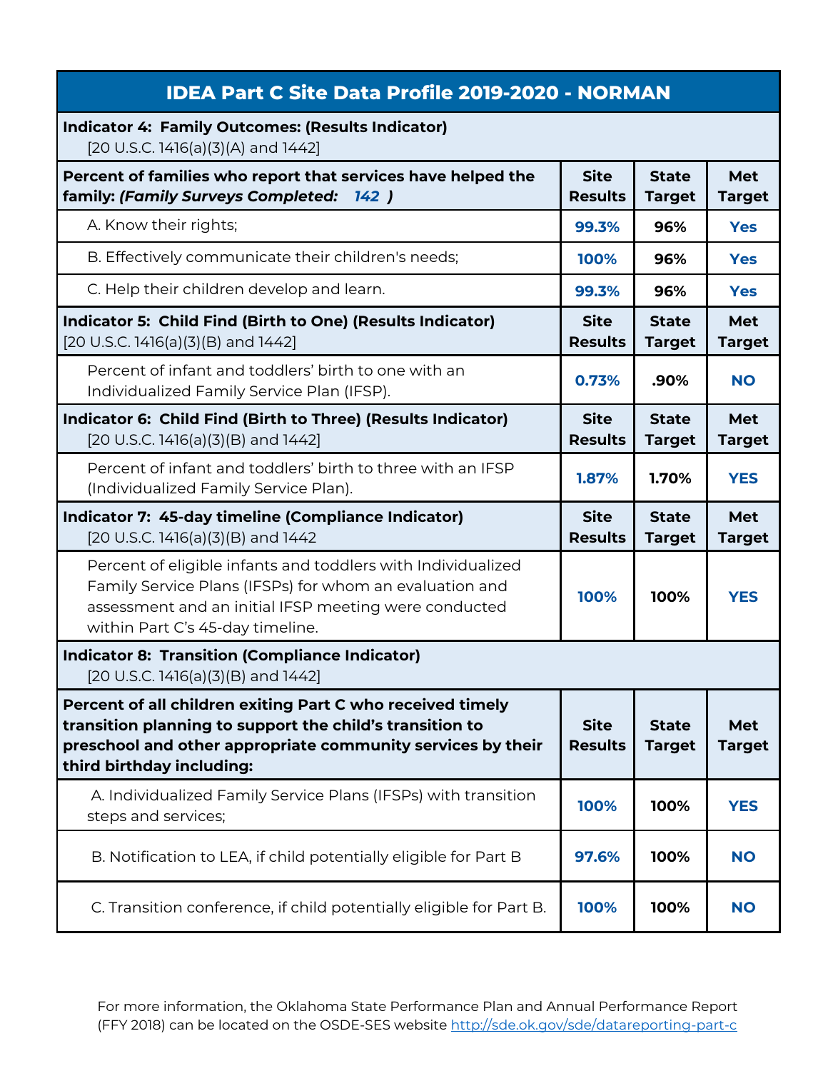# IDEA Part C Site Data Profile 2019-2020 - NORMAN

| **Indicator 4: Family Outcomes: (Results Indicator)** [20 U.S.C. 1416(a)(3)(A) and 1442] | | | |
|---|---|---|---|
| **Percent of families who report that services have helped the family: *(Family Surveys Completed: 142 )*** | **Site Results** | **State Target** | **Met Target** |
| A. Know their rights; | **99.3%** | **96%** | **Yes** |
| B. Effectively communicate their children's needs; | **100%** | **96%** | **Yes** |
| C. Help their children develop and learn. | **99.3%** | **96%** | **Yes** |
| **Indicator 5: Child Find (Birth to One) (Results Indicator)** [20 U.S.C. 1416(a)(3)(B) and 1442] | **Site Results** | **State Target** | **Met Target** |
| Percent of infant and toddlers' birth to one with an Individualized Family Service Plan (IFSP). | **0.73%** | **.90%** | **NO** |
| **Indicator 6: Child Find (Birth to Three) (Results Indicator)** [20 U.S.C. 1416(a)(3)(B) and 1442] | **Site Results** | **State Target** | **Met Target** |
| Percent of infant and toddlers' birth to three with an IFSP (Individualized Family Service Plan). | **1.87%** | **1.70%** | **YES** |
| **Indicator 7: 45-day timeline (Compliance Indicator)** [20 U.S.C. 1416(a)(3)(B) and 1442 | **Site Results** | **State Target** | **Met Target** |
| Percent of eligible infants and toddlers with Individualized Family Service Plans (IFSPs) for whom an evaluation and assessment and an initial IFSP meeting were conducted within Part C's 45-day timeline. | **100%** | **100%** | **YES** |
| **Indicator 8: Transition (Compliance Indicator)** [20 U.S.C. 1416(a)(3)(B) and 1442] | | | |
| **Percent of all children exiting Part C who received timely transition planning to support the child's transition to preschool and other appropriate community services by their third birthday including:** | **Site Results** | **State Target** | **Met Target** |
| A. Individualized Family Service Plans (IFSPs) with transition steps and services; | **100%** | **100%** | **YES** |
| B. Notification to LEA, if child potentially eligible for Part B | **97.6%** | **100%** | **NO** |
| C. Transition conference, if child potentially eligible for Part B. | **100%** | **100%** | **NO** |

For more information, the Oklahoma State Performance Plan and Annual Performance Report (FFY 2018) can be located on the OSDE-SES website [http://sde.ok.gov/sde/datareporting-part-c](http://sde.ok.gov/sde/datareporting-part-c)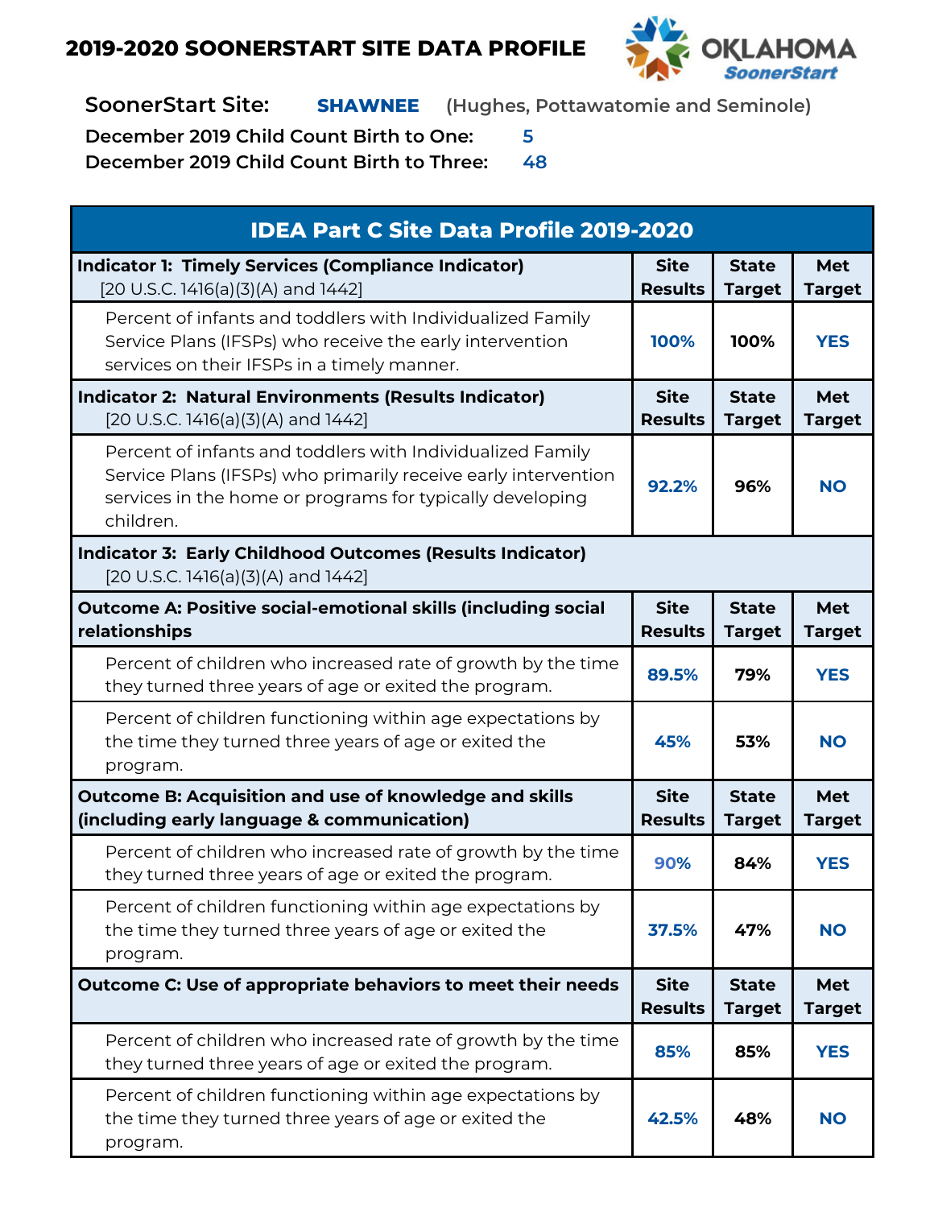# 2019-2020 SOONERSTART SITE DATA PROFILE

**SoonerStart Site:** **SHAWNEE** (Hughes, Pottawatomie and Seminole)

**December 2019 Child Count Birth to One:** 5

**December 2019 Child Count Birth to Three:** 48

| IDEA Part C Site Data Profile 2019-2020 | | | |
|---|---|---|---|
| **Indicator 1: Timely Services (Compliance Indicator)** [20 U.S.C. 1416(a)(3)(A) and 1442] | **Site Results** | **State Target** | **Met Target** |
| Percent of infants and toddlers with Individualized Family Service Plans (IFSPs) who receive the early intervention services on their IFSPs in a timely manner. | 100% | 100% | YES |
| **Indicator 2: Natural Environments (Results Indicator)** [20 U.S.C. 1416(a)(3)(A) and 1442] | **Site Results** | **State Target** | **Met Target** |
| Percent of infants and toddlers with Individualized Family Service Plans (IFSPs) who primarily receive early intervention services in the home or programs for typically developing children. | 92.2% | 96% | NO |
| **Indicator 3: Early Childhood Outcomes (Results Indicator)** [20 U.S.C. 1416(a)(3)(A) and 1442] | | | |
| **Outcome A: Positive social-emotional skills (including social relationships** | **Site Results** | **State Target** | **Met Target** |
| Percent of children who increased rate of growth by the time they turned three years of age or exited the program. | 89.5% | 79% | YES |
| Percent of children functioning within age expectations by the time they turned three years of age or exited the program. | 45% | 53% | NO |
| **Outcome B: Acquisition and use of knowledge and skills (including early language & communication)** | **Site Results** | **State Target** | **Met Target** |
| Percent of children who increased rate of growth by the time they turned three years of age or exited the program. | 90% | 84% | YES |
| Percent of children functioning within age expectations by the time they turned three years of age or exited the program. | 37.5% | 47% | NO |
| **Outcome C: Use of appropriate behaviors to meet their needs** | **Site Results** | **State Target** | **Met Target** |
| Percent of children who increased rate of growth by the time they turned three years of age or exited the program. | 85% | 85% | YES |
| Percent of children functioning within age expectations by the time they turned three years of age or exited the program. | 42.5% | 48% | NO |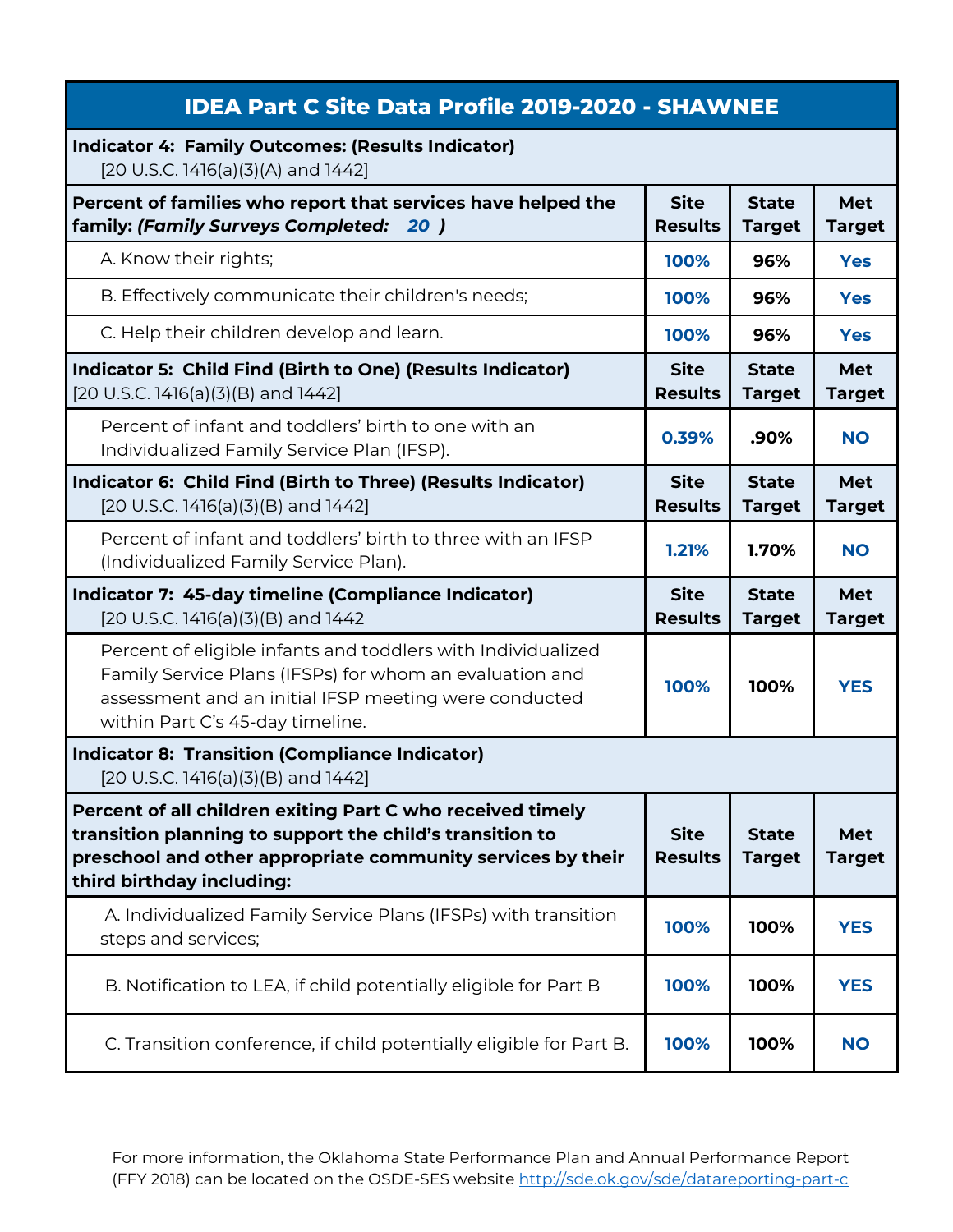| IDEA Part C Site Data Profile 2019-2020 - SHAWNEE | | | |
|---|---|---|---|
| **Indicator 4: Family Outcomes: (Results Indicator)** [20 U.S.C. 1416(a)(3)(A) and 1442] | | | |
| **Percent of families who report that services have helped the family:** ***(Family Surveys Completed: 20 )*** | **Site Results** | **State Target** | **Met Target** |
| A. Know their rights; | **100%** | **96%** | **Yes** |
| B. Effectively communicate their children's needs; | **100%** | **96%** | **Yes** |
| C. Help their children develop and learn. | **100%** | **96%** | **Yes** |
| **Indicator 5: Child Find (Birth to One) (Results Indicator)** [20 U.S.C. 1416(a)(3)(B) and 1442] | **Site Results** | **State Target** | **Met Target** |
| Percent of infant and toddlers' birth to one with an Individualized Family Service Plan (IFSP). | **0.39%** | **.90%** | **NO** |
| **Indicator 6: Child Find (Birth to Three) (Results Indicator)** [20 U.S.C. 1416(a)(3)(B) and 1442] | **Site Results** | **State Target** | **Met Target** |
| Percent of infant and toddlers' birth to three with an IFSP (Individualized Family Service Plan). | **1.21%** | **1.70%** | **NO** |
| **Indicator 7: 45-day timeline (Compliance Indicator)** [20 U.S.C. 1416(a)(3)(B) and 1442 | **Site Results** | **State Target** | **Met Target** |
| Percent of eligible infants and toddlers with Individualized Family Service Plans (IFSPs) for whom an evaluation and assessment and an initial IFSP meeting were conducted within Part C's 45-day timeline. | **100%** | **100%** | **YES** |
| **Indicator 8: Transition (Compliance Indicator)** [20 U.S.C. 1416(a)(3)(B) and 1442] | | | |
| **Percent of all children exiting Part C who received timely transition planning to support the child's transition to preschool and other appropriate community services by their third birthday including:** | **Site Results** | **State Target** | **Met Target** |
| A. Individualized Family Service Plans (IFSPs) with transition steps and services; | **100%** | **100%** | **YES** |
| B. Notification to LEA, if child potentially eligible for Part B | **100%** | **100%** | **YES** |
| C. Transition conference, if child potentially eligible for Part B. | **100%** | **100%** | **NO** |

For more information, the Oklahoma State Performance Plan and Annual Performance Report (FFY 2018) can be located on the OSDE-SES website http://sde.ok.gov/sde/datareporting-part-c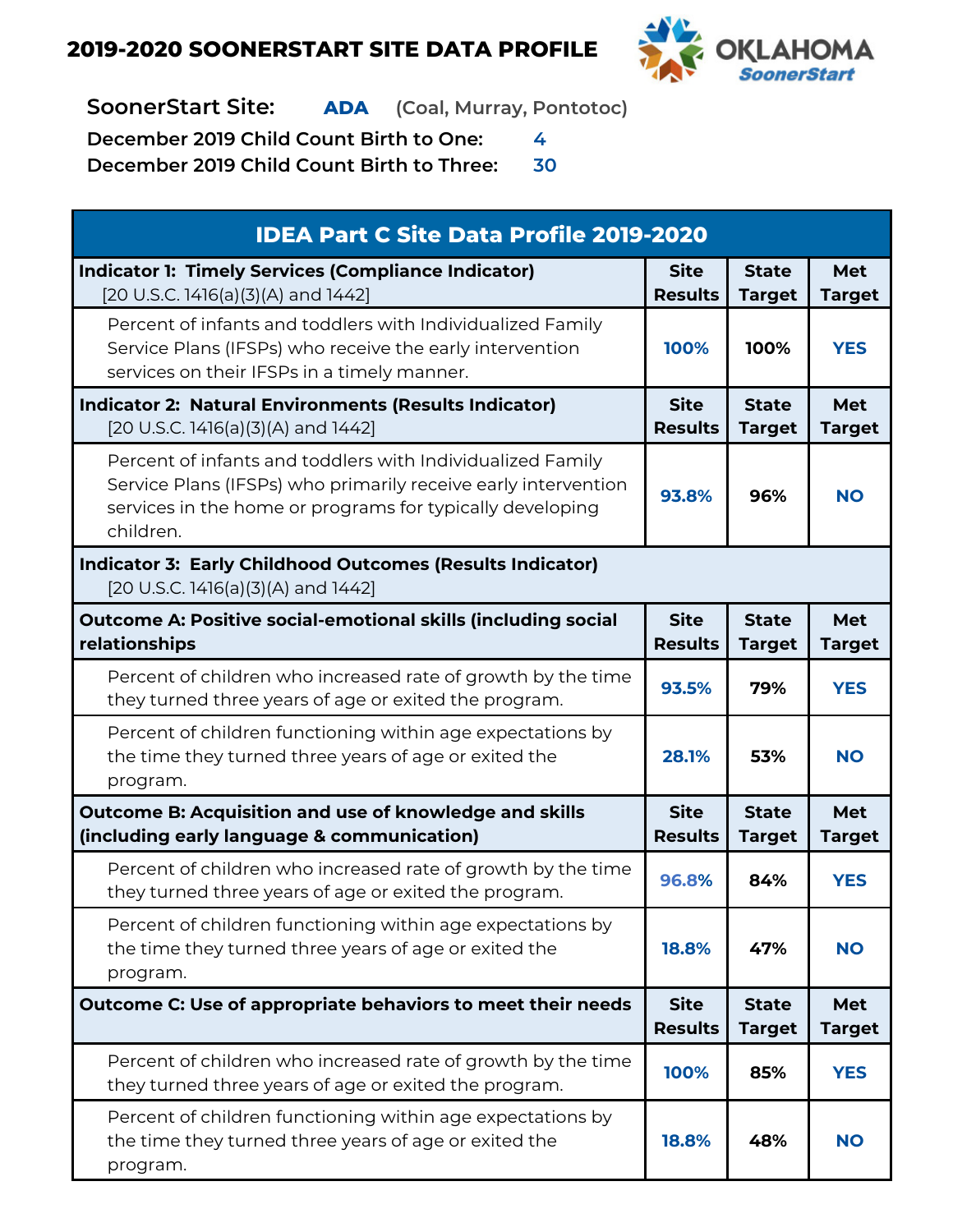# 2019-2020 SOONERSTART SITE DATA PROFILE

**SoonerStart Site:** **ADA** (Coal, Murray, Pontotoc)

**December 2019 Child Count Birth to One:** 4

**December 2019 Child Count Birth to Three:** 30

| IDEA Part C Site Data Profile 2019-2020 | | | |
|---|---|---|---|
| **Indicator 1: Timely Services (Compliance Indicator)** [20 U.S.C. 1416(a)(3)(A) and 1442] | **Site Results** | **State Target** | **Met Target** |
| Percent of infants and toddlers with Individualized Family Service Plans (IFSPs) who receive the early intervention services on their IFSPs in a timely manner. | 100% | 100% | YES |
| **Indicator 2: Natural Environments (Results Indicator)** [20 U.S.C. 1416(a)(3)(A) and 1442] | **Site Results** | **State Target** | **Met Target** |
| Percent of infants and toddlers with Individualized Family Service Plans (IFSPs) who primarily receive early intervention services in the home or programs for typically developing children. | 93.8% | 96% | NO |
| **Indicator 3: Early Childhood Outcomes (Results Indicator)** [20 U.S.C. 1416(a)(3)(A) and 1442] | | | |
| **Outcome A: Positive social-emotional skills (including social relationships** | **Site Results** | **State Target** | **Met Target** |
| Percent of children who increased rate of growth by the time they turned three years of age or exited the program. | 93.5% | 79% | YES |
| Percent of children functioning within age expectations by the time they turned three years of age or exited the program. | 28.1% | 53% | NO |
| **Outcome B: Acquisition and use of knowledge and skills (including early language & communication)** | **Site Results** | **State Target** | **Met Target** |
| Percent of children who increased rate of growth by the time they turned three years of age or exited the program. | 96.8% | 84% | YES |
| Percent of children functioning within age expectations by the time they turned three years of age or exited the program. | 18.8% | 47% | NO |
| **Outcome C: Use of appropriate behaviors to meet their needs** | **Site Results** | **State Target** | **Met Target** |
| Percent of children who increased rate of growth by the time they turned three years of age or exited the program. | 100% | 85% | YES |
| Percent of children functioning within age expectations by the time they turned three years of age or exited the program. | 18.8% | 48% | NO |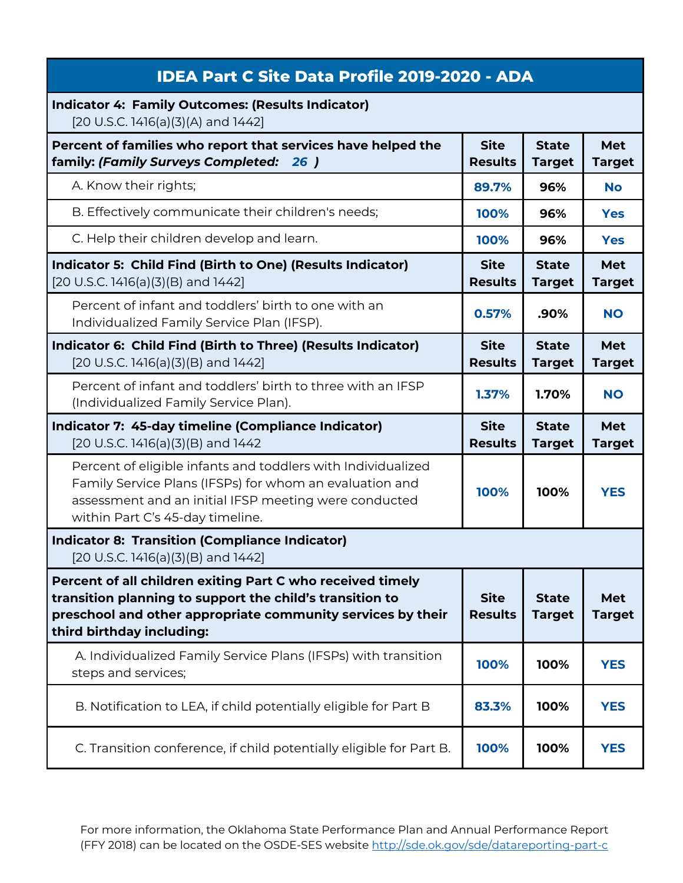# IDEA Part C Site Data Profile 2019-2020 - ADA

| **Indicator 4: Family Outcomes: (Results Indicator)** [20 U.S.C. 1416(a)(3)(A) and 1442] | | | |
|---|---|---|---|
| **Percent of families who report that services have helped the family: *(Family Surveys Completed: 26 )*** | **Site Results** | **State Target** | **Met Target** |
| A. Know their rights; | **89.7%** | **96%** | **No** |
| B. Effectively communicate their children's needs; | **100%** | **96%** | **Yes** |
| C. Help their children develop and learn. | **100%** | **96%** | **Yes** |
| **Indicator 5: Child Find (Birth to One) (Results Indicator)** [20 U.S.C. 1416(a)(3)(B) and 1442] | **Site Results** | **State Target** | **Met Target** |
| Percent of infant and toddlers' birth to one with an Individualized Family Service Plan (IFSP). | **0.57%** | **.90%** | **NO** |
| **Indicator 6: Child Find (Birth to Three) (Results Indicator)** [20 U.S.C. 1416(a)(3)(B) and 1442] | **Site Results** | **State Target** | **Met Target** |
| Percent of infant and toddlers' birth to three with an IFSP (Individualized Family Service Plan). | **1.37%** | **1.70%** | **NO** |
| **Indicator 7: 45-day timeline (Compliance Indicator)** [20 U.S.C. 1416(a)(3)(B) and 1442 | **Site Results** | **State Target** | **Met Target** |
| Percent of eligible infants and toddlers with Individualized Family Service Plans (IFSPs) for whom an evaluation and assessment and an initial IFSP meeting were conducted within Part C's 45-day timeline. | **100%** | **100%** | **YES** |
| **Indicator 8: Transition (Compliance Indicator)** [20 U.S.C. 1416(a)(3)(B) and 1442] | | | |
| **Percent of all children exiting Part C who received timely transition planning to support the child's transition to preschool and other appropriate community services by their third birthday including:** | **Site Results** | **State Target** | **Met Target** |
| A. Individualized Family Service Plans (IFSPs) with transition steps and services; | **100%** | **100%** | **YES** |
| B. Notification to LEA, if child potentially eligible for Part B | **83.3%** | **100%** | **YES** |
| C. Transition conference, if child potentially eligible for Part B. | **100%** | **100%** | **YES** |

For more information, the Oklahoma State Performance Plan and Annual Performance Report (FFY 2018) can be located on the OSDE-SES website http://sde.ok.gov/sde/datareporting-part-c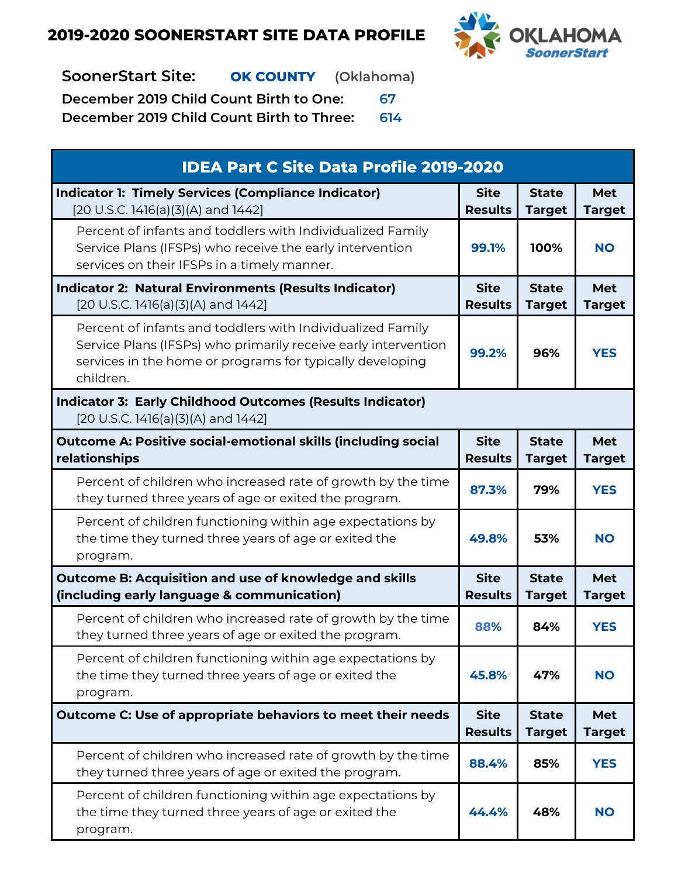# 2019-2020 SOONERSTART SITE DATA PROFILE

**SoonerStart Site:** **OK COUNTY** (Oklahoma)

**December 2019 Child Count Birth to One:** 67

**December 2019 Child Count Birth to Three:** 614

| IDEA Part C Site Data Profile 2019-2020 | | | |
|---|---|---|---|
| **Indicator 1: Timely Services (Compliance Indicator)** [20 U.S.C. 1416(a)(3)(A) and 1442] | **Site Results** | **State Target** | **Met Target** |
| Percent of infants and toddlers with Individualized Family Service Plans (IFSPs) who receive the early intervention services on their IFSPs in a timely manner. | 99.1% | 100% | NO |
| **Indicator 2: Natural Environments (Results Indicator)** [20 U.S.C. 1416(a)(3)(A) and 1442] | **Site Results** | **State Target** | **Met Target** |
| Percent of infants and toddlers with Individualized Family Service Plans (IFSPs) who primarily receive early intervention services in the home or programs for typically developing children. | 99.2% | 96% | YES |
| **Indicator 3: Early Childhood Outcomes (Results Indicator)** [20 U.S.C. 1416(a)(3)(A) and 1442] | | | |
| **Outcome A: Positive social-emotional skills (including social relationships** | **Site Results** | **State Target** | **Met Target** |
| Percent of children who increased rate of growth by the time they turned three years of age or exited the program. | 87.3% | 79% | YES |
| Percent of children functioning within age expectations by the time they turned three years of age or exited the program. | 49.8% | 53% | NO |
| **Outcome B: Acquisition and use of knowledge and skills (including early language & communication)** | **Site Results** | **State Target** | **Met Target** |
| Percent of children who increased rate of growth by the time they turned three years of age or exited the program. | 88% | 84% | YES |
| Percent of children functioning within age expectations by the time they turned three years of age or exited the program. | 45.8% | 47% | NO |
| **Outcome C: Use of appropriate behaviors to meet their needs** | **Site Results** | **State Target** | **Met Target** |
| Percent of children who increased rate of growth by the time they turned three years of age or exited the program. | 88.4% | 85% | YES |
| Percent of children functioning within age expectations by the time they turned three years of age or exited the program. | 44.4% | 48% | NO |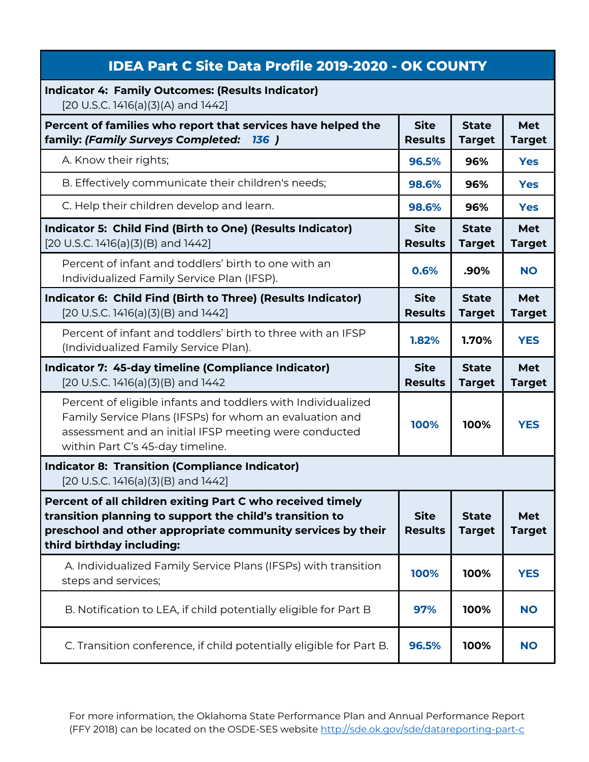## IDEA Part C Site Data Profile 2019-2020 - OK COUNTY

| **Indicator 4: Family Outcomes: (Results Indicator)** [20 U.S.C. 1416(a)(3)(A) and 1442] | | | |
|---|---|---|---|
| **Percent of families who report that services have helped the family: *(Family Surveys Completed: 136 )*** | **Site Results** | **State Target** | **Met Target** |
| A. Know their rights; | **96.5%** | **96%** | **Yes** |
| B. Effectively communicate their children's needs; | **98.6%** | **96%** | **Yes** |
| C. Help their children develop and learn. | **98.6%** | **96%** | **Yes** |
| **Indicator 5: Child Find (Birth to One) (Results Indicator)** [20 U.S.C. 1416(a)(3)(B) and 1442] | **Site Results** | **State Target** | **Met Target** |
| Percent of infant and toddlers' birth to one with an Individualized Family Service Plan (IFSP). | **0.6%** | **.90%** | **NO** |
| **Indicator 6: Child Find (Birth to Three) (Results Indicator)** [20 U.S.C. 1416(a)(3)(B) and 1442] | **Site Results** | **State Target** | **Met Target** |
| Percent of infant and toddlers' birth to three with an IFSP (Individualized Family Service Plan). | **1.82%** | **1.70%** | **YES** |
| **Indicator 7: 45-day timeline (Compliance Indicator)** [20 U.S.C. 1416(a)(3)(B) and 1442 | **Site Results** | **State Target** | **Met Target** |
| Percent of eligible infants and toddlers with Individualized Family Service Plans (IFSPs) for whom an evaluation and assessment and an initial IFSP meeting were conducted within Part C's 45-day timeline. | **100%** | **100%** | **YES** |
| **Indicator 8: Transition (Compliance Indicator)** [20 U.S.C. 1416(a)(3)(B) and 1442] | | | |
| **Percent of all children exiting Part C who received timely transition planning to support the child's transition to preschool and other appropriate community services by their third birthday including:** | **Site Results** | **State Target** | **Met Target** |
| A. Individualized Family Service Plans (IFSPs) with transition steps and services; | **100%** | **100%** | **YES** |
| B. Notification to LEA, if child potentially eligible for Part B | **97%** | **100%** | **NO** |
| C. Transition conference, if child potentially eligible for Part B. | **96.5%** | **100%** | **NO** |

For more information, the Oklahoma State Performance Plan and Annual Performance Report (FFY 2018) can be located on the OSDE-SES website http://sde.ok.gov/sde/datareporting-part-c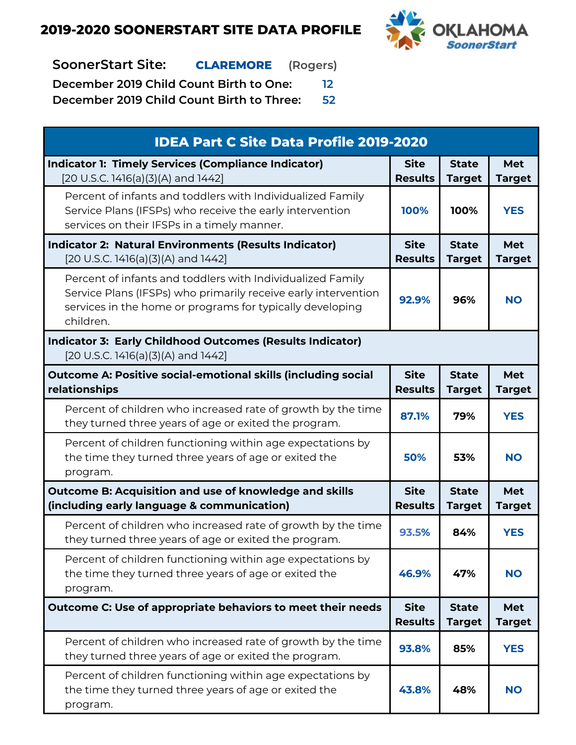## 2019-2020 SOONERSTART SITE DATA PROFILE

**SoonerStart Site:** **CLAREMORE** (Rogers)

**December 2019 Child Count Birth to One:** 12

**December 2019 Child Count Birth to Three:** 52

| IDEA Part C Site Data Profile 2019-2020 | | | |
|---|---|---|---|
| **Indicator 1: Timely Services (Compliance Indicator)** [20 U.S.C. 1416(a)(3)(A) and 1442] | **Site Results** | **State Target** | **Met Target** |
| Percent of infants and toddlers with Individualized Family Service Plans (IFSPs) who receive the early intervention services on their IFSPs in a timely manner. | 100% | 100% | YES |
| **Indicator 2: Natural Environments (Results Indicator)** [20 U.S.C. 1416(a)(3)(A) and 1442] | **Site Results** | **State Target** | **Met Target** |
| Percent of infants and toddlers with Individualized Family Service Plans (IFSPs) who primarily receive early intervention services in the home or programs for typically developing children. | 92.9% | 96% | NO |
| **Indicator 3: Early Childhood Outcomes (Results Indicator)** [20 U.S.C. 1416(a)(3)(A) and 1442] | | | |
| **Outcome A: Positive social-emotional skills (including social relationships** | **Site Results** | **State Target** | **Met Target** |
| Percent of children who increased rate of growth by the time they turned three years of age or exited the program. | 87.1% | 79% | YES |
| Percent of children functioning within age expectations by the time they turned three years of age or exited the program. | 50% | 53% | NO |
| **Outcome B: Acquisition and use of knowledge and skills (including early language & communication)** | **Site Results** | **State Target** | **Met Target** |
| Percent of children who increased rate of growth by the time they turned three years of age or exited the program. | 93.5% | 84% | YES |
| Percent of children functioning within age expectations by the time they turned three years of age or exited the program. | 46.9% | 47% | NO |
| **Outcome C: Use of appropriate behaviors to meet their needs** | **Site Results** | **State Target** | **Met Target** |
| Percent of children who increased rate of growth by the time they turned three years of age or exited the program. | 93.8% | 85% | YES |
| Percent of children functioning within age expectations by the time they turned three years of age or exited the program. | 43.8% | 48% | NO |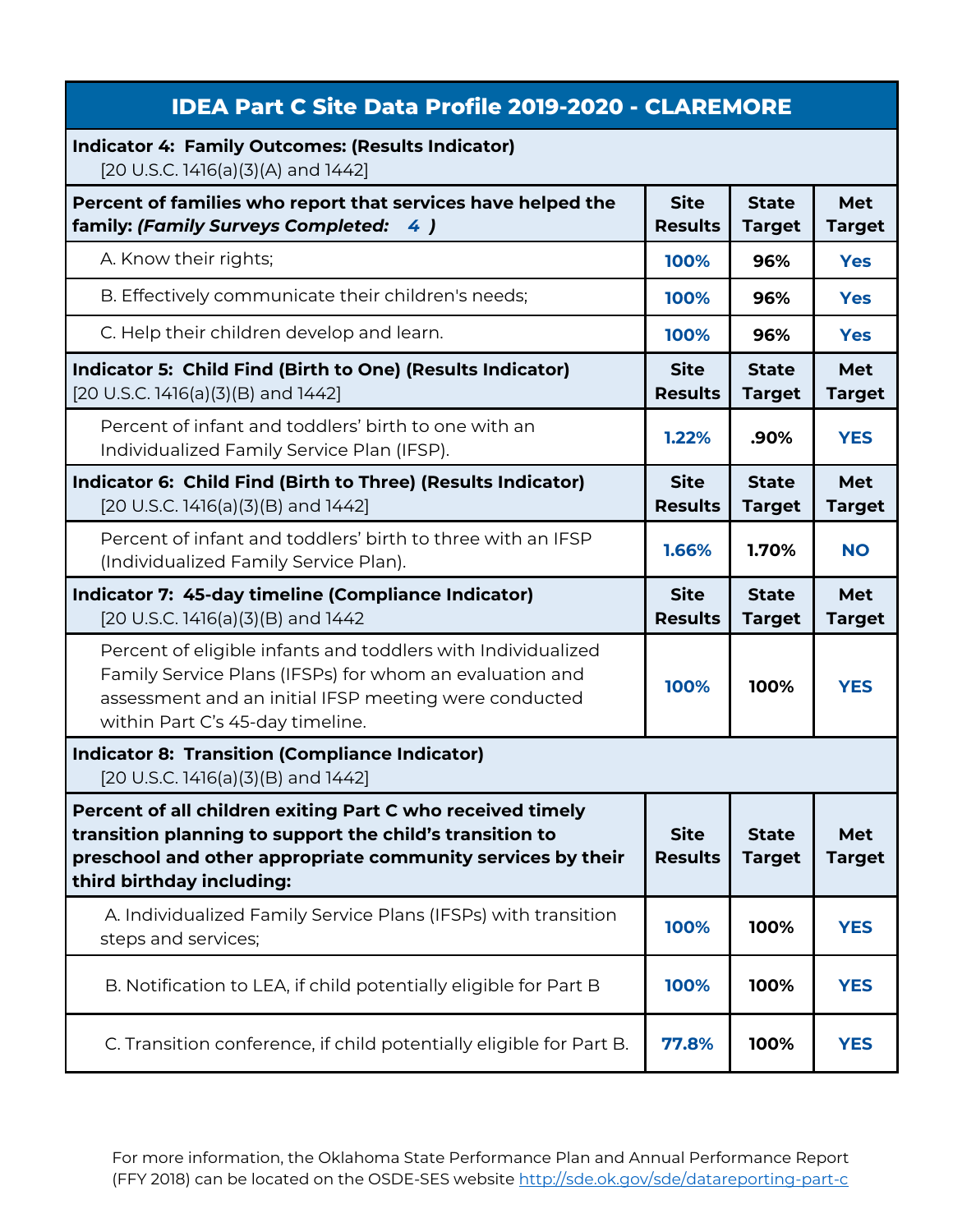## IDEA Part C Site Data Profile 2019-2020 - CLAREMORE

| **Indicator 4: Family Outcomes: (Results Indicator)** [20 U.S.C. 1416(a)(3)(A) and 1442] | | | |
|---|---|---|---|
| **Percent of families who report that services have helped the family: *(Family Surveys Completed: 4 )*** | **Site Results** | **State Target** | **Met Target** |
| A. Know their rights; | 100% | 96% | Yes |
| B. Effectively communicate their children's needs; | 100% | 96% | Yes |
| C. Help their children develop and learn. | 100% | 96% | Yes |
| **Indicator 5: Child Find (Birth to One) (Results Indicator)** [20 U.S.C. 1416(a)(3)(B) and 1442] | **Site Results** | **State Target** | **Met Target** |
| Percent of infant and toddlers' birth to one with an Individualized Family Service Plan (IFSP). | 1.22% | .90% | YES |
| **Indicator 6: Child Find (Birth to Three) (Results Indicator)** [20 U.S.C. 1416(a)(3)(B) and 1442] | **Site Results** | **State Target** | **Met Target** |
| Percent of infant and toddlers' birth to three with an IFSP (Individualized Family Service Plan). | 1.66% | 1.70% | NO |
| **Indicator 7: 45-day timeline (Compliance Indicator)** [20 U.S.C. 1416(a)(3)(B) and 1442 | **Site Results** | **State Target** | **Met Target** |
| Percent of eligible infants and toddlers with Individualized Family Service Plans (IFSPs) for whom an evaluation and assessment and an initial IFSP meeting were conducted within Part C's 45-day timeline. | 100% | 100% | YES |
| **Indicator 8: Transition (Compliance Indicator)** [20 U.S.C. 1416(a)(3)(B) and 1442] | | | |
| **Percent of all children exiting Part C who received timely transition planning to support the child's transition to preschool and other appropriate community services by their third birthday including:** | **Site Results** | **State Target** | **Met Target** |
| A. Individualized Family Service Plans (IFSPs) with transition steps and services; | 100% | 100% | YES |
| B. Notification to LEA, if child potentially eligible for Part B | 100% | 100% | YES |
| C. Transition conference, if child potentially eligible for Part B. | 77.8% | 100% | YES |

For more information, the Oklahoma State Performance Plan and Annual Performance Report (FFY 2018) can be located on the OSDE-SES website http://sde.ok.gov/sde/datareporting-part-c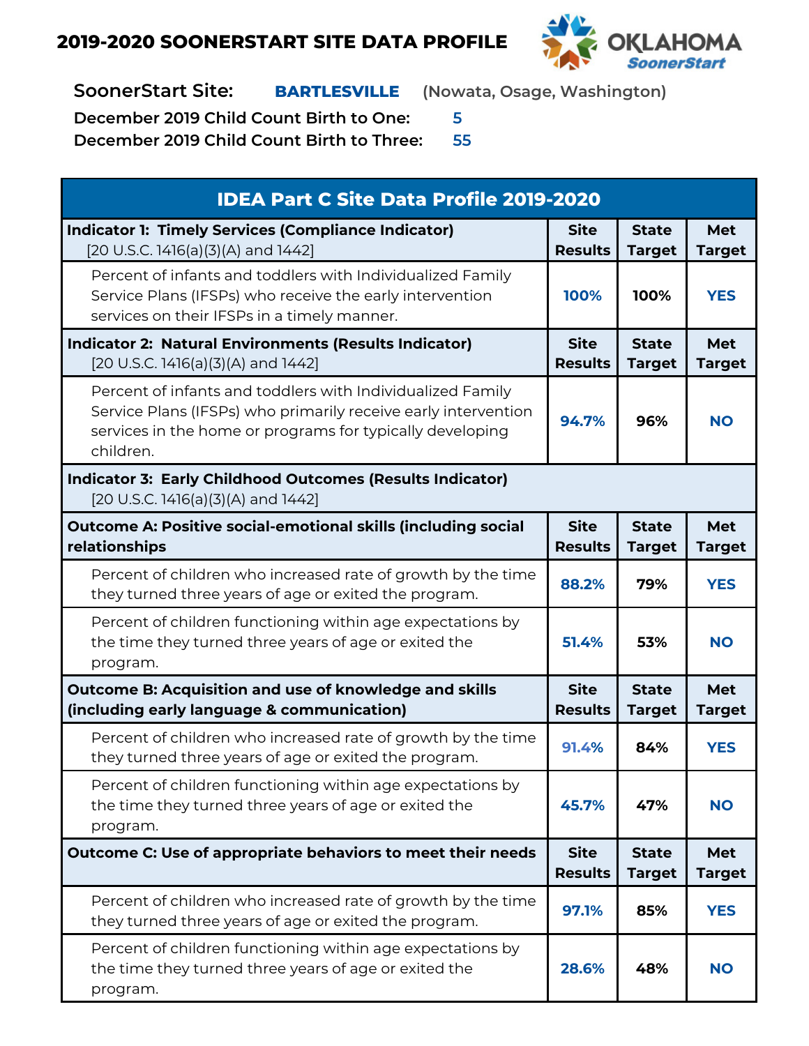# 2019-2020 SOONERSTART SITE DATA PROFILE

OKLAHOMA SoonerStart

**SoonerStart Site:** **BARTLESVILLE** (Nowata, Osage, Washington)

**December 2019 Child Count Birth to One:** 5

**December 2019 Child Count Birth to Three:** 55

| IDEA Part C Site Data Profile 2019-2020 | | | |
|---|---|---|---|
| **Indicator 1: Timely Services (Compliance Indicator)** [20 U.S.C. 1416(a)(3)(A) and 1442] | **Site Results** | **State Target** | **Met Target** |
| Percent of infants and toddlers with Individualized Family Service Plans (IFSPs) who receive the early intervention services on their IFSPs in a timely manner. | 100% | 100% | YES |
| **Indicator 2: Natural Environments (Results Indicator)** [20 U.S.C. 1416(a)(3)(A) and 1442] | **Site Results** | **State Target** | **Met Target** |
| Percent of infants and toddlers with Individualized Family Service Plans (IFSPs) who primarily receive early intervention services in the home or programs for typically developing children. | 94.7% | 96% | NO |
| **Indicator 3: Early Childhood Outcomes (Results Indicator)** [20 U.S.C. 1416(a)(3)(A) and 1442] | | | |
| **Outcome A: Positive social-emotional skills (including social relationships** | **Site Results** | **State Target** | **Met Target** |
| Percent of children who increased rate of growth by the time they turned three years of age or exited the program. | 88.2% | 79% | YES |
| Percent of children functioning within age expectations by the time they turned three years of age or exited the program. | 51.4% | 53% | NO |
| **Outcome B: Acquisition and use of knowledge and skills (including early language & communication)** | **Site Results** | **State Target** | **Met Target** |
| Percent of children who increased rate of growth by the time they turned three years of age or exited the program. | 91.4% | 84% | YES |
| Percent of children functioning within age expectations by the time they turned three years of age or exited the program. | 45.7% | 47% | NO |
| **Outcome C: Use of appropriate behaviors to meet their needs** | **Site Results** | **State Target** | **Met Target** |
| Percent of children who increased rate of growth by the time they turned three years of age or exited the program. | 97.1% | 85% | YES |
| Percent of children functioning within age expectations by the time they turned three years of age or exited the program. | 28.6% | 48% | NO |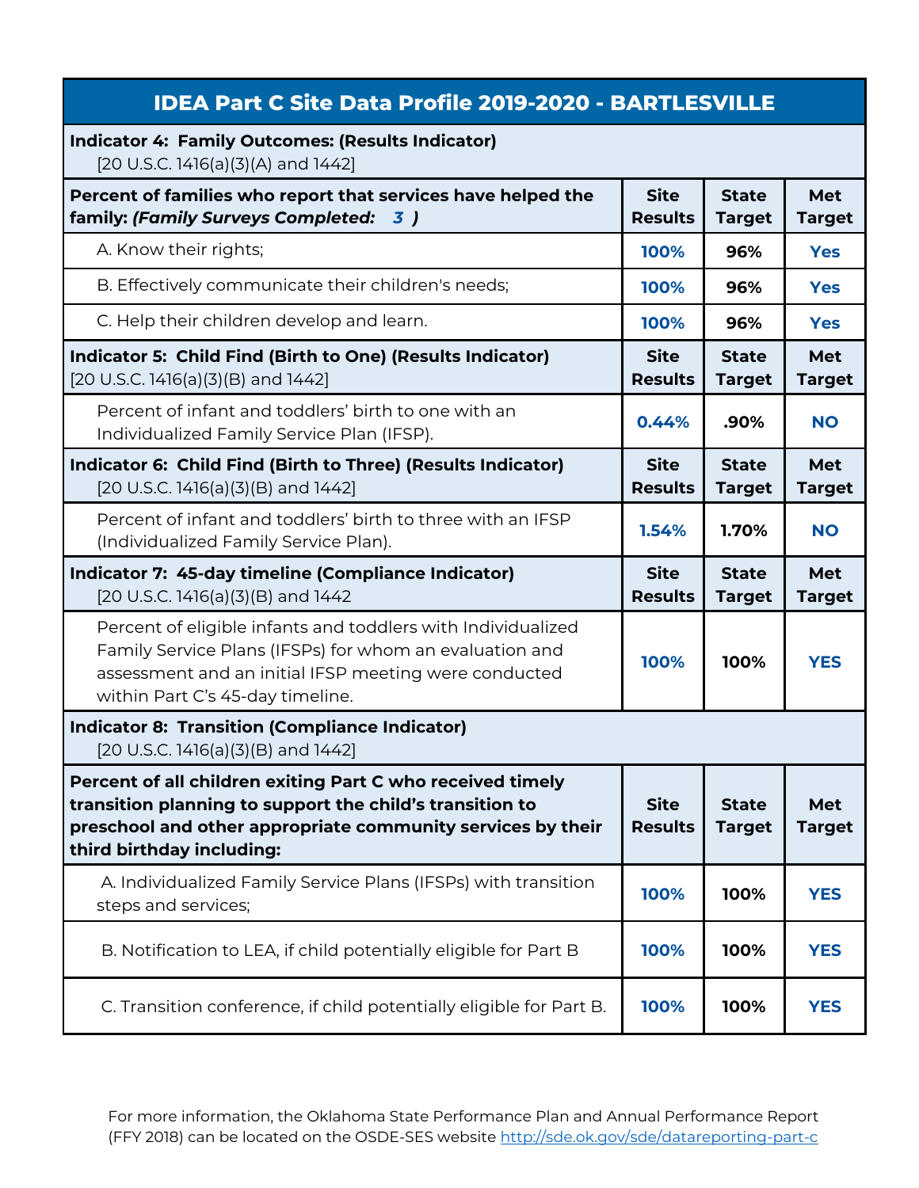## IDEA Part C Site Data Profile 2019-2020 - BARTLESVILLE

| **Indicator 4: Family Outcomes: (Results Indicator)** [20 U.S.C. 1416(a)(3)(A) and 1442] | | | |
|---|---|---|---|
| **Percent of families who report that services have helped the family: *(Family Surveys Completed: 3 )*** | **Site Results** | **State Target** | **Met Target** |
| A. Know their rights; | **100%** | **96%** | **Yes** |
| B. Effectively communicate their children's needs; | **100%** | **96%** | **Yes** |
| C. Help their children develop and learn. | **100%** | **96%** | **Yes** |
| **Indicator 5: Child Find (Birth to One) (Results Indicator)** [20 U.S.C. 1416(a)(3)(B) and 1442] | **Site Results** | **State Target** | **Met Target** |
| Percent of infant and toddlers' birth to one with an Individualized Family Service Plan (IFSP). | **0.44%** | **.90%** | **NO** |
| **Indicator 6: Child Find (Birth to Three) (Results Indicator)** [20 U.S.C. 1416(a)(3)(B) and 1442] | **Site Results** | **State Target** | **Met Target** |
| Percent of infant and toddlers' birth to three with an IFSP (Individualized Family Service Plan). | **1.54%** | **1.70%** | **NO** |
| **Indicator 7: 45-day timeline (Compliance Indicator)** [20 U.S.C. 1416(a)(3)(B) and 1442 | **Site Results** | **State Target** | **Met Target** |
| Percent of eligible infants and toddlers with Individualized Family Service Plans (IFSPs) for whom an evaluation and assessment and an initial IFSP meeting were conducted within Part C's 45-day timeline. | **100%** | **100%** | **YES** |
| **Indicator 8: Transition (Compliance Indicator)** [20 U.S.C. 1416(a)(3)(B) and 1442] | | | |
| **Percent of all children exiting Part C who received timely transition planning to support the child's transition to preschool and other appropriate community services by their third birthday including:** | **Site Results** | **State Target** | **Met Target** |
| A. Individualized Family Service Plans (IFSPs) with transition steps and services; | **100%** | **100%** | **YES** |
| B. Notification to LEA, if child potentially eligible for Part B | **100%** | **100%** | **YES** |
| C. Transition conference, if child potentially eligible for Part B. | **100%** | **100%** | **YES** |

For more information, the Oklahoma State Performance Plan and Annual Performance Report (FFY 2018) can be located on the OSDE-SES website http://sde.ok.gov/sde/datareporting-part-c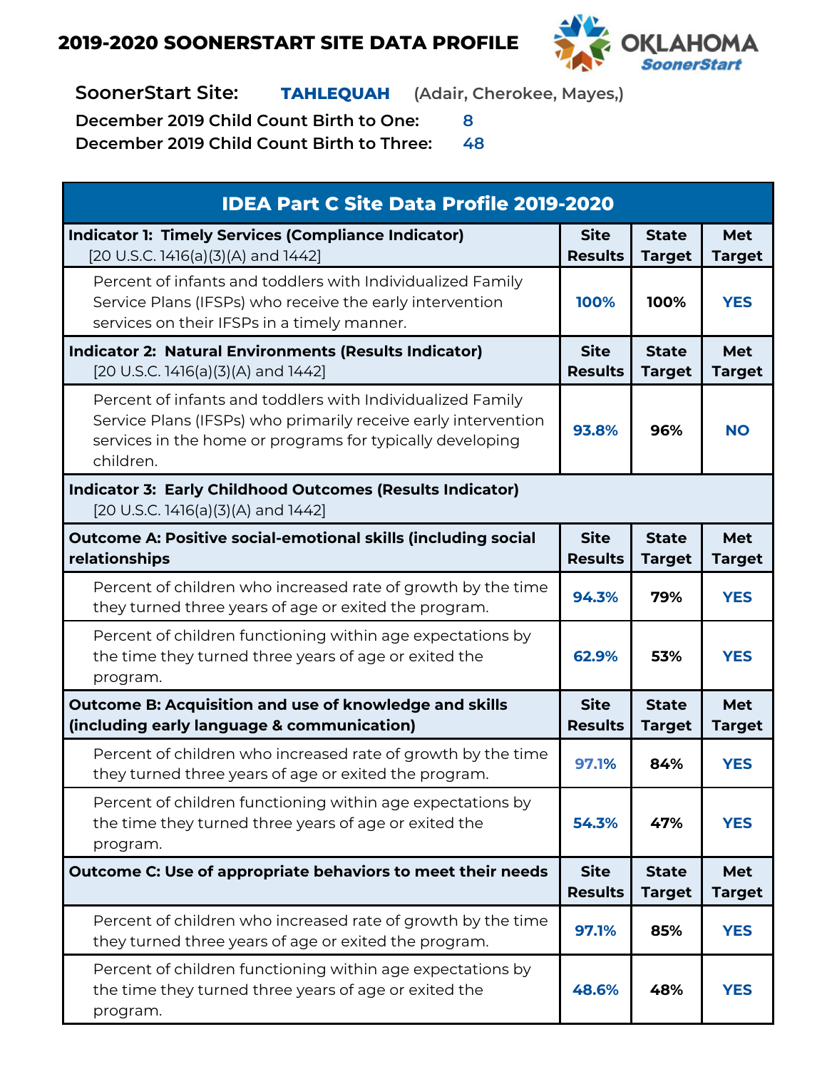# 2019-2020 SOONERSTART SITE DATA PROFILE

**OKLAHOMA SoonerStart**

**SoonerStart Site:** **TAHLEQUAH** (Adair, Cherokee, Mayes,)

**December 2019 Child Count Birth to One:** 8

**December 2019 Child Count Birth to Three:** 48

| IDEA Part C Site Data Profile 2019-2020 | | | |
|---|---|---|---|
| **Indicator 1: Timely Services (Compliance Indicator)** [20 U.S.C. 1416(a)(3)(A) and 1442] | **Site Results** | **State Target** | **Met Target** |
| Percent of infants and toddlers with Individualized Family Service Plans (IFSPs) who receive the early intervention services on their IFSPs in a timely manner. | 100% | 100% | YES |
| **Indicator 2: Natural Environments (Results Indicator)** [20 U.S.C. 1416(a)(3)(A) and 1442] | **Site Results** | **State Target** | **Met Target** |
| Percent of infants and toddlers with Individualized Family Service Plans (IFSPs) who primarily receive early intervention services in the home or programs for typically developing children. | 93.8% | 96% | NO |
| **Indicator 3: Early Childhood Outcomes (Results Indicator)** [20 U.S.C. 1416(a)(3)(A) and 1442] | | | |
| **Outcome A: Positive social-emotional skills (including social relationships** | **Site Results** | **State Target** | **Met Target** |
| Percent of children who increased rate of growth by the time they turned three years of age or exited the program. | 94.3% | 79% | YES |
| Percent of children functioning within age expectations by the time they turned three years of age or exited the program. | 62.9% | 53% | YES |
| **Outcome B: Acquisition and use of knowledge and skills (including early language & communication)** | **Site Results** | **State Target** | **Met Target** |
| Percent of children who increased rate of growth by the time they turned three years of age or exited the program. | 97.1% | 84% | YES |
| Percent of children functioning within age expectations by the time they turned three years of age or exited the program. | 54.3% | 47% | YES |
| **Outcome C: Use of appropriate behaviors to meet their needs** | **Site Results** | **State Target** | **Met Target** |
| Percent of children who increased rate of growth by the time they turned three years of age or exited the program. | 97.1% | 85% | YES |
| Percent of children functioning within age expectations by the time they turned three years of age or exited the program. | 48.6% | 48% | YES |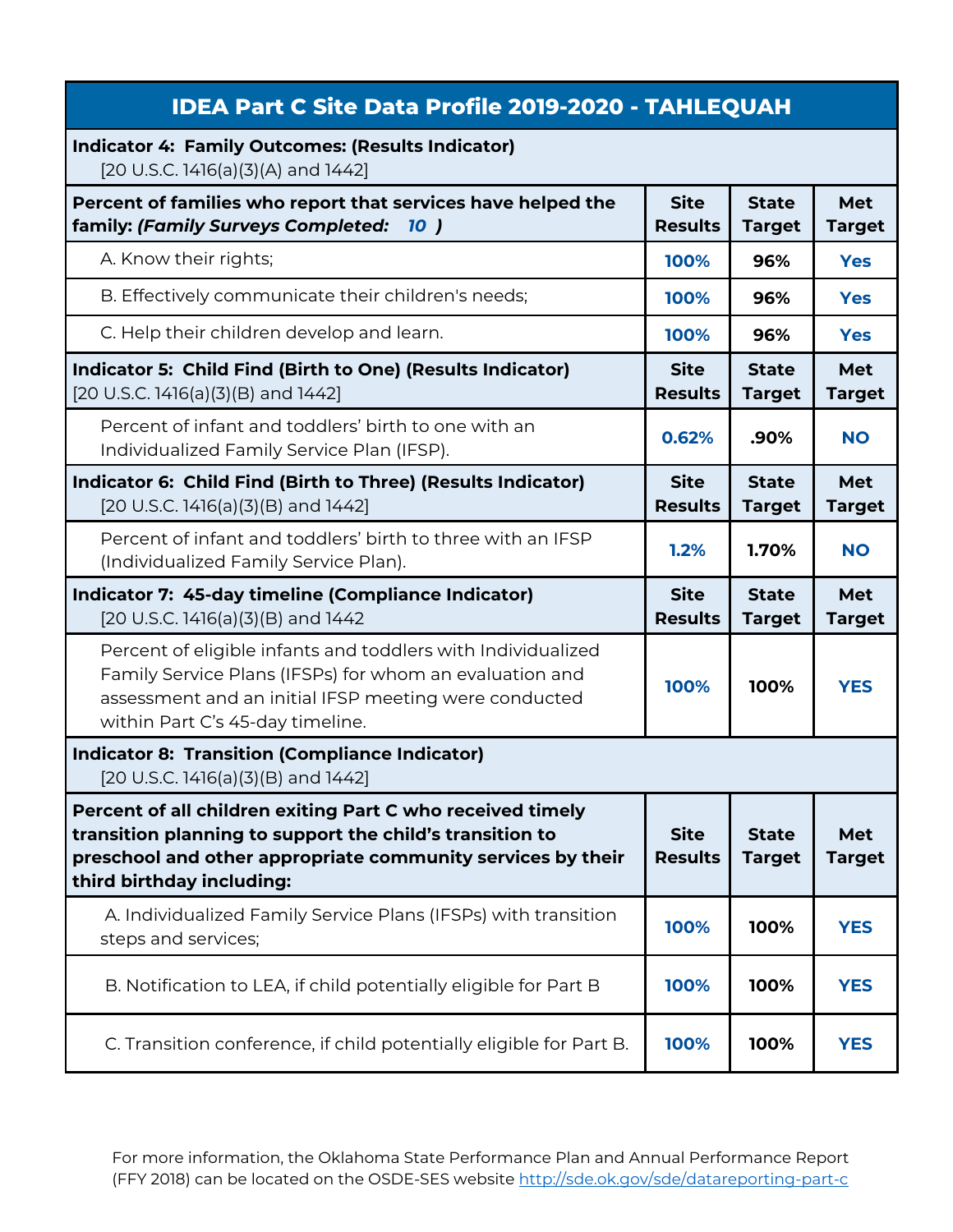# IDEA Part C Site Data Profile 2019-2020 - TAHLEQUAH

| **Indicator 4: Family Outcomes: (Results Indicator)** [20 U.S.C. 1416(a)(3)(A) and 1442] | | | |
|---|---|---|---|
| **Percent of families who report that services have helped the family: *(Family Surveys Completed: 10 )*** | **Site Results** | **State Target** | **Met Target** |
| A. Know their rights; | 100% | 96% | Yes |
| B. Effectively communicate their children's needs; | 100% | 96% | Yes |
| C. Help their children develop and learn. | 100% | 96% | Yes |
| **Indicator 5: Child Find (Birth to One) (Results Indicator)** [20 U.S.C. 1416(a)(3)(B) and 1442] | **Site Results** | **State Target** | **Met Target** |
| Percent of infant and toddlers' birth to one with an Individualized Family Service Plan (IFSP). | 0.62% | .90% | NO |
| **Indicator 6: Child Find (Birth to Three) (Results Indicator)** [20 U.S.C. 1416(a)(3)(B) and 1442] | **Site Results** | **State Target** | **Met Target** |
| Percent of infant and toddlers' birth to three with an IFSP (Individualized Family Service Plan). | 1.2% | 1.70% | NO |
| **Indicator 7: 45-day timeline (Compliance Indicator)** [20 U.S.C. 1416(a)(3)(B) and 1442 | **Site Results** | **State Target** | **Met Target** |
| Percent of eligible infants and toddlers with Individualized Family Service Plans (IFSPs) for whom an evaluation and assessment and an initial IFSP meeting were conducted within Part C's 45-day timeline. | 100% | 100% | YES |
| **Indicator 8: Transition (Compliance Indicator)** [20 U.S.C. 1416(a)(3)(B) and 1442] | | | |
| **Percent of all children exiting Part C who received timely transition planning to support the child's transition to preschool and other appropriate community services by their third birthday including:** | **Site Results** | **State Target** | **Met Target** |
| A. Individualized Family Service Plans (IFSPs) with transition steps and services; | 100% | 100% | YES |
| B. Notification to LEA, if child potentially eligible for Part B | 100% | 100% | YES |
| C. Transition conference, if child potentially eligible for Part B. | 100% | 100% | YES |

For more information, the Oklahoma State Performance Plan and Annual Performance Report (FFY 2018) can be located on the OSDE-SES website http://sde.ok.gov/sde/datareporting-part-c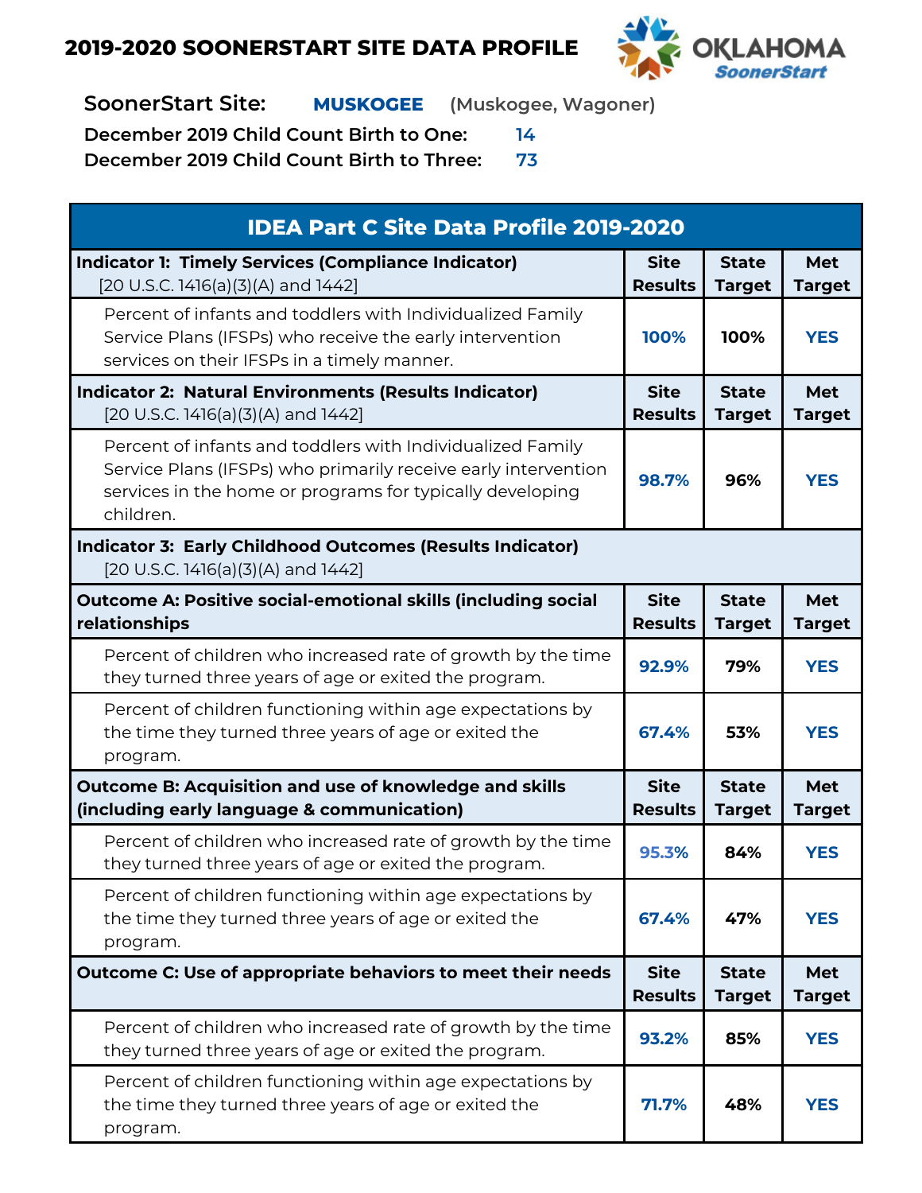# 2019-2020 SOONERSTART SITE DATA PROFILE

OKLAHOMA SoonerStart

**SoonerStart Site:** **MUSKOGEE** (Muskogee, Wagoner)

**December 2019 Child Count Birth to One:** 14

**December 2019 Child Count Birth to Three:** 73

| IDEA Part C Site Data Profile 2019-2020 | | | |
|---|---|---|---|
| **Indicator 1: Timely Services (Compliance Indicator)** [20 U.S.C. 1416(a)(3)(A) and 1442] | **Site Results** | **State Target** | **Met Target** |
| Percent of infants and toddlers with Individualized Family Service Plans (IFSPs) who receive the early intervention services on their IFSPs in a timely manner. | 100% | 100% | YES |
| **Indicator 2: Natural Environments (Results Indicator)** [20 U.S.C. 1416(a)(3)(A) and 1442] | **Site Results** | **State Target** | **Met Target** |
| Percent of infants and toddlers with Individualized Family Service Plans (IFSPs) who primarily receive early intervention services in the home or programs for typically developing children. | 98.7% | 96% | YES |
| **Indicator 3: Early Childhood Outcomes (Results Indicator)** [20 U.S.C. 1416(a)(3)(A) and 1442] | | | |
| **Outcome A: Positive social-emotional skills (including social relationships** | **Site Results** | **State Target** | **Met Target** |
| Percent of children who increased rate of growth by the time they turned three years of age or exited the program. | 92.9% | 79% | YES |
| Percent of children functioning within age expectations by the time they turned three years of age or exited the program. | 67.4% | 53% | YES |
| **Outcome B: Acquisition and use of knowledge and skills (including early language & communication)** | **Site Results** | **State Target** | **Met Target** |
| Percent of children who increased rate of growth by the time they turned three years of age or exited the program. | 95.3% | 84% | YES |
| Percent of children functioning within age expectations by the time they turned three years of age or exited the program. | 67.4% | 47% | YES |
| **Outcome C: Use of appropriate behaviors to meet their needs** | **Site Results** | **State Target** | **Met Target** |
| Percent of children who increased rate of growth by the time they turned three years of age or exited the program. | 93.2% | 85% | YES |
| Percent of children functioning within age expectations by the time they turned three years of age or exited the program. | 71.7% | 48% | YES |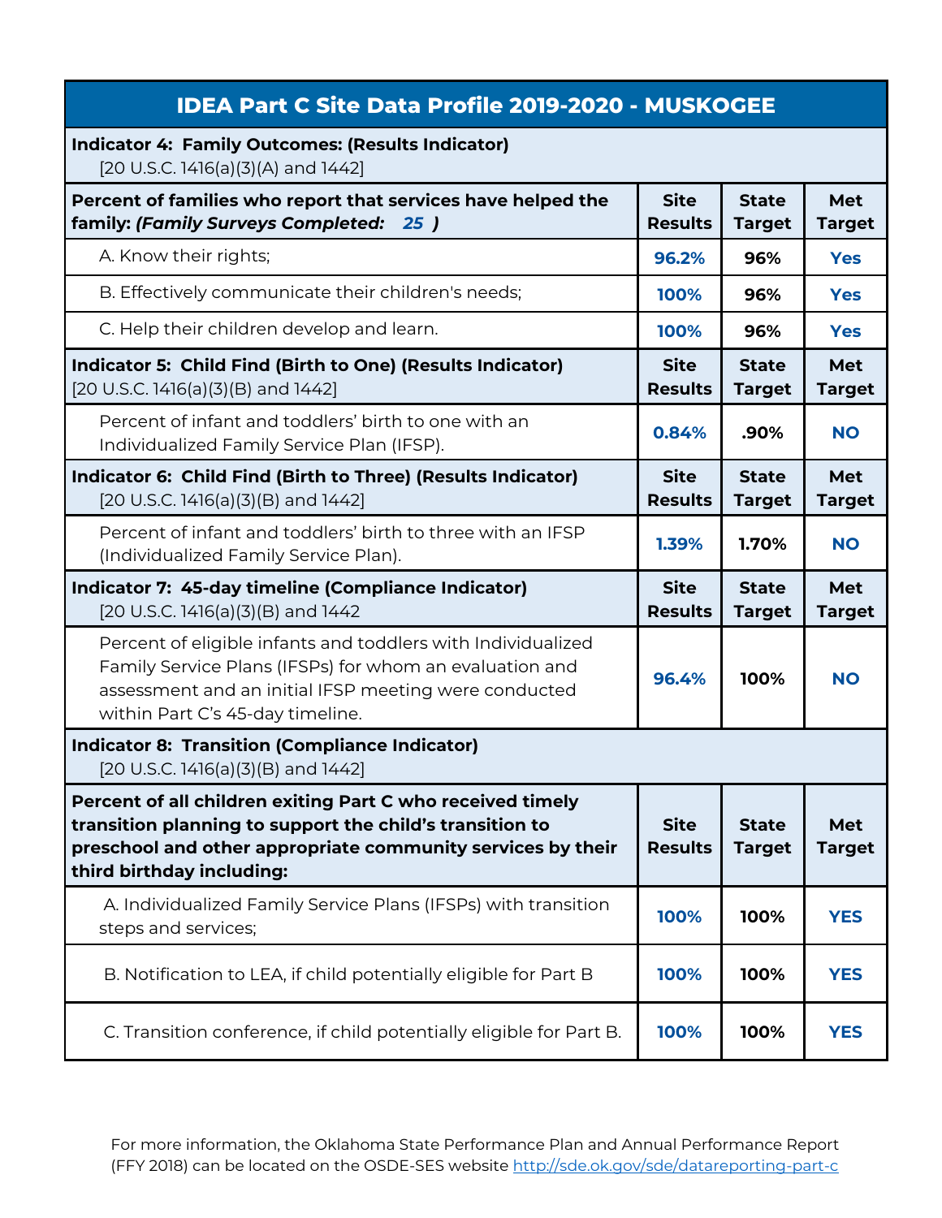| IDEA Part C Site Data Profile 2019-2020 - MUSKOGEE | | | |
|---|---|---|---|
| **Indicator 4: Family Outcomes: (Results Indicator)** [20 U.S.C. 1416(a)(3)(A) and 1442] | | | |
| **Percent of families who report that services have helped the family: *(Family Surveys Completed: 25 )*** | **Site Results** | **State Target** | **Met Target** |
| A. Know their rights; | **96.2%** | **96%** | **Yes** |
| B. Effectively communicate their children's needs; | **100%** | **96%** | **Yes** |
| C. Help their children develop and learn. | **100%** | **96%** | **Yes** |
| **Indicator 5: Child Find (Birth to One) (Results Indicator)** [20 U.S.C. 1416(a)(3)(B) and 1442] | **Site Results** | **State Target** | **Met Target** |
| Percent of infant and toddlers' birth to one with an Individualized Family Service Plan (IFSP). | **0.84%** | **.90%** | **NO** |
| **Indicator 6: Child Find (Birth to Three) (Results Indicator)** [20 U.S.C. 1416(a)(3)(B) and 1442] | **Site Results** | **State Target** | **Met Target** |
| Percent of infant and toddlers' birth to three with an IFSP (Individualized Family Service Plan). | **1.39%** | **1.70%** | **NO** |
| **Indicator 7: 45-day timeline (Compliance Indicator)** [20 U.S.C. 1416(a)(3)(B) and 1442 | **Site Results** | **State Target** | **Met Target** |
| Percent of eligible infants and toddlers with Individualized Family Service Plans (IFSPs) for whom an evaluation and assessment and an initial IFSP meeting were conducted within Part C's 45-day timeline. | **96.4%** | **100%** | **NO** |
| **Indicator 8: Transition (Compliance Indicator)** [20 U.S.C. 1416(a)(3)(B) and 1442] | | | |
| **Percent of all children exiting Part C who received timely transition planning to support the child's transition to preschool and other appropriate community services by their third birthday including:** | **Site Results** | **State Target** | **Met Target** |
| A. Individualized Family Service Plans (IFSPs) with transition steps and services; | **100%** | **100%** | **YES** |
| B. Notification to LEA, if child potentially eligible for Part B | **100%** | **100%** | **YES** |
| C. Transition conference, if child potentially eligible for Part B. | **100%** | **100%** | **YES** |

For more information, the Oklahoma State Performance Plan and Annual Performance Report (FFY 2018) can be located on the OSDE-SES website http://sde.ok.gov/sde/datareporting-part-c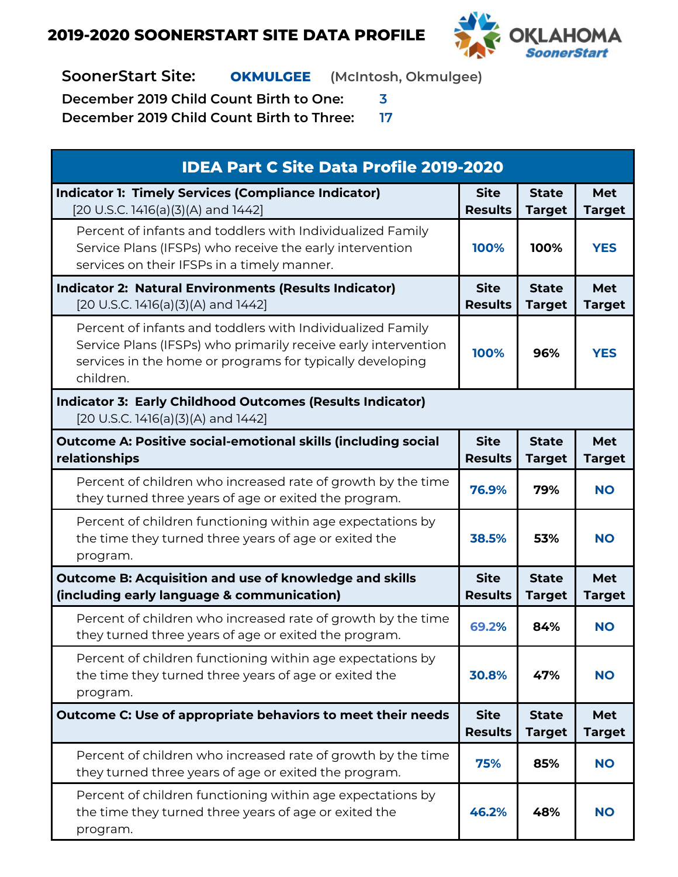# 2019-2020 SOONERSTART SITE DATA PROFILE

OKLAHOMA SoonerStart

**SoonerStart Site:** **OKMULGEE** (McIntosh, Okmulgee)

**December 2019 Child Count Birth to One:** 3

**December 2019 Child Count Birth to Three:** 17

| IDEA Part C Site Data Profile 2019-2020 | | | |
|---|---|---|---|
| **Indicator 1: Timely Services (Compliance Indicator)** [20 U.S.C. 1416(a)(3)(A) and 1442] | **Site Results** | **State Target** | **Met Target** |
| Percent of infants and toddlers with Individualized Family Service Plans (IFSPs) who receive the early intervention services on their IFSPs in a timely manner. | 100% | 100% | YES |
| **Indicator 2: Natural Environments (Results Indicator)** [20 U.S.C. 1416(a)(3)(A) and 1442] | **Site Results** | **State Target** | **Met Target** |
| Percent of infants and toddlers with Individualized Family Service Plans (IFSPs) who primarily receive early intervention services in the home or programs for typically developing children. | 100% | 96% | YES |
| **Indicator 3: Early Childhood Outcomes (Results Indicator)** [20 U.S.C. 1416(a)(3)(A) and 1442] | | | |
| **Outcome A: Positive social-emotional skills (including social relationships** | **Site Results** | **State Target** | **Met Target** |
| Percent of children who increased rate of growth by the time they turned three years of age or exited the program. | 76.9% | 79% | NO |
| Percent of children functioning within age expectations by the time they turned three years of age or exited the program. | 38.5% | 53% | NO |
| **Outcome B: Acquisition and use of knowledge and skills (including early language & communication)** | **Site Results** | **State Target** | **Met Target** |
| Percent of children who increased rate of growth by the time they turned three years of age or exited the program. | 69.2% | 84% | NO |
| Percent of children functioning within age expectations by the time they turned three years of age or exited the program. | 30.8% | 47% | NO |
| **Outcome C: Use of appropriate behaviors to meet their needs** | **Site Results** | **State Target** | **Met Target** |
| Percent of children who increased rate of growth by the time they turned three years of age or exited the program. | 75% | 85% | NO |
| Percent of children functioning within age expectations by the time they turned three years of age or exited the program. | 46.2% | 48% | NO |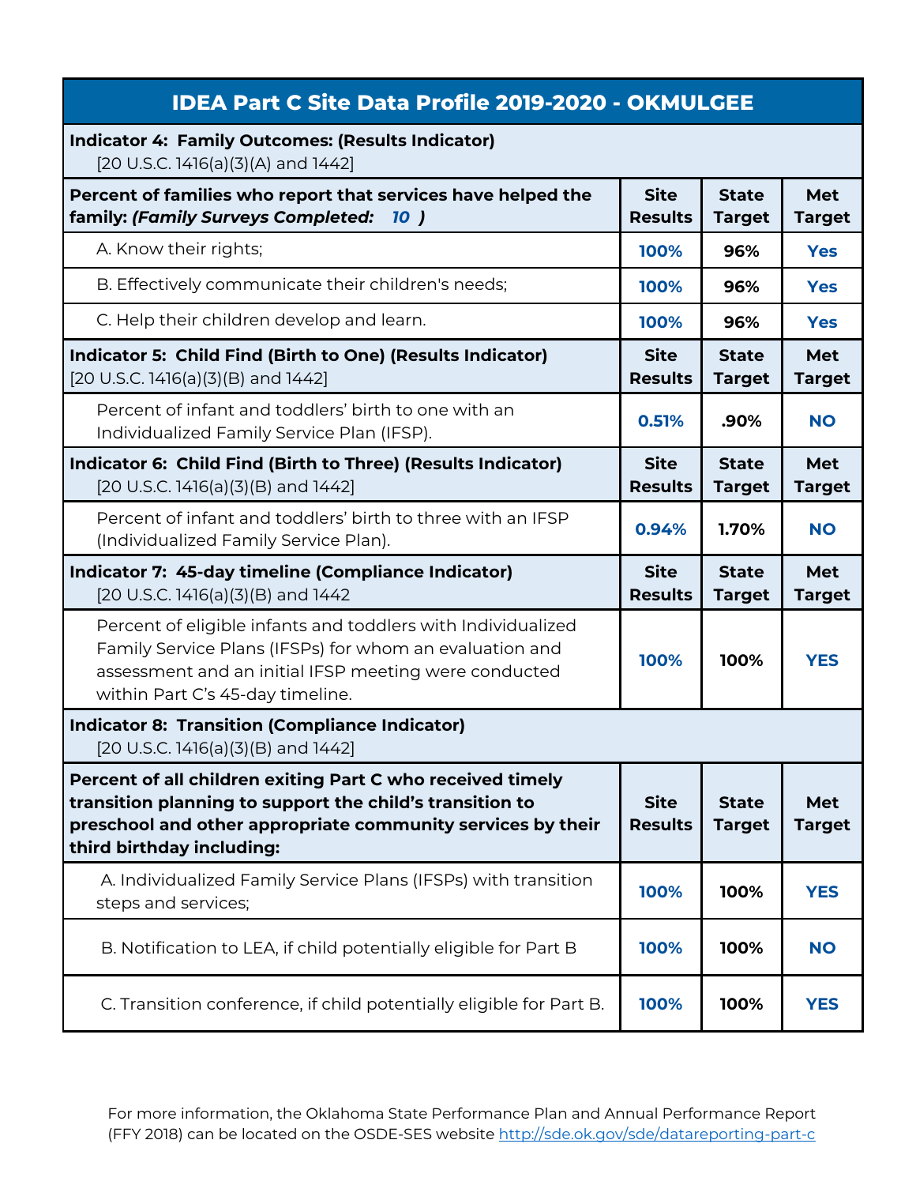## IDEA Part C Site Data Profile 2019-2020 - OKMULGEE

| **Indicator 4: Family Outcomes: (Results Indicator)** [20 U.S.C. 1416(a)(3)(A) and 1442] | | | |
|---|---|---|---|
| **Percent of families who report that services have helped the family: *(Family Surveys Completed: 10 )*** | **Site Results** | **State Target** | **Met Target** |
| A. Know their rights; | 100% | 96% | Yes |
| B. Effectively communicate their children's needs; | 100% | 96% | Yes |
| C. Help their children develop and learn. | 100% | 96% | Yes |
| **Indicator 5: Child Find (Birth to One) (Results Indicator)** [20 U.S.C. 1416(a)(3)(B) and 1442] | **Site Results** | **State Target** | **Met Target** |
| Percent of infant and toddlers' birth to one with an Individualized Family Service Plan (IFSP). | 0.51% | .90% | NO |
| **Indicator 6: Child Find (Birth to Three) (Results Indicator)** [20 U.S.C. 1416(a)(3)(B) and 1442] | **Site Results** | **State Target** | **Met Target** |
| Percent of infant and toddlers' birth to three with an IFSP (Individualized Family Service Plan). | 0.94% | 1.70% | NO |
| **Indicator 7: 45-day timeline (Compliance Indicator)** [20 U.S.C. 1416(a)(3)(B) and 1442 | **Site Results** | **State Target** | **Met Target** |
| Percent of eligible infants and toddlers with Individualized Family Service Plans (IFSPs) for whom an evaluation and assessment and an initial IFSP meeting were conducted within Part C's 45-day timeline. | 100% | 100% | YES |
| **Indicator 8: Transition (Compliance Indicator)** [20 U.S.C. 1416(a)(3)(B) and 1442] | | | |
| **Percent of all children exiting Part C who received timely transition planning to support the child's transition to preschool and other appropriate community services by their third birthday including:** | **Site Results** | **State Target** | **Met Target** |
| A. Individualized Family Service Plans (IFSPs) with transition steps and services; | 100% | 100% | YES |
| B. Notification to LEA, if child potentially eligible for Part B | 100% | 100% | NO |
| C. Transition conference, if child potentially eligible for Part B. | 100% | 100% | YES |

For more information, the Oklahoma State Performance Plan and Annual Performance Report (FFY 2018) can be located on the OSDE-SES website http://sde.ok.gov/sde/datareporting-part-c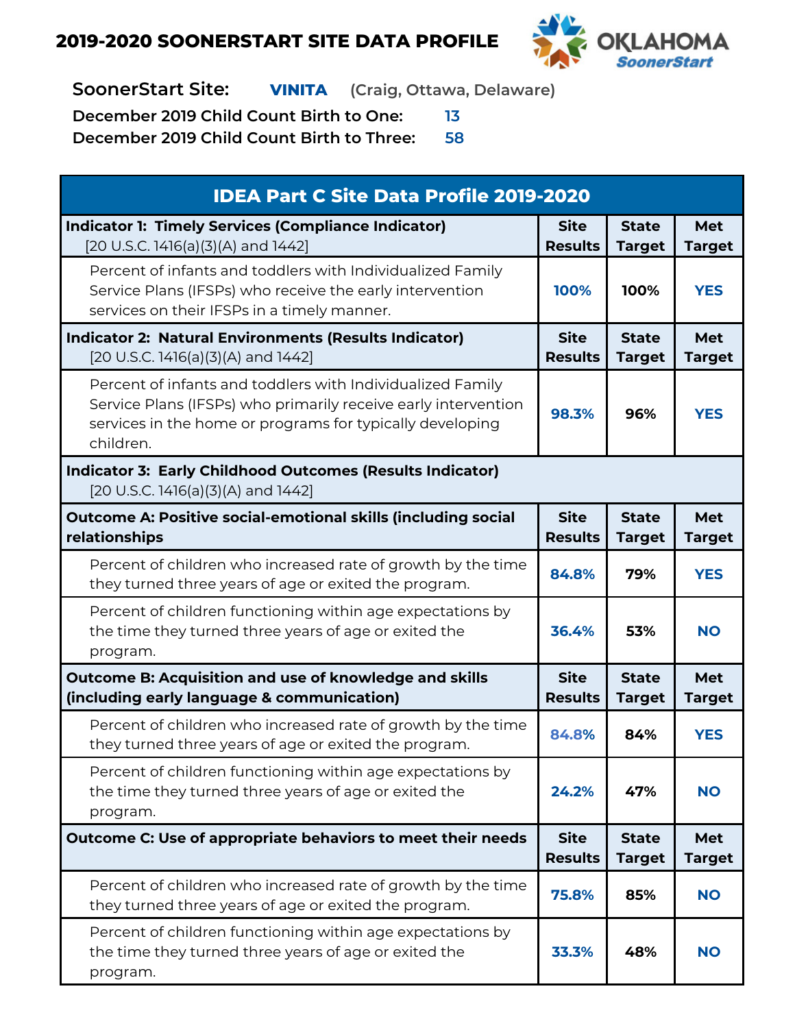# 2019-2020 SOONERSTART SITE DATA PROFILE

OKLAHOMA SoonerStart

**SoonerStart Site:** **VINITA** (Craig, Ottawa, Delaware)

**December 2019 Child Count Birth to One:** 13

**December 2019 Child Count Birth to Three:** 58

| IDEA Part C Site Data Profile 2019-2020 | | | |
|---|---|---|---|
| **Indicator 1: Timely Services (Compliance Indicator)** [20 U.S.C. 1416(a)(3)(A) and 1442] | **Site Results** | **State Target** | **Met Target** |
| Percent of infants and toddlers with Individualized Family Service Plans (IFSPs) who receive the early intervention services on their IFSPs in a timely manner. | 100% | 100% | YES |
| **Indicator 2: Natural Environments (Results Indicator)** [20 U.S.C. 1416(a)(3)(A) and 1442] | **Site Results** | **State Target** | **Met Target** |
| Percent of infants and toddlers with Individualized Family Service Plans (IFSPs) who primarily receive early intervention services in the home or programs for typically developing children. | 98.3% | 96% | YES |
| **Indicator 3: Early Childhood Outcomes (Results Indicator)** [20 U.S.C. 1416(a)(3)(A) and 1442] | | | |
| **Outcome A: Positive social-emotional skills (including social relationships** | **Site Results** | **State Target** | **Met Target** |
| Percent of children who increased rate of growth by the time they turned three years of age or exited the program. | 84.8% | 79% | YES |
| Percent of children functioning within age expectations by the time they turned three years of age or exited the program. | 36.4% | 53% | NO |
| **Outcome B: Acquisition and use of knowledge and skills (including early language & communication)** | **Site Results** | **State Target** | **Met Target** |
| Percent of children who increased rate of growth by the time they turned three years of age or exited the program. | 84.8% | 84% | YES |
| Percent of children functioning within age expectations by the time they turned three years of age or exited the program. | 24.2% | 47% | NO |
| **Outcome C: Use of appropriate behaviors to meet their needs** | **Site Results** | **State Target** | **Met Target** |
| Percent of children who increased rate of growth by the time they turned three years of age or exited the program. | 75.8% | 85% | NO |
| Percent of children functioning within age expectations by the time they turned three years of age or exited the program. | 33.3% | 48% | NO |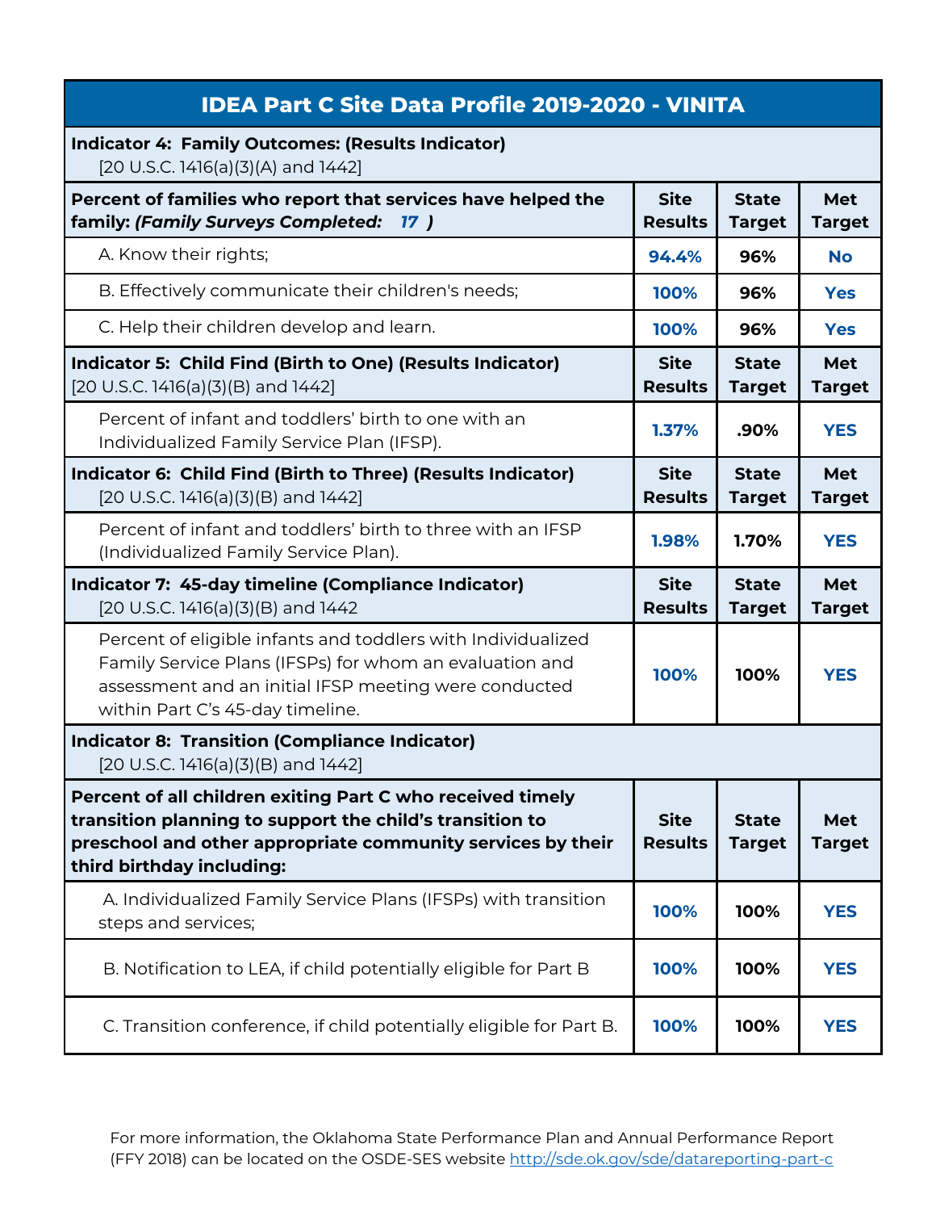# IDEA Part C Site Data Profile 2019-2020 - VINITA

| **Indicator 4: Family Outcomes: (Results Indicator)** [20 U.S.C. 1416(a)(3)(A) and 1442] | | | |
|---|---|---|---|
| **Percent of families who report that services have helped the family: *(Family Surveys Completed: 17 )*** | **Site Results** | **State Target** | **Met Target** |
| A. Know their rights; | 94.4% | 96% | No |
| B. Effectively communicate their children's needs; | 100% | 96% | Yes |
| C. Help their children develop and learn. | 100% | 96% | Yes |
| **Indicator 5: Child Find (Birth to One) (Results Indicator)** [20 U.S.C. 1416(a)(3)(B) and 1442] | **Site Results** | **State Target** | **Met Target** |
| Percent of infant and toddlers' birth to one with an Individualized Family Service Plan (IFSP). | 1.37% | .90% | YES |
| **Indicator 6: Child Find (Birth to Three) (Results Indicator)** [20 U.S.C. 1416(a)(3)(B) and 1442] | **Site Results** | **State Target** | **Met Target** |
| Percent of infant and toddlers' birth to three with an IFSP (Individualized Family Service Plan). | 1.98% | 1.70% | YES |
| **Indicator 7: 45-day timeline (Compliance Indicator)** [20 U.S.C. 1416(a)(3)(B) and 1442 | **Site Results** | **State Target** | **Met Target** |
| Percent of eligible infants and toddlers with Individualized Family Service Plans (IFSPs) for whom an evaluation and assessment and an initial IFSP meeting were conducted within Part C's 45-day timeline. | 100% | 100% | YES |
| **Indicator 8: Transition (Compliance Indicator)** [20 U.S.C. 1416(a)(3)(B) and 1442] | | | |
| **Percent of all children exiting Part C who received timely transition planning to support the child's transition to preschool and other appropriate community services by their third birthday including:** | **Site Results** | **State Target** | **Met Target** |
| A. Individualized Family Service Plans (IFSPs) with transition steps and services; | 100% | 100% | YES |
| B. Notification to LEA, if child potentially eligible for Part B | 100% | 100% | YES |
| C. Transition conference, if child potentially eligible for Part B. | 100% | 100% | YES |

For more information, the Oklahoma State Performance Plan and Annual Performance Report (FFY 2018) can be located on the OSDE-SES website http://sde.ok.gov/sde/datareporting-part-c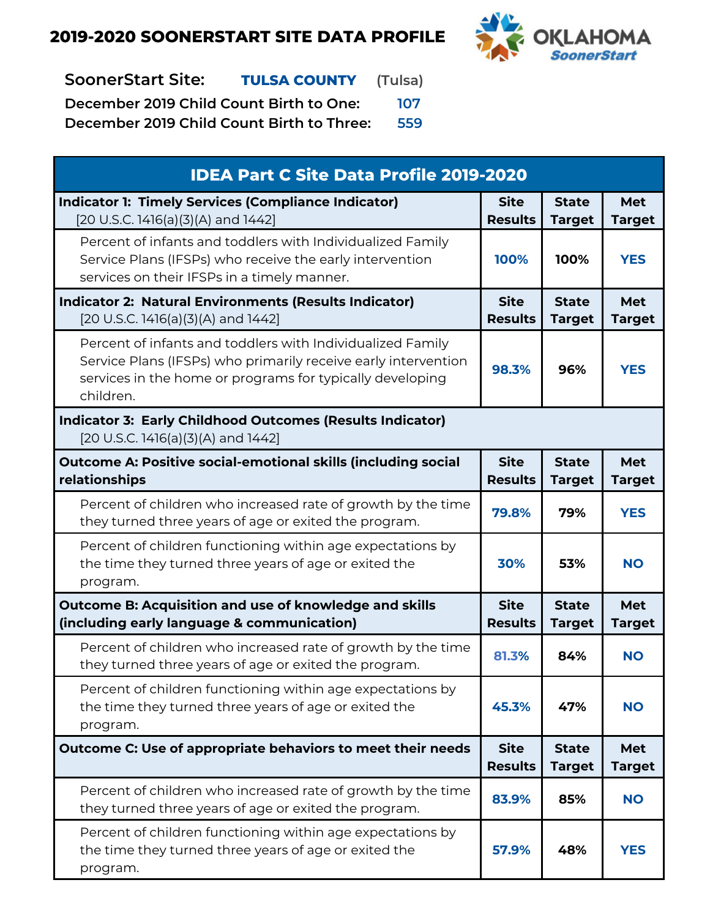# 2019-2020 SOONERSTART SITE DATA PROFILE

**SoonerStart Site:** **TULSA COUNTY** (Tulsa)

**December 2019 Child Count Birth to One:** 107

**December 2019 Child Count Birth to Three:** 559

| IDEA Part C Site Data Profile 2019-2020 | | | |
|---|---|---|---|
| **Indicator 1: Timely Services (Compliance Indicator)** [20 U.S.C. 1416(a)(3)(A) and 1442] | **Site Results** | **State Target** | **Met Target** |
| Percent of infants and toddlers with Individualized Family Service Plans (IFSPs) who receive the early intervention services on their IFSPs in a timely manner. | 100% | 100% | YES |
| **Indicator 2: Natural Environments (Results Indicator)** [20 U.S.C. 1416(a)(3)(A) and 1442] | **Site Results** | **State Target** | **Met Target** |
| Percent of infants and toddlers with Individualized Family Service Plans (IFSPs) who primarily receive early intervention services in the home or programs for typically developing children. | 98.3% | 96% | YES |
| **Indicator 3: Early Childhood Outcomes (Results Indicator)** [20 U.S.C. 1416(a)(3)(A) and 1442] | | | |
| **Outcome A: Positive social-emotional skills (including social relationships** | **Site Results** | **State Target** | **Met Target** |
| Percent of children who increased rate of growth by the time they turned three years of age or exited the program. | 79.8% | 79% | YES |
| Percent of children functioning within age expectations by the time they turned three years of age or exited the program. | 30% | 53% | NO |
| **Outcome B: Acquisition and use of knowledge and skills (including early language & communication)** | **Site Results** | **State Target** | **Met Target** |
| Percent of children who increased rate of growth by the time they turned three years of age or exited the program. | 81.3% | 84% | NO |
| Percent of children functioning within age expectations by the time they turned three years of age or exited the program. | 45.3% | 47% | NO |
| **Outcome C: Use of appropriate behaviors to meet their needs** | **Site Results** | **State Target** | **Met Target** |
| Percent of children who increased rate of growth by the time they turned three years of age or exited the program. | 83.9% | 85% | NO |
| Percent of children functioning within age expectations by the time they turned three years of age or exited the program. | 57.9% | 48% | YES |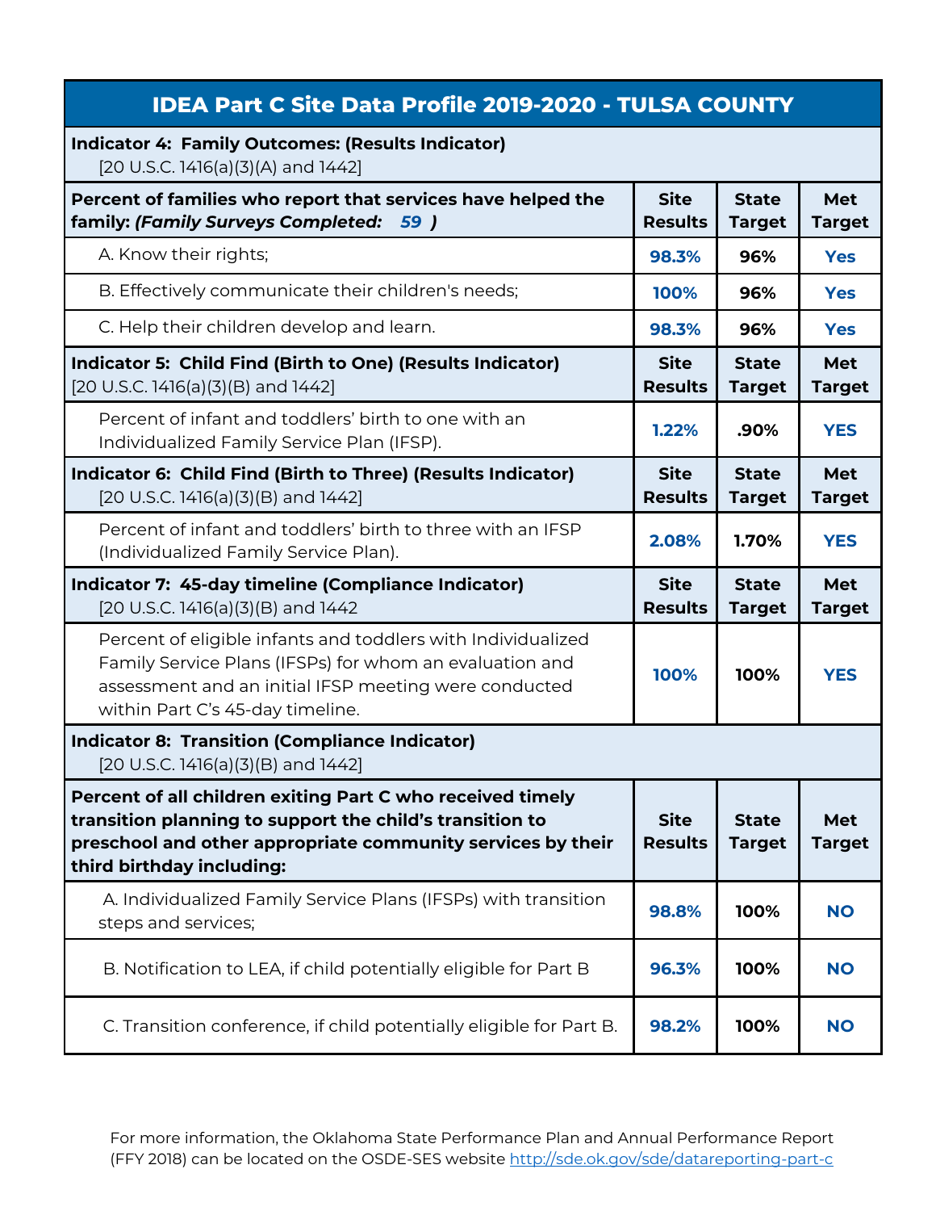| IDEA Part C Site Data Profile 2019-2020 - TULSA COUNTY | | | |
|---|---|---|---|
| **Indicator 4: Family Outcomes: (Results Indicator)** [20 U.S.C. 1416(a)(3)(A) and 1442] | | | |
| **Percent of families who report that services have helped the family: *(Family Surveys Completed: 59 )*** | **Site Results** | **State Target** | **Met Target** |
| A. Know their rights; | 98.3% | 96% | Yes |
| B. Effectively communicate their children's needs; | 100% | 96% | Yes |
| C. Help their children develop and learn. | 98.3% | 96% | Yes |
| **Indicator 5: Child Find (Birth to One) (Results Indicator)** [20 U.S.C. 1416(a)(3)(B) and 1442] | **Site Results** | **State Target** | **Met Target** |
| Percent of infant and toddlers' birth to one with an Individualized Family Service Plan (IFSP). | 1.22% | .90% | YES |
| **Indicator 6: Child Find (Birth to Three) (Results Indicator)** [20 U.S.C. 1416(a)(3)(B) and 1442] | **Site Results** | **State Target** | **Met Target** |
| Percent of infant and toddlers' birth to three with an IFSP (Individualized Family Service Plan). | 2.08% | 1.70% | YES |
| **Indicator 7: 45-day timeline (Compliance Indicator)** [20 U.S.C. 1416(a)(3)(B) and 1442 | **Site Results** | **State Target** | **Met Target** |
| Percent of eligible infants and toddlers with Individualized Family Service Plans (IFSPs) for whom an evaluation and assessment and an initial IFSP meeting were conducted within Part C's 45-day timeline. | 100% | 100% | YES |
| **Indicator 8: Transition (Compliance Indicator)** [20 U.S.C. 1416(a)(3)(B) and 1442] | | | |
| **Percent of all children exiting Part C who received timely transition planning to support the child's transition to preschool and other appropriate community services by their third birthday including:** | **Site Results** | **State Target** | **Met Target** |
| A. Individualized Family Service Plans (IFSPs) with transition steps and services; | 98.8% | 100% | NO |
| B. Notification to LEA, if child potentially eligible for Part B | 96.3% | 100% | NO |
| C. Transition conference, if child potentially eligible for Part B. | 98.2% | 100% | NO |

For more information, the Oklahoma State Performance Plan and Annual Performance Report (FFY 2018) can be located on the OSDE-SES website http://sde.ok.gov/sde/datareporting-part-c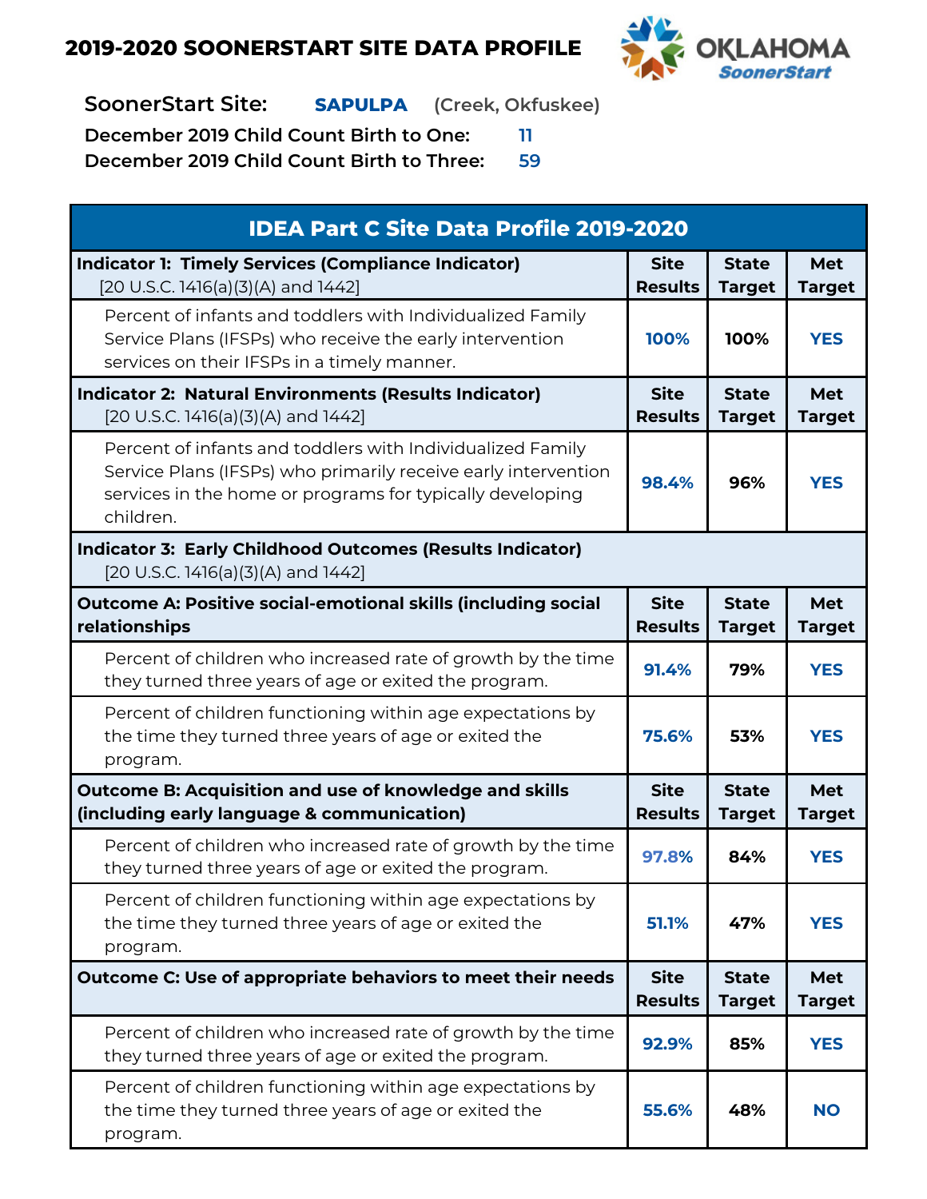## 2019-2020 SOONERSTART SITE DATA PROFILE

**SoonerStart Site:** **SAPULPA** (Creek, Okfuskee)

**December 2019 Child Count Birth to One:** 11

**December 2019 Child Count Birth to Three:** 59

| IDEA Part C Site Data Profile 2019-2020 | | | |
|---|---|---|---|
| **Indicator 1: Timely Services (Compliance Indicator)** [20 U.S.C. 1416(a)(3)(A) and 1442] | **Site Results** | **State Target** | **Met Target** |
| Percent of infants and toddlers with Individualized Family Service Plans (IFSPs) who receive the early intervention services on their IFSPs in a timely manner. | 100% | 100% | YES |
| **Indicator 2: Natural Environments (Results Indicator)** [20 U.S.C. 1416(a)(3)(A) and 1442] | **Site Results** | **State Target** | **Met Target** |
| Percent of infants and toddlers with Individualized Family Service Plans (IFSPs) who primarily receive early intervention services in the home or programs for typically developing children. | 98.4% | 96% | YES |
| **Indicator 3: Early Childhood Outcomes (Results Indicator)** [20 U.S.C. 1416(a)(3)(A) and 1442] | | | |
| **Outcome A: Positive social-emotional skills (including social relationships** | **Site Results** | **State Target** | **Met Target** |
| Percent of children who increased rate of growth by the time they turned three years of age or exited the program. | 91.4% | 79% | YES |
| Percent of children functioning within age expectations by the time they turned three years of age or exited the program. | 75.6% | 53% | YES |
| **Outcome B: Acquisition and use of knowledge and skills (including early language & communication)** | **Site Results** | **State Target** | **Met Target** |
| Percent of children who increased rate of growth by the time they turned three years of age or exited the program. | 97.8% | 84% | YES |
| Percent of children functioning within age expectations by the time they turned three years of age or exited the program. | 51.1% | 47% | YES |
| **Outcome C: Use of appropriate behaviors to meet their needs** | **Site Results** | **State Target** | **Met Target** |
| Percent of children who increased rate of growth by the time they turned three years of age or exited the program. | 92.9% | 85% | YES |
| Percent of children functioning within age expectations by the time they turned three years of age or exited the program. | 55.6% | 48% | NO |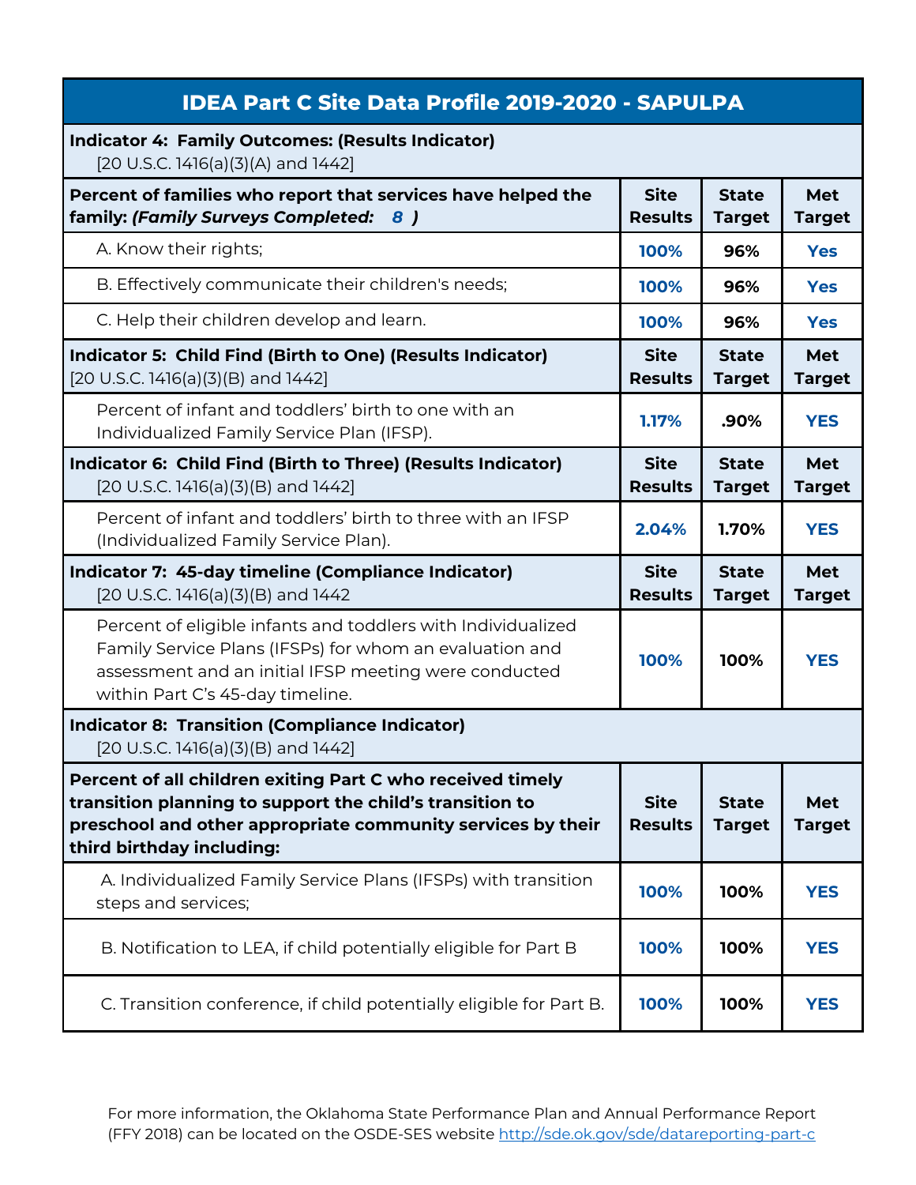| IDEA Part C Site Data Profile 2019-2020 - SAPULPA | | | |
|---|---|---|---|
| **Indicator 4: Family Outcomes: (Results Indicator)** [20 U.S.C. 1416(a)(3)(A) and 1442] | | | |
| **Percent of families who report that services have helped the family: *(Family Surveys Completed: 8 )*** | **Site Results** | **State Target** | **Met Target** |
| A. Know their rights; | **100%** | **96%** | **Yes** |
| B. Effectively communicate their children's needs; | **100%** | **96%** | **Yes** |
| C. Help their children develop and learn. | **100%** | **96%** | **Yes** |
| **Indicator 5: Child Find (Birth to One) (Results Indicator)** [20 U.S.C. 1416(a)(3)(B) and 1442] | **Site Results** | **State Target** | **Met Target** |
| Percent of infant and toddlers' birth to one with an Individualized Family Service Plan (IFSP). | **1.17%** | **.90%** | **YES** |
| **Indicator 6: Child Find (Birth to Three) (Results Indicator)** [20 U.S.C. 1416(a)(3)(B) and 1442] | **Site Results** | **State Target** | **Met Target** |
| Percent of infant and toddlers' birth to three with an IFSP (Individualized Family Service Plan). | **2.04%** | **1.70%** | **YES** |
| **Indicator 7: 45-day timeline (Compliance Indicator)** [20 U.S.C. 1416(a)(3)(B) and 1442 | **Site Results** | **State Target** | **Met Target** |
| Percent of eligible infants and toddlers with Individualized Family Service Plans (IFSPs) for whom an evaluation and assessment and an initial IFSP meeting were conducted within Part C's 45-day timeline. | **100%** | **100%** | **YES** |
| **Indicator 8: Transition (Compliance Indicator)** [20 U.S.C. 1416(a)(3)(B) and 1442] | | | |
| **Percent of all children exiting Part C who received timely transition planning to support the child's transition to preschool and other appropriate community services by their third birthday including:** | **Site Results** | **State Target** | **Met Target** |
| A. Individualized Family Service Plans (IFSPs) with transition steps and services; | **100%** | **100%** | **YES** |
| B. Notification to LEA, if child potentially eligible for Part B | **100%** | **100%** | **YES** |
| C. Transition conference, if child potentially eligible for Part B. | **100%** | **100%** | **YES** |

For more information, the Oklahoma State Performance Plan and Annual Performance Report (FFY 2018) can be located on the OSDE-SES website http://sde.ok.gov/sde/datareporting-part-c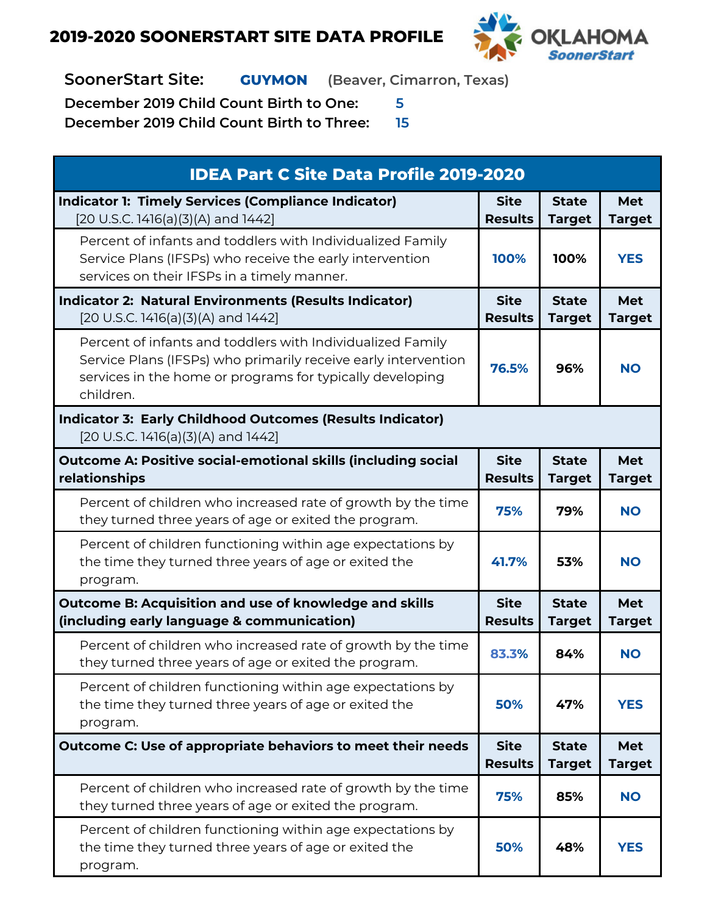# 2019-2020 SOONERSTART SITE DATA PROFILE

**SoonerStart Site:** **GUYMON** (Beaver, Cimarron, Texas)

**December 2019 Child Count Birth to One:** 5

**December 2019 Child Count Birth to Three:** 15

| IDEA Part C Site Data Profile 2019-2020 | | | |
|---|---|---|---|
| **Indicator 1: Timely Services (Compliance Indicator)** [20 U.S.C. 1416(a)(3)(A) and 1442] | **Site Results** | **State Target** | **Met Target** |
| Percent of infants and toddlers with Individualized Family Service Plans (IFSPs) who receive the early intervention services on their IFSPs in a timely manner. | 100% | 100% | YES |
| **Indicator 2: Natural Environments (Results Indicator)** [20 U.S.C. 1416(a)(3)(A) and 1442] | **Site Results** | **State Target** | **Met Target** |
| Percent of infants and toddlers with Individualized Family Service Plans (IFSPs) who primarily receive early intervention services in the home or programs for typically developing children. | 76.5% | 96% | NO |
| **Indicator 3: Early Childhood Outcomes (Results Indicator)** [20 U.S.C. 1416(a)(3)(A) and 1442] | | | |
| **Outcome A: Positive social-emotional skills (including social relationships** | **Site Results** | **State Target** | **Met Target** |
| Percent of children who increased rate of growth by the time they turned three years of age or exited the program. | 75% | 79% | NO |
| Percent of children functioning within age expectations by the time they turned three years of age or exited the program. | 41.7% | 53% | NO |
| **Outcome B: Acquisition and use of knowledge and skills (including early language & communication)** | **Site Results** | **State Target** | **Met Target** |
| Percent of children who increased rate of growth by the time they turned three years of age or exited the program. | 83.3% | 84% | NO |
| Percent of children functioning within age expectations by the time they turned three years of age or exited the program. | 50% | 47% | YES |
| **Outcome C: Use of appropriate behaviors to meet their needs** | **Site Results** | **State Target** | **Met Target** |
| Percent of children who increased rate of growth by the time they turned three years of age or exited the program. | 75% | 85% | NO |
| Percent of children functioning within age expectations by the time they turned three years of age or exited the program. | 50% | 48% | YES |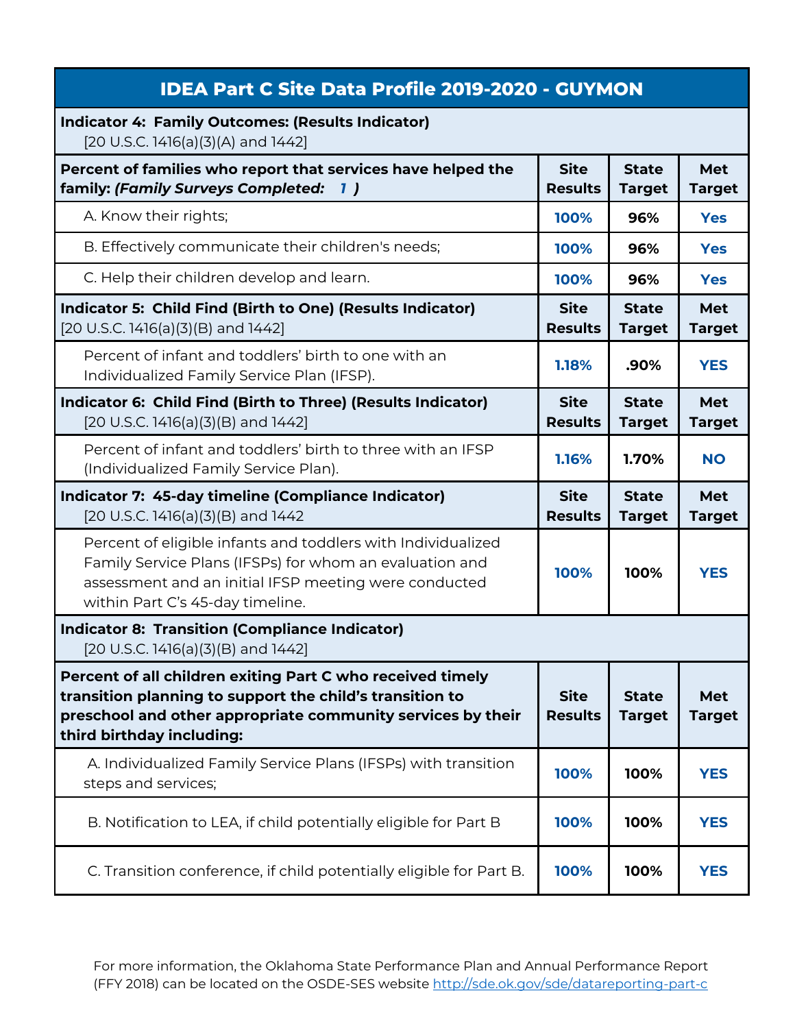| IDEA Part C Site Data Profile 2019-2020 - GUYMON | | | |
|---|---|---|---|
| **Indicator 4: Family Outcomes: (Results Indicator)** [20 U.S.C. 1416(a)(3)(A) and 1442] | | | |
| **Percent of families who report that services have helped the family:** ***(Family Surveys Completed: 1 )*** | **Site Results** | **State Target** | **Met Target** |
| A. Know their rights; | 100% | 96% | Yes |
| B. Effectively communicate their children's needs; | 100% | 96% | Yes |
| C. Help their children develop and learn. | 100% | 96% | Yes |
| **Indicator 5: Child Find (Birth to One) (Results Indicator)** [20 U.S.C. 1416(a)(3)(B) and 1442] | **Site Results** | **State Target** | **Met Target** |
| Percent of infant and toddlers' birth to one with an Individualized Family Service Plan (IFSP). | 1.18% | .90% | YES |
| **Indicator 6: Child Find (Birth to Three) (Results Indicator)** [20 U.S.C. 1416(a)(3)(B) and 1442] | **Site Results** | **State Target** | **Met Target** |
| Percent of infant and toddlers' birth to three with an IFSP (Individualized Family Service Plan). | 1.16% | 1.70% | NO |
| **Indicator 7: 45-day timeline (Compliance Indicator)** [20 U.S.C. 1416(a)(3)(B) and 1442 | **Site Results** | **State Target** | **Met Target** |
| Percent of eligible infants and toddlers with Individualized Family Service Plans (IFSPs) for whom an evaluation and assessment and an initial IFSP meeting were conducted within Part C's 45-day timeline. | 100% | 100% | YES |
| **Indicator 8: Transition (Compliance Indicator)** [20 U.S.C. 1416(a)(3)(B) and 1442] | | | |
| **Percent of all children exiting Part C who received timely transition planning to support the child's transition to preschool and other appropriate community services by their third birthday including:** | **Site Results** | **State Target** | **Met Target** |
| A. Individualized Family Service Plans (IFSPs) with transition steps and services; | 100% | 100% | YES |
| B. Notification to LEA, if child potentially eligible for Part B | 100% | 100% | YES |
| C. Transition conference, if child potentially eligible for Part B. | 100% | 100% | YES |

For more information, the Oklahoma State Performance Plan and Annual Performance Report (FFY 2018) can be located on the OSDE-SES website http://sde.ok.gov/sde/datareporting-part-c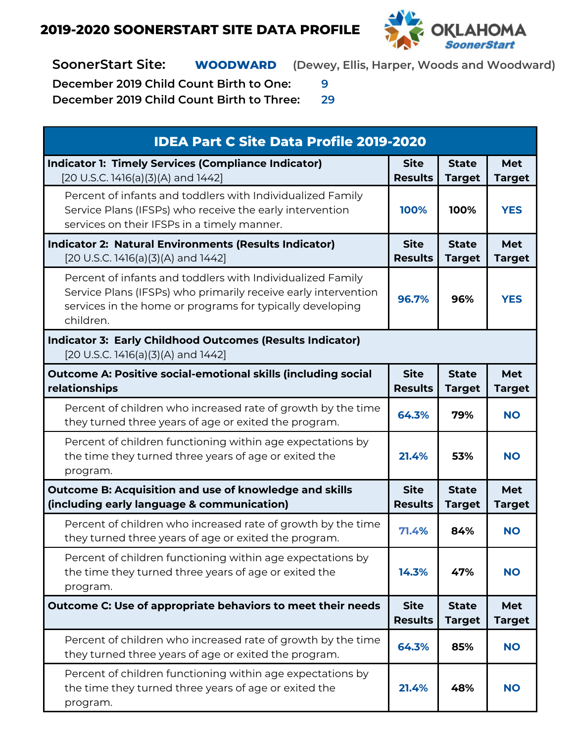# 2019-2020 SOONERSTART SITE DATA PROFILE

**OKLAHOMA SoonerStart**

**SoonerStart Site:** **WOODWARD** (Dewey, Ellis, Harper, Woods and Woodward)

**December 2019 Child Count Birth to One:** 9

**December 2019 Child Count Birth to Three:** 29

| IDEA Part C Site Data Profile 2019-2020 | | | |
|---|---|---|---|
| **Indicator 1: Timely Services (Compliance Indicator)** [20 U.S.C. 1416(a)(3)(A) and 1442] | **Site Results** | **State Target** | **Met Target** |
| Percent of infants and toddlers with Individualized Family Service Plans (IFSPs) who receive the early intervention services on their IFSPs in a timely manner. | 100% | 100% | YES |
| **Indicator 2: Natural Environments (Results Indicator)** [20 U.S.C. 1416(a)(3)(A) and 1442] | **Site Results** | **State Target** | **Met Target** |
| Percent of infants and toddlers with Individualized Family Service Plans (IFSPs) who primarily receive early intervention services in the home or programs for typically developing children. | 96.7% | 96% | YES |
| **Indicator 3: Early Childhood Outcomes (Results Indicator)** [20 U.S.C. 1416(a)(3)(A) and 1442] | | | |
| **Outcome A: Positive social-emotional skills (including social relationships** | **Site Results** | **State Target** | **Met Target** |
| Percent of children who increased rate of growth by the time they turned three years of age or exited the program. | 64.3% | 79% | NO |
| Percent of children functioning within age expectations by the time they turned three years of age or exited the program. | 21.4% | 53% | NO |
| **Outcome B: Acquisition and use of knowledge and skills (including early language & communication)** | **Site Results** | **State Target** | **Met Target** |
| Percent of children who increased rate of growth by the time they turned three years of age or exited the program. | 71.4% | 84% | NO |
| Percent of children functioning within age expectations by the time they turned three years of age or exited the program. | 14.3% | 47% | NO |
| **Outcome C: Use of appropriate behaviors to meet their needs** | **Site Results** | **State Target** | **Met Target** |
| Percent of children who increased rate of growth by the time they turned three years of age or exited the program. | 64.3% | 85% | NO |
| Percent of children functioning within age expectations by the time they turned three years of age or exited the program. | 21.4% | 48% | NO |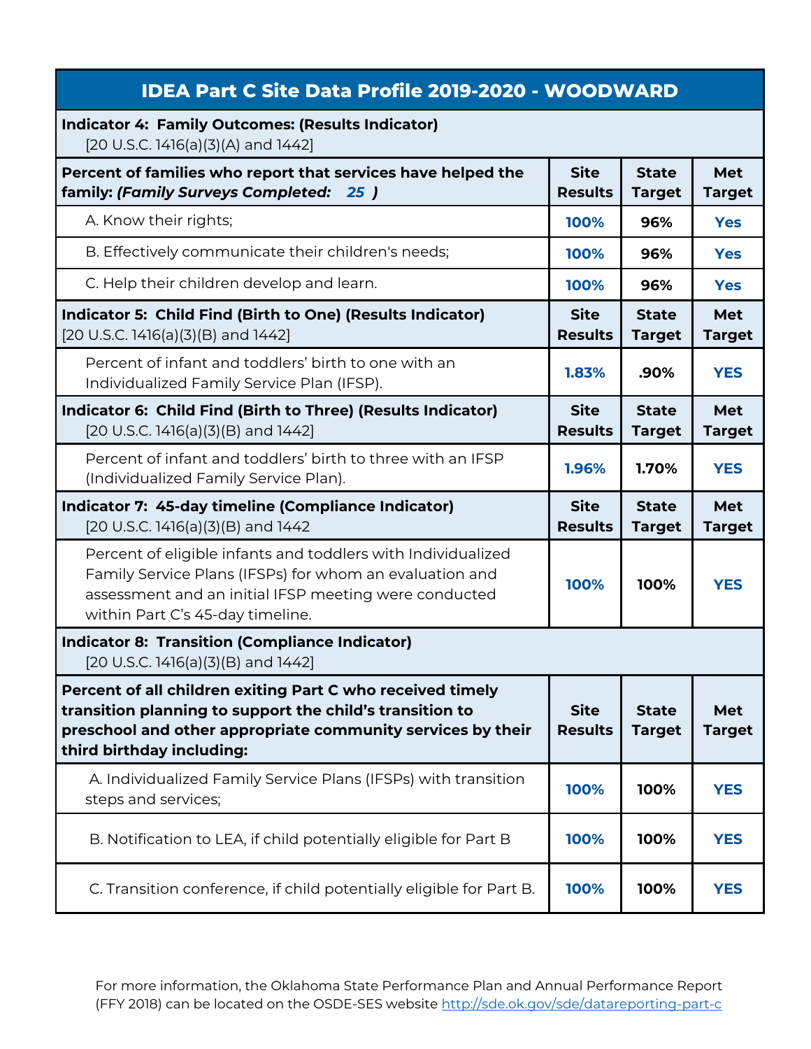# IDEA Part C Site Data Profile 2019-2020 - WOODWARD

**Indicator 4: Family Outcomes: (Results Indicator)**
[20 U.S.C. 1416(a)(3)(A) and 1442]

| Percent of families who report that services have helped the family: *(Family Surveys Completed: 25 )* | Site Results | State Target | Met Target |
|---|---|---|---|
| A. Know their rights; | 100% | 96% | Yes |
| B. Effectively communicate their children's needs; | 100% | 96% | Yes |
| C. Help their children develop and learn. | 100% | 96% | Yes |

| Indicator 5: Child Find (Birth to One) (Results Indicator) [20 U.S.C. 1416(a)(3)(B) and 1442] | Site Results | State Target | Met Target |
|---|---|---|---|
| Percent of infant and toddlers' birth to one with an Individualized Family Service Plan (IFSP). | 1.83% | .90% | YES |

| Indicator 6: Child Find (Birth to Three) (Results Indicator) [20 U.S.C. 1416(a)(3)(B) and 1442] | Site Results | State Target | Met Target |
|---|---|---|---|
| Percent of infant and toddlers' birth to three with an IFSP (Individualized Family Service Plan). | 1.96% | 1.70% | YES |

| Indicator 7: 45-day timeline (Compliance Indicator) [20 U.S.C. 1416(a)(3)(B) and 1442 | Site Results | State Target | Met Target |
|---|---|---|---|
| Percent of eligible infants and toddlers with Individualized Family Service Plans (IFSPs) for whom an evaluation and assessment and an initial IFSP meeting were conducted within Part C's 45-day timeline. | 100% | 100% | YES |

**Indicator 8: Transition (Compliance Indicator)**
[20 U.S.C. 1416(a)(3)(B) and 1442]

| Percent of all children exiting Part C who received timely transition planning to support the child's transition to preschool and other appropriate community services by their third birthday including: | Site Results | State Target | Met Target |
|---|---|---|---|
| A. Individualized Family Service Plans (IFSPs) with transition steps and services; | 100% | 100% | YES |
| B. Notification to LEA, if child potentially eligible for Part B | 100% | 100% | YES |
| C. Transition conference, if child potentially eligible for Part B. | 100% | 100% | YES |

For more information, the Oklahoma State Performance Plan and Annual Performance Report (FFY 2018) can be located on the OSDE-SES website http://sde.ok.gov/sde/datareporting-part-c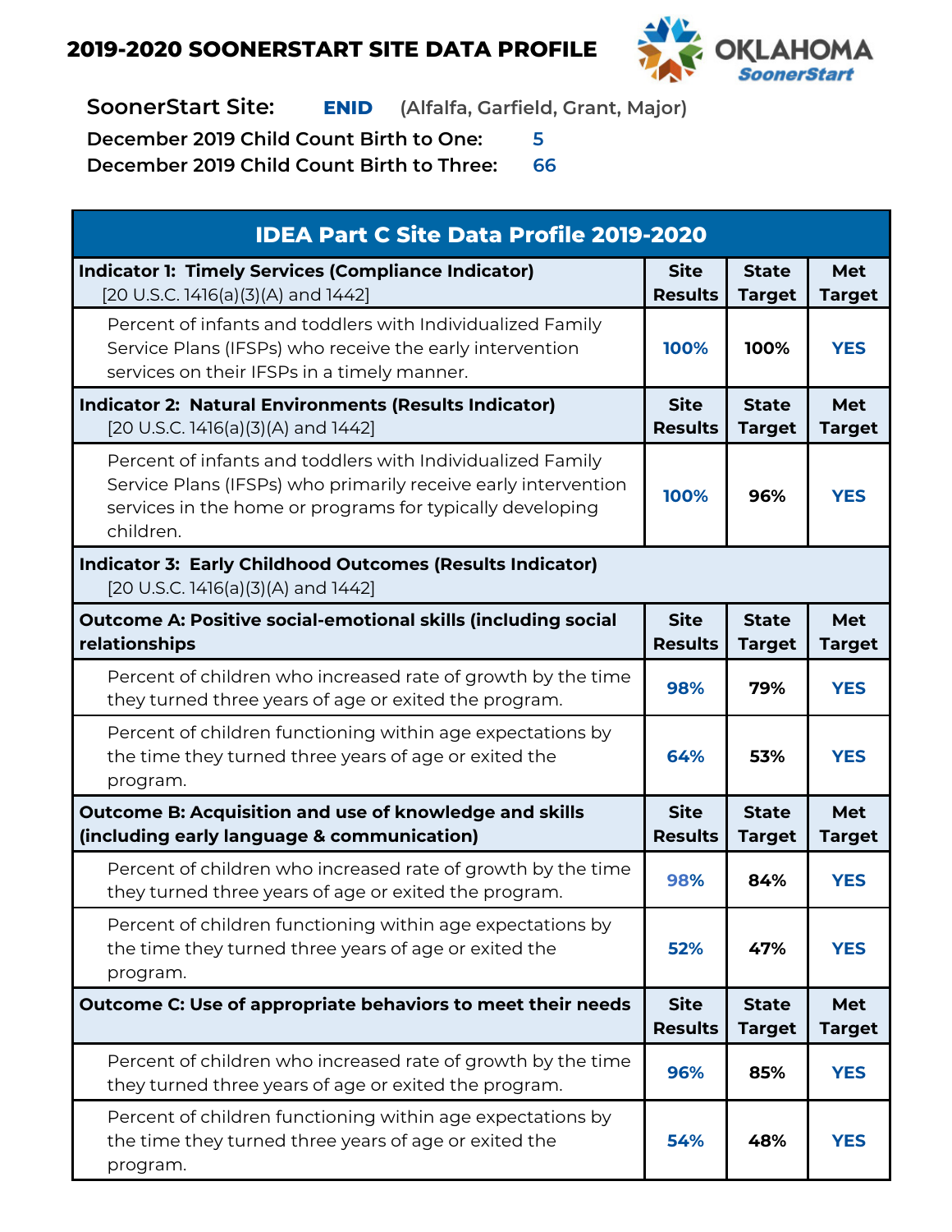# 2019-2020 SOONERSTART SITE DATA PROFILE

OKLAHOMA SoonerStart

**SoonerStart Site:** **ENID** (Alfalfa, Garfield, Grant, Major)

**December 2019 Child Count Birth to One:** 5

**December 2019 Child Count Birth to Three:** 66

| IDEA Part C Site Data Profile 2019-2020 | | | |
|---|---|---|---|
| **Indicator 1: Timely Services (Compliance Indicator)** [20 U.S.C. 1416(a)(3)(A) and 1442] | **Site Results** | **State Target** | **Met Target** |
| Percent of infants and toddlers with Individualized Family Service Plans (IFSPs) who receive the early intervention services on their IFSPs in a timely manner. | 100% | 100% | YES |
| **Indicator 2: Natural Environments (Results Indicator)** [20 U.S.C. 1416(a)(3)(A) and 1442] | **Site Results** | **State Target** | **Met Target** |
| Percent of infants and toddlers with Individualized Family Service Plans (IFSPs) who primarily receive early intervention services in the home or programs for typically developing children. | 100% | 96% | YES |
| **Indicator 3: Early Childhood Outcomes (Results Indicator)** [20 U.S.C. 1416(a)(3)(A) and 1442] | | | |
| **Outcome A: Positive social-emotional skills (including social relationships** | **Site Results** | **State Target** | **Met Target** |
| Percent of children who increased rate of growth by the time they turned three years of age or exited the program. | 98% | 79% | YES |
| Percent of children functioning within age expectations by the time they turned three years of age or exited the program. | 64% | 53% | YES |
| **Outcome B: Acquisition and use of knowledge and skills (including early language & communication)** | **Site Results** | **State Target** | **Met Target** |
| Percent of children who increased rate of growth by the time they turned three years of age or exited the program. | 98% | 84% | YES |
| Percent of children functioning within age expectations by the time they turned three years of age or exited the program. | 52% | 47% | YES |
| **Outcome C: Use of appropriate behaviors to meet their needs** | **Site Results** | **State Target** | **Met Target** |
| Percent of children who increased rate of growth by the time they turned three years of age or exited the program. | 96% | 85% | YES |
| Percent of children functioning within age expectations by the time they turned three years of age or exited the program. | 54% | 48% | YES |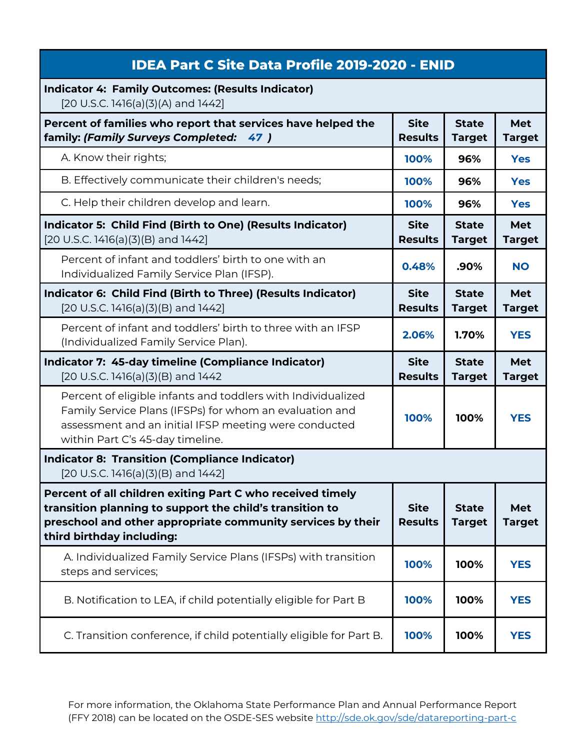| IDEA Part C Site Data Profile 2019-2020 - ENID | | | |
|---|---|---|---|
| **Indicator 4: Family Outcomes: (Results Indicator)** [20 U.S.C. 1416(a)(3)(A) and 1442] | | | |
| **Percent of families who report that services have helped the family: *(Family Surveys Completed: 47 )*** | **Site Results** | **State Target** | **Met Target** |
| A. Know their rights; | **100%** | **96%** | **Yes** |
| B. Effectively communicate their children's needs; | **100%** | **96%** | **Yes** |
| C. Help their children develop and learn. | **100%** | **96%** | **Yes** |
| **Indicator 5: Child Find (Birth to One) (Results Indicator)** [20 U.S.C. 1416(a)(3)(B) and 1442] | **Site Results** | **State Target** | **Met Target** |
| Percent of infant and toddlers' birth to one with an Individualized Family Service Plan (IFSP). | **0.48%** | **.90%** | **NO** |
| **Indicator 6: Child Find (Birth to Three) (Results Indicator)** [20 U.S.C. 1416(a)(3)(B) and 1442] | **Site Results** | **State Target** | **Met Target** |
| Percent of infant and toddlers' birth to three with an IFSP (Individualized Family Service Plan). | **2.06%** | **1.70%** | **YES** |
| **Indicator 7: 45-day timeline (Compliance Indicator)** [20 U.S.C. 1416(a)(3)(B) and 1442 | **Site Results** | **State Target** | **Met Target** |
| Percent of eligible infants and toddlers with Individualized Family Service Plans (IFSPs) for whom an evaluation and assessment and an initial IFSP meeting were conducted within Part C's 45-day timeline. | **100%** | **100%** | **YES** |
| **Indicator 8: Transition (Compliance Indicator)** [20 U.S.C. 1416(a)(3)(B) and 1442] | | | |
| **Percent of all children exiting Part C who received timely transition planning to support the child's transition to preschool and other appropriate community services by their third birthday including:** | **Site Results** | **State Target** | **Met Target** |
| A. Individualized Family Service Plans (IFSPs) with transition steps and services; | **100%** | **100%** | **YES** |
| B. Notification to LEA, if child potentially eligible for Part B | **100%** | **100%** | **YES** |
| C. Transition conference, if child potentially eligible for Part B. | **100%** | **100%** | **YES** |

For more information, the Oklahoma State Performance Plan and Annual Performance Report (FFY 2018) can be located on the OSDE-SES website http://sde.ok.gov/sde/datareporting-part-c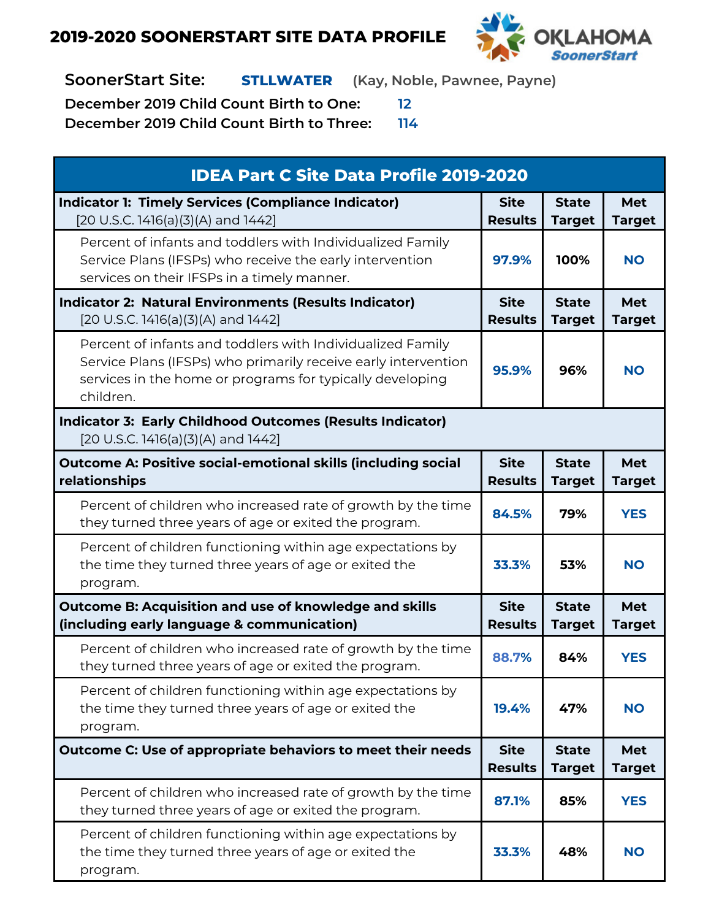# 2019-2020 SOONERSTART SITE DATA PROFILE

**SoonerStart Site:** **STLLWATER** (Kay, Noble, Pawnee, Payne)

**December 2019 Child Count Birth to One:** 12

**December 2019 Child Count Birth to Three:** 114

| IDEA Part C Site Data Profile 2019-2020 | | | |
|---|---|---|---|
| **Indicator 1: Timely Services (Compliance Indicator)** [20 U.S.C. 1416(a)(3)(A) and 1442] | **Site Results** | **State Target** | **Met Target** |
| Percent of infants and toddlers with Individualized Family Service Plans (IFSPs) who receive the early intervention services on their IFSPs in a timely manner. | 97.9% | 100% | NO |
| **Indicator 2: Natural Environments (Results Indicator)** [20 U.S.C. 1416(a)(3)(A) and 1442] | **Site Results** | **State Target** | **Met Target** |
| Percent of infants and toddlers with Individualized Family Service Plans (IFSPs) who primarily receive early intervention services in the home or programs for typically developing children. | 95.9% | 96% | NO |
| **Indicator 3: Early Childhood Outcomes (Results Indicator)** [20 U.S.C. 1416(a)(3)(A) and 1442] | | | |
| **Outcome A: Positive social-emotional skills (including social relationships** | **Site Results** | **State Target** | **Met Target** |
| Percent of children who increased rate of growth by the time they turned three years of age or exited the program. | 84.5% | 79% | YES |
| Percent of children functioning within age expectations by the time they turned three years of age or exited the program. | 33.3% | 53% | NO |
| **Outcome B: Acquisition and use of knowledge and skills (including early language & communication)** | **Site Results** | **State Target** | **Met Target** |
| Percent of children who increased rate of growth by the time they turned three years of age or exited the program. | 88.7% | 84% | YES |
| Percent of children functioning within age expectations by the time they turned three years of age or exited the program. | 19.4% | 47% | NO |
| **Outcome C: Use of appropriate behaviors to meet their needs** | **Site Results** | **State Target** | **Met Target** |
| Percent of children who increased rate of growth by the time they turned three years of age or exited the program. | 87.1% | 85% | YES |
| Percent of children functioning within age expectations by the time they turned three years of age or exited the program. | 33.3% | 48% | NO |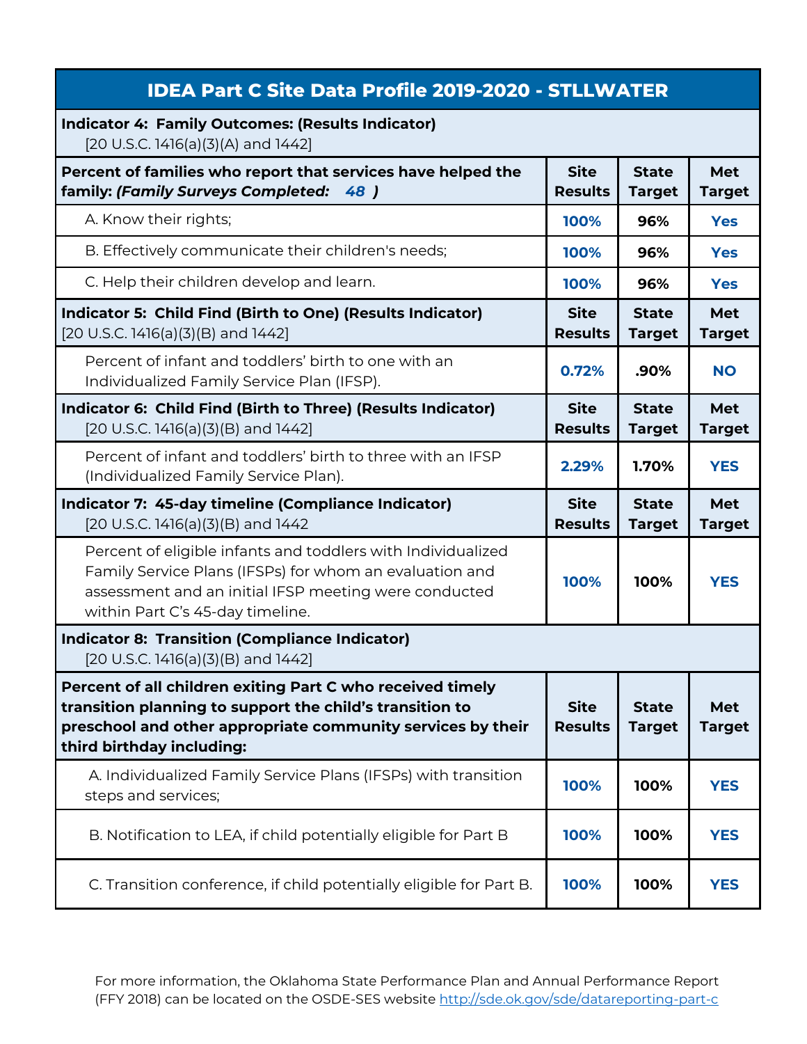# IDEA Part C Site Data Profile 2019-2020 - STLLWATER

| **Indicator 4: Family Outcomes: (Results Indicator)** [20 U.S.C. 1416(a)(3)(A) and 1442] | | | |
|---|---|---|---|
| **Percent of families who report that services have helped the family:** ***(Family Surveys Completed: 48 )*** | **Site Results** | **State Target** | **Met Target** |
| A. Know their rights; | **100%** | **96%** | **Yes** |
| B. Effectively communicate their children's needs; | **100%** | **96%** | **Yes** |
| C. Help their children develop and learn. | **100%** | **96%** | **Yes** |
| **Indicator 5: Child Find (Birth to One) (Results Indicator)** [20 U.S.C. 1416(a)(3)(B) and 1442] | **Site Results** | **State Target** | **Met Target** |
| Percent of infant and toddlers' birth to one with an Individualized Family Service Plan (IFSP). | **0.72%** | **.90%** | **NO** |
| **Indicator 6: Child Find (Birth to Three) (Results Indicator)** [20 U.S.C. 1416(a)(3)(B) and 1442] | **Site Results** | **State Target** | **Met Target** |
| Percent of infant and toddlers' birth to three with an IFSP (Individualized Family Service Plan). | **2.29%** | **1.70%** | **YES** |
| **Indicator 7: 45-day timeline (Compliance Indicator)** [20 U.S.C. 1416(a)(3)(B) and 1442 | **Site Results** | **State Target** | **Met Target** |
| Percent of eligible infants and toddlers with Individualized Family Service Plans (IFSPs) for whom an evaluation and assessment and an initial IFSP meeting were conducted within Part C's 45-day timeline. | **100%** | **100%** | **YES** |
| **Indicator 8: Transition (Compliance Indicator)** [20 U.S.C. 1416(a)(3)(B) and 1442] | | | |
| **Percent of all children exiting Part C who received timely transition planning to support the child's transition to preschool and other appropriate community services by their third birthday including:** | **Site Results** | **State Target** | **Met Target** |
| A. Individualized Family Service Plans (IFSPs) with transition steps and services; | **100%** | **100%** | **YES** |
| B. Notification to LEA, if child potentially eligible for Part B | **100%** | **100%** | **YES** |
| C. Transition conference, if child potentially eligible for Part B. | **100%** | **100%** | **YES** |

For more information, the Oklahoma State Performance Plan and Annual Performance Report (FFY 2018) can be located on the OSDE-SES website http://sde.ok.gov/sde/datareporting-part-c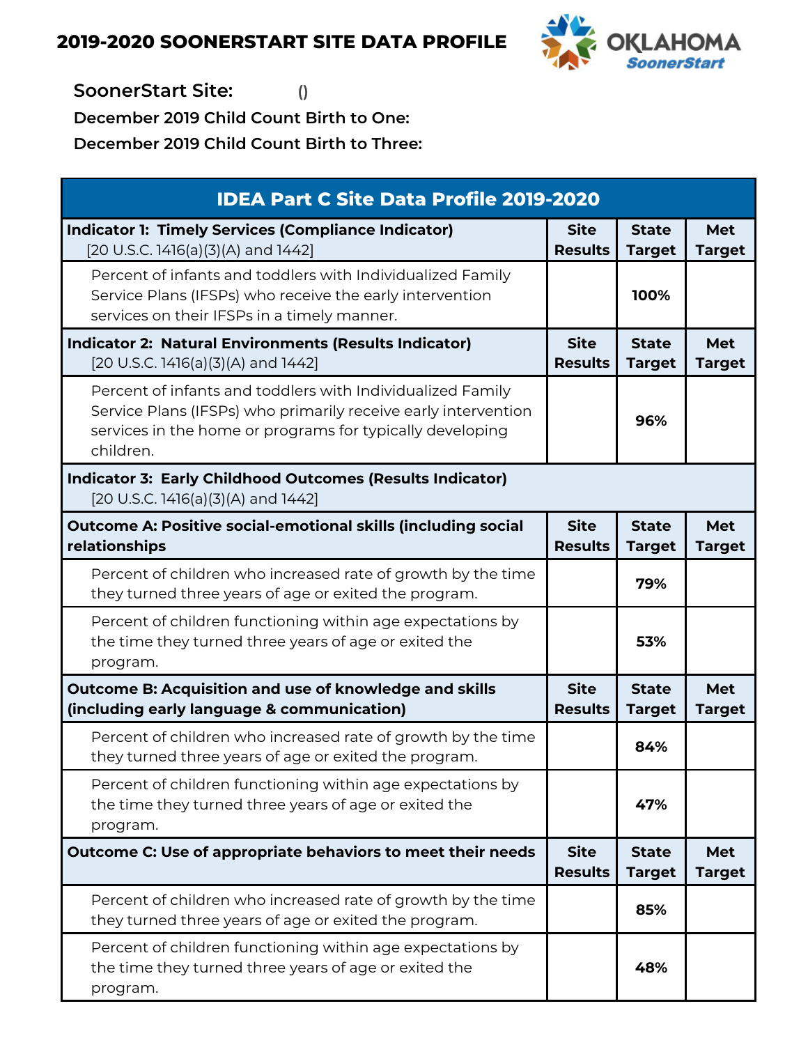# 2019-2020 SOONERSTART SITE DATA PROFILE

OKLAHOMA SoonerStart

**SoonerStart Site:** ()

**December 2019 Child Count Birth to One:**

**December 2019 Child Count Birth to Three:**

| IDEA Part C Site Data Profile 2019-2020 | | | |
|---|---|---|---|
| **Indicator 1: Timely Services (Compliance Indicator)** [20 U.S.C. 1416(a)(3)(A) and 1442] | **Site Results** | **State Target** | **Met Target** |
| Percent of infants and toddlers with Individualized Family Service Plans (IFSPs) who receive the early intervention services on their IFSPs in a timely manner. | | **100%** | |
| **Indicator 2: Natural Environments (Results Indicator)** [20 U.S.C. 1416(a)(3)(A) and 1442] | **Site Results** | **State Target** | **Met Target** |
| Percent of infants and toddlers with Individualized Family Service Plans (IFSPs) who primarily receive early intervention services in the home or programs for typically developing children. | | **96%** | |
| **Indicator 3: Early Childhood Outcomes (Results Indicator)** [20 U.S.C. 1416(a)(3)(A) and 1442] | | | |
| **Outcome A: Positive social-emotional skills (including social relationships** | **Site Results** | **State Target** | **Met Target** |
| Percent of children who increased rate of growth by the time they turned three years of age or exited the program. | | **79%** | |
| Percent of children functioning within age expectations by the time they turned three years of age or exited the program. | | **53%** | |
| **Outcome B: Acquisition and use of knowledge and skills (including early language & communication)** | **Site Results** | **State Target** | **Met Target** |
| Percent of children who increased rate of growth by the time they turned three years of age or exited the program. | | **84%** | |
| Percent of children functioning within age expectations by the time they turned three years of age or exited the program. | | **47%** | |
| **Outcome C: Use of appropriate behaviors to meet their needs** | **Site Results** | **State Target** | **Met Target** |
| Percent of children who increased rate of growth by the time they turned three years of age or exited the program. | | **85%** | |
| Percent of children functioning within age expectations by the time they turned three years of age or exited the program. | | **48%** | |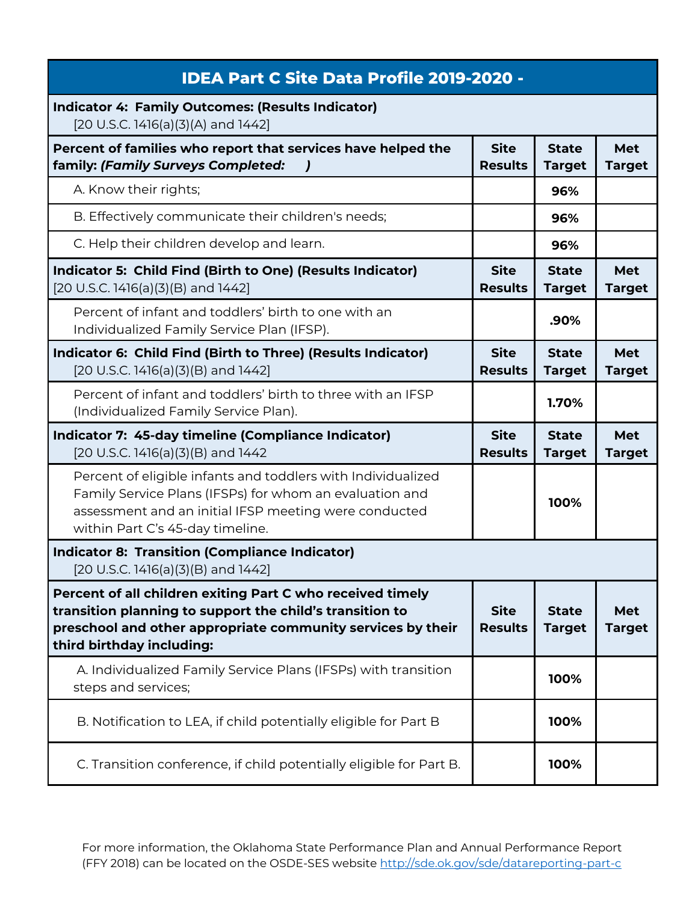# IDEA Part C Site Data Profile 2019-2020 -

| **Indicator 4: Family Outcomes: (Results Indicator)** [20 U.S.C. 1416(a)(3)(A) and 1442] | | | |
|---|---|---|---|
| **Percent of families who report that services have helped the family:** ***(Family Surveys Completed: )*** | **Site Results** | **State Target** | **Met Target** |
| A. Know their rights; | | **96%** | |
| B. Effectively communicate their children's needs; | | **96%** | |
| C. Help their children develop and learn. | | **96%** | |
| **Indicator 5: Child Find (Birth to One) (Results Indicator)** [20 U.S.C. 1416(a)(3)(B) and 1442] | **Site Results** | **State Target** | **Met Target** |
| Percent of infant and toddlers' birth to one with an Individualized Family Service Plan (IFSP). | | **.90%** | |
| **Indicator 6: Child Find (Birth to Three) (Results Indicator)** [20 U.S.C. 1416(a)(3)(B) and 1442] | **Site Results** | **State Target** | **Met Target** |
| Percent of infant and toddlers' birth to three with an IFSP (Individualized Family Service Plan). | | **1.70%** | |
| **Indicator 7: 45-day timeline (Compliance Indicator)** [20 U.S.C. 1416(a)(3)(B) and 1442 | **Site Results** | **State Target** | **Met Target** |
| Percent of eligible infants and toddlers with Individualized Family Service Plans (IFSPs) for whom an evaluation and assessment and an initial IFSP meeting were conducted within Part C's 45-day timeline. | | **100%** | |
| **Indicator 8: Transition (Compliance Indicator)** [20 U.S.C. 1416(a)(3)(B) and 1442] | | | |
| **Percent of all children exiting Part C who received timely transition planning to support the child's transition to preschool and other appropriate community services by their third birthday including:** | **Site Results** | **State Target** | **Met Target** |
| A. Individualized Family Service Plans (IFSPs) with transition steps and services; | | **100%** | |
| B. Notification to LEA, if child potentially eligible for Part B | | **100%** | |
| C. Transition conference, if child potentially eligible for Part B. | | **100%** | |

For more information, the Oklahoma State Performance Plan and Annual Performance Report (FFY 2018) can be located on the OSDE-SES website http://sde.ok.gov/sde/datareporting-part-c